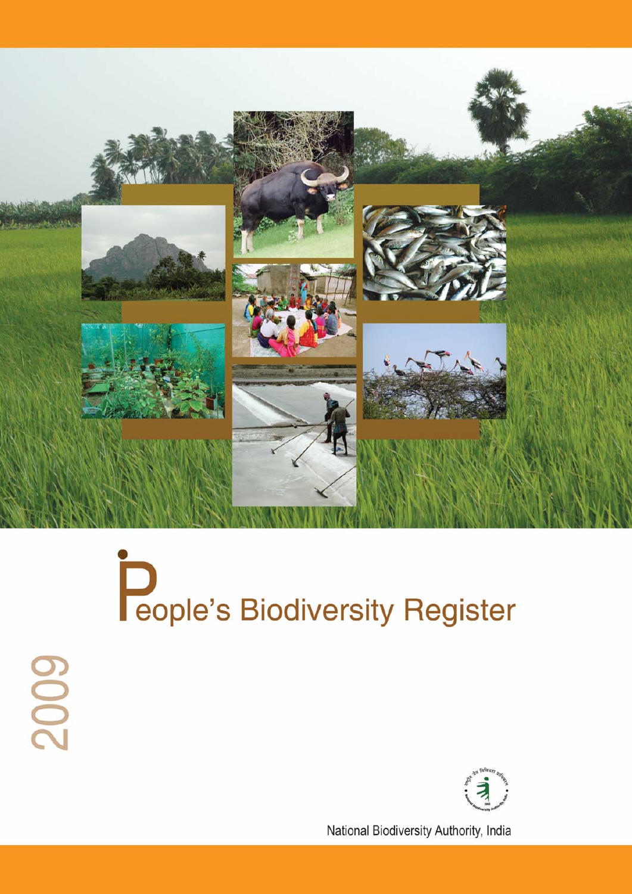# People's Biodiversity Register

2009

National Biodiversity Authority, India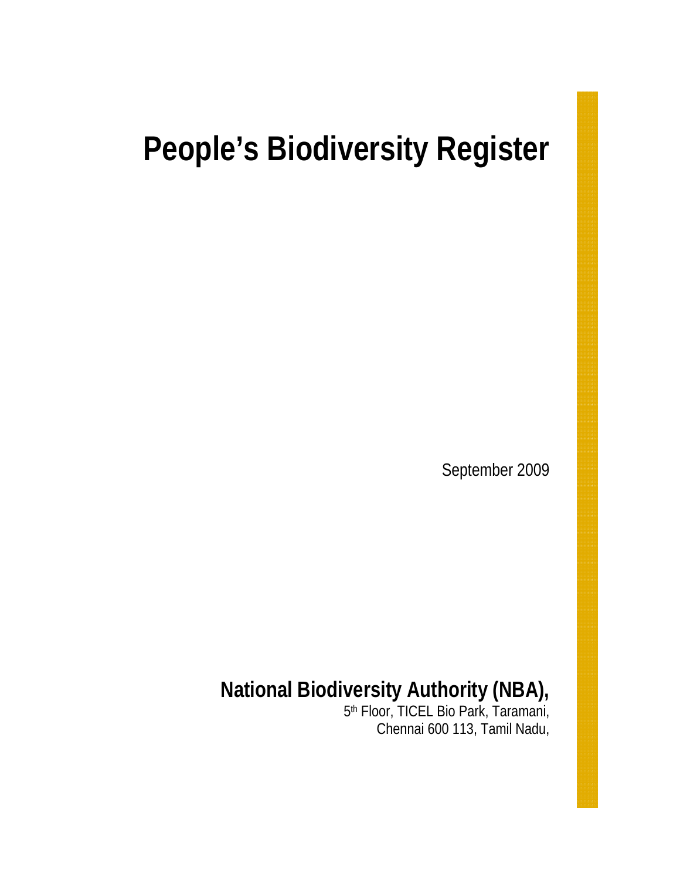# People's Biodiversity Register

September 2009

## National Biodiversity Authority (NBA),

5th Floor, TICEL Bio Park, Taramani,
Chennai 600 113, Tamil Nadu,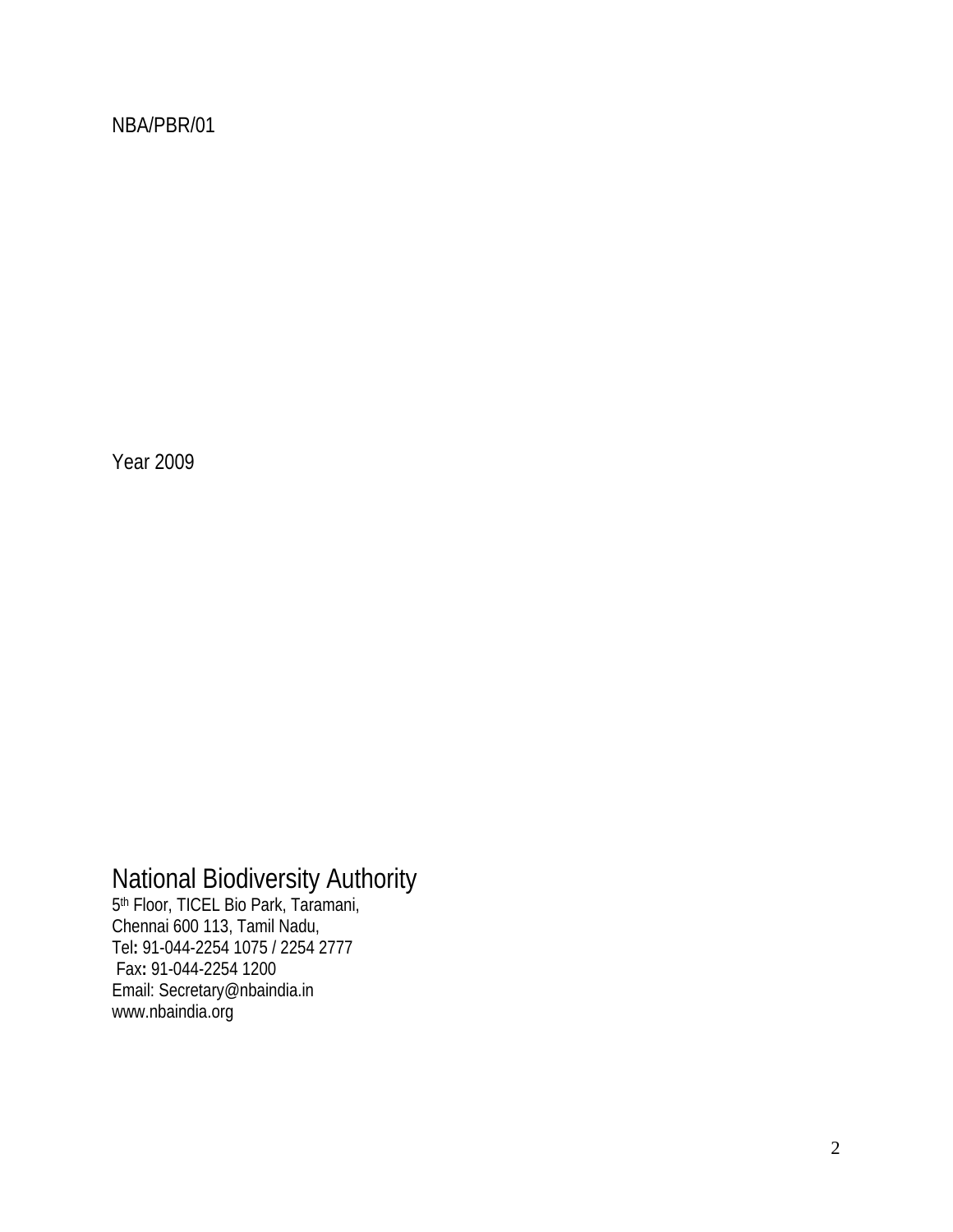NBA/PBR/01

Year 2009

## National Biodiversity Authority

5th Floor, TICEL Bio Park, Taramani,
Chennai 600 113, Tamil Nadu,
Tel: 91-044-2254 1075 / 2254 2777
Fax: 91-044-2254 1200
Email: Secretary@nbaindia.in
www.nbaindia.org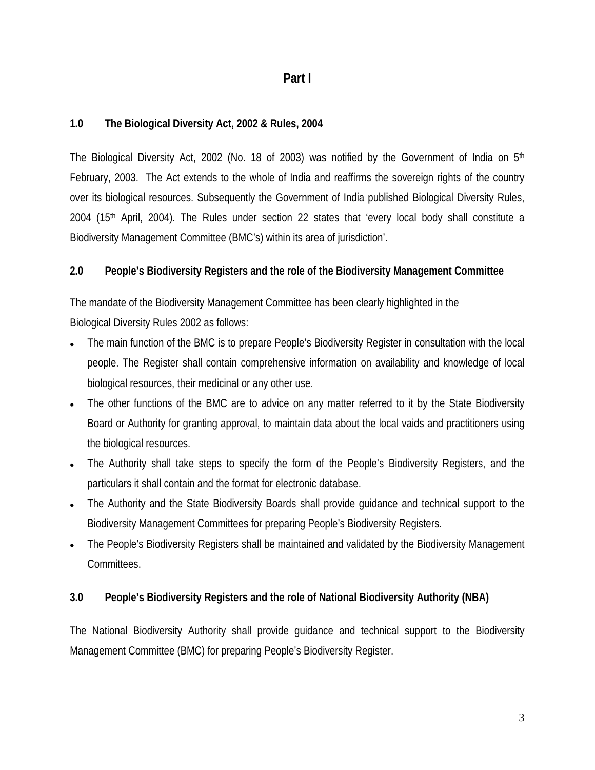# Part I

## 1.0 The Biological Diversity Act, 2002 & Rules, 2004

The Biological Diversity Act, 2002 (No. 18 of 2003) was notified by the Government of India on 5th February, 2003. The Act extends to the whole of India and reaffirms the sovereign rights of the country over its biological resources. Subsequently the Government of India published Biological Diversity Rules, 2004 (15th April, 2004). The Rules under section 22 states that 'every local body shall constitute a Biodiversity Management Committee (BMC's) within its area of jurisdiction'.

## 2.0 People's Biodiversity Registers and the role of the Biodiversity Management Committee

The mandate of the Biodiversity Management Committee has been clearly highlighted in the Biological Diversity Rules 2002 as follows:

- The main function of the BMC is to prepare People's Biodiversity Register in consultation with the local people. The Register shall contain comprehensive information on availability and knowledge of local biological resources, their medicinal or any other use.
- The other functions of the BMC are to advice on any matter referred to it by the State Biodiversity Board or Authority for granting approval, to maintain data about the local vaids and practitioners using the biological resources.
- The Authority shall take steps to specify the form of the People's Biodiversity Registers, and the particulars it shall contain and the format for electronic database.
- The Authority and the State Biodiversity Boards shall provide guidance and technical support to the Biodiversity Management Committees for preparing People's Biodiversity Registers.
- The People's Biodiversity Registers shall be maintained and validated by the Biodiversity Management Committees.

## 3.0 People's Biodiversity Registers and the role of National Biodiversity Authority (NBA)

The National Biodiversity Authority shall provide guidance and technical support to the Biodiversity Management Committee (BMC) for preparing People's Biodiversity Register.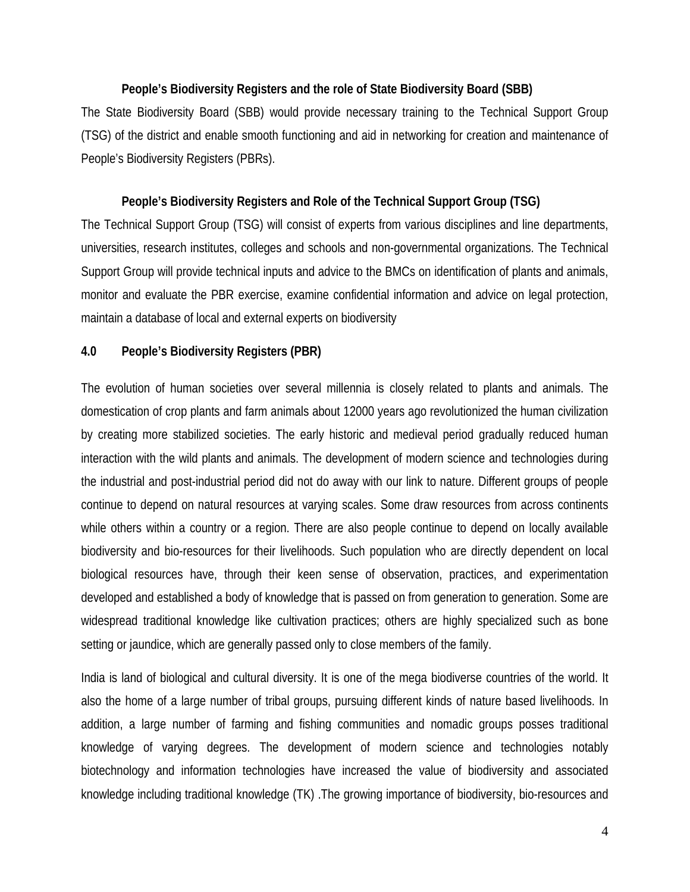### People's Biodiversity Registers and the role of State Biodiversity Board (SBB)

The State Biodiversity Board (SBB) would provide necessary training to the Technical Support Group (TSG) of the district and enable smooth functioning and aid in networking for creation and maintenance of People's Biodiversity Registers (PBRs).

### People's Biodiversity Registers and Role of the Technical Support Group (TSG)

The Technical Support Group (TSG) will consist of experts from various disciplines and line departments, universities, research institutes, colleges and schools and non-governmental organizations. The Technical Support Group will provide technical inputs and advice to the BMCs on identification of plants and animals, monitor and evaluate the PBR exercise, examine confidential information and advice on legal protection, maintain a database of local and external experts on biodiversity

## 4.0 People's Biodiversity Registers (PBR)

The evolution of human societies over several millennia is closely related to plants and animals. The domestication of crop plants and farm animals about 12000 years ago revolutionized the human civilization by creating more stabilized societies. The early historic and medieval period gradually reduced human interaction with the wild plants and animals. The development of modern science and technologies during the industrial and post-industrial period did not do away with our link to nature. Different groups of people continue to depend on natural resources at varying scales. Some draw resources from across continents while others within a country or a region. There are also people continue to depend on locally available biodiversity and bio-resources for their livelihoods. Such population who are directly dependent on local biological resources have, through their keen sense of observation, practices, and experimentation developed and established a body of knowledge that is passed on from generation to generation. Some are widespread traditional knowledge like cultivation practices; others are highly specialized such as bone setting or jaundice, which are generally passed only to close members of the family.

India is land of biological and cultural diversity. It is one of the mega biodiverse countries of the world. It also the home of a large number of tribal groups, pursuing different kinds of nature based livelihoods. In addition, a large number of farming and fishing communities and nomadic groups posses traditional knowledge of varying degrees. The development of modern science and technologies notably biotechnology and information technologies have increased the value of biodiversity and associated knowledge including traditional knowledge (TK) .The growing importance of biodiversity, bio-resources and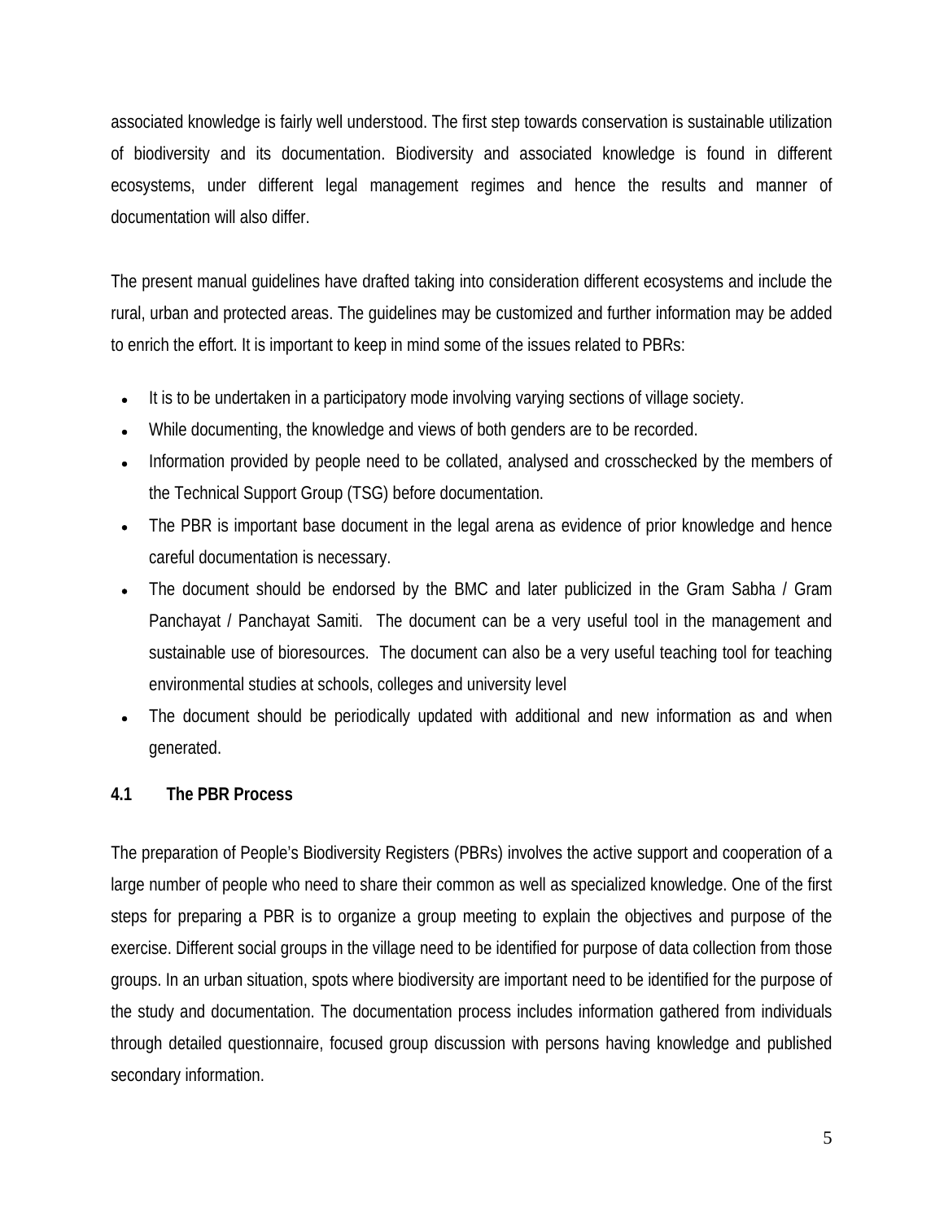associated knowledge is fairly well understood. The first step towards conservation is sustainable utilization of biodiversity and its documentation. Biodiversity and associated knowledge is found in different ecosystems, under different legal management regimes and hence the results and manner of documentation will also differ.

The present manual guidelines have drafted taking into consideration different ecosystems and include the rural, urban and protected areas. The guidelines may be customized and further information may be added to enrich the effort. It is important to keep in mind some of the issues related to PBRs:

- It is to be undertaken in a participatory mode involving varying sections of village society.
- While documenting, the knowledge and views of both genders are to be recorded.
- Information provided by people need to be collated, analysed and crosschecked by the members of the Technical Support Group (TSG) before documentation.
- The PBR is important base document in the legal arena as evidence of prior knowledge and hence careful documentation is necessary.
- The document should be endorsed by the BMC and later publicized in the Gram Sabha / Gram Panchayat / Panchayat Samiti. The document can be a very useful tool in the management and sustainable use of bioresources. The document can also be a very useful teaching tool for teaching environmental studies at schools, colleges and university level
- The document should be periodically updated with additional and new information as and when generated.

### 4.1 The PBR Process

The preparation of People's Biodiversity Registers (PBRs) involves the active support and cooperation of a large number of people who need to share their common as well as specialized knowledge. One of the first steps for preparing a PBR is to organize a group meeting to explain the objectives and purpose of the exercise. Different social groups in the village need to be identified for purpose of data collection from those groups. In an urban situation, spots where biodiversity are important need to be identified for the purpose of the study and documentation. The documentation process includes information gathered from individuals through detailed questionnaire, focused group discussion with persons having knowledge and published secondary information.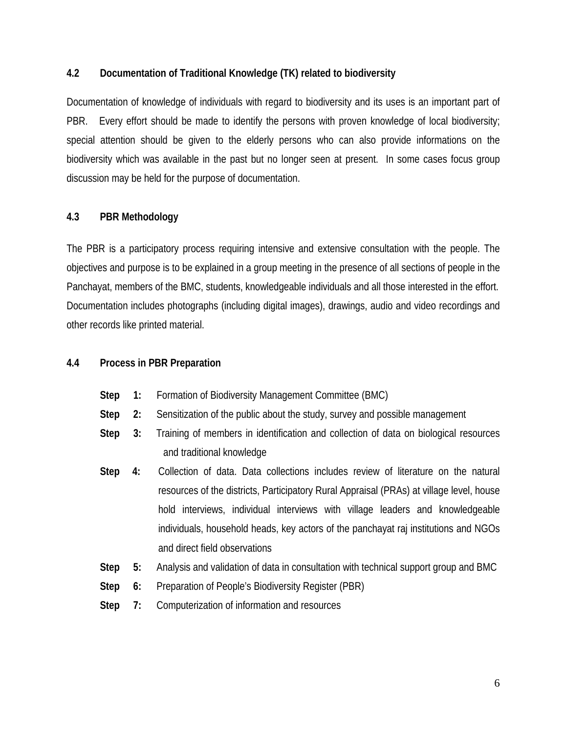### 4.2 Documentation of Traditional Knowledge (TK) related to biodiversity

Documentation of knowledge of individuals with regard to biodiversity and its uses is an important part of PBR. Every effort should be made to identify the persons with proven knowledge of local biodiversity; special attention should be given to the elderly persons who can also provide informations on the biodiversity which was available in the past but no longer seen at present. In some cases focus group discussion may be held for the purpose of documentation.

### 4.3 PBR Methodology

The PBR is a participatory process requiring intensive and extensive consultation with the people. The objectives and purpose is to be explained in a group meeting in the presence of all sections of people in the Panchayat, members of the BMC, students, knowledgeable individuals and all those interested in the effort. Documentation includes photographs (including digital images), drawings, audio and video recordings and other records like printed material.

### 4.4 Process in PBR Preparation

**Step 1:** Formation of Biodiversity Management Committee (BMC)

**Step 2:** Sensitization of the public about the study, survey and possible management

**Step 3:** Training of members in identification and collection of data on biological resources and traditional knowledge

**Step 4:** Collection of data. Data collections includes review of literature on the natural resources of the districts, Participatory Rural Appraisal (PRAs) at village level, house hold interviews, individual interviews with village leaders and knowledgeable individuals, household heads, key actors of the panchayat raj institutions and NGOs and direct field observations

**Step 5:** Analysis and validation of data in consultation with technical support group and BMC

**Step 6:** Preparation of People's Biodiversity Register (PBR)

**Step 7:** Computerization of information and resources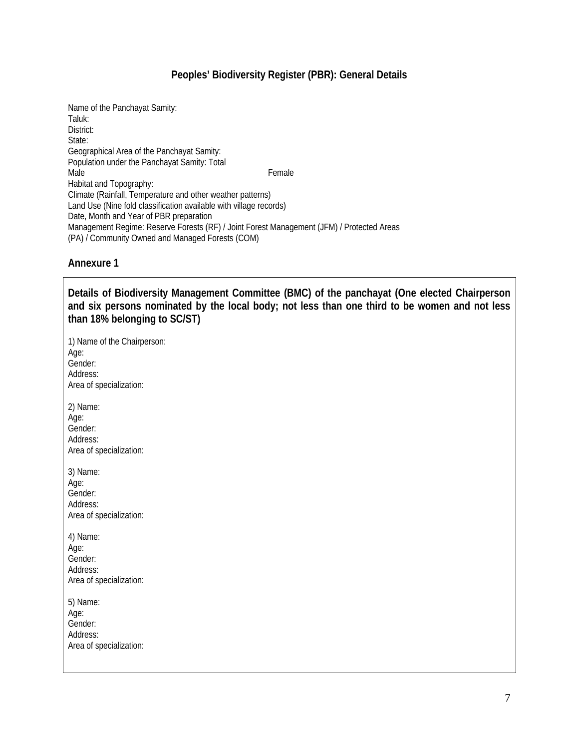## Peoples' Biodiversity Register (PBR): General Details

Name of the Panchayat Samity:
Taluk:
District:
State:
Geographical Area of the Panchayat Samity:
Population under the Panchayat Samity: Total
Male Female
Habitat and Topography:
Climate (Rainfall, Temperature and other weather patterns)
Land Use (Nine fold classification available with village records)
Date, Month and Year of PBR preparation
Management Regime: Reserve Forests (RF) / Joint Forest Management (JFM) / Protected Areas (PA) / Community Owned and Managed Forests (COM)

### Annexure 1

**Details of Biodiversity Management Committee (BMC) of the panchayat (One elected Chairperson and six persons nominated by the local body; not less than one third to be women and not less than 18% belonging to SC/ST)**

1) Name of the Chairperson:
Age:
Gender:
Address:
Area of specialization:

2) Name:
Age:
Gender:
Address:
Area of specialization:

3) Name:
Age:
Gender:
Address:
Area of specialization:

4) Name:
Age:
Gender:
Address:
Area of specialization:

5) Name:
Age:
Gender:
Address:
Area of specialization: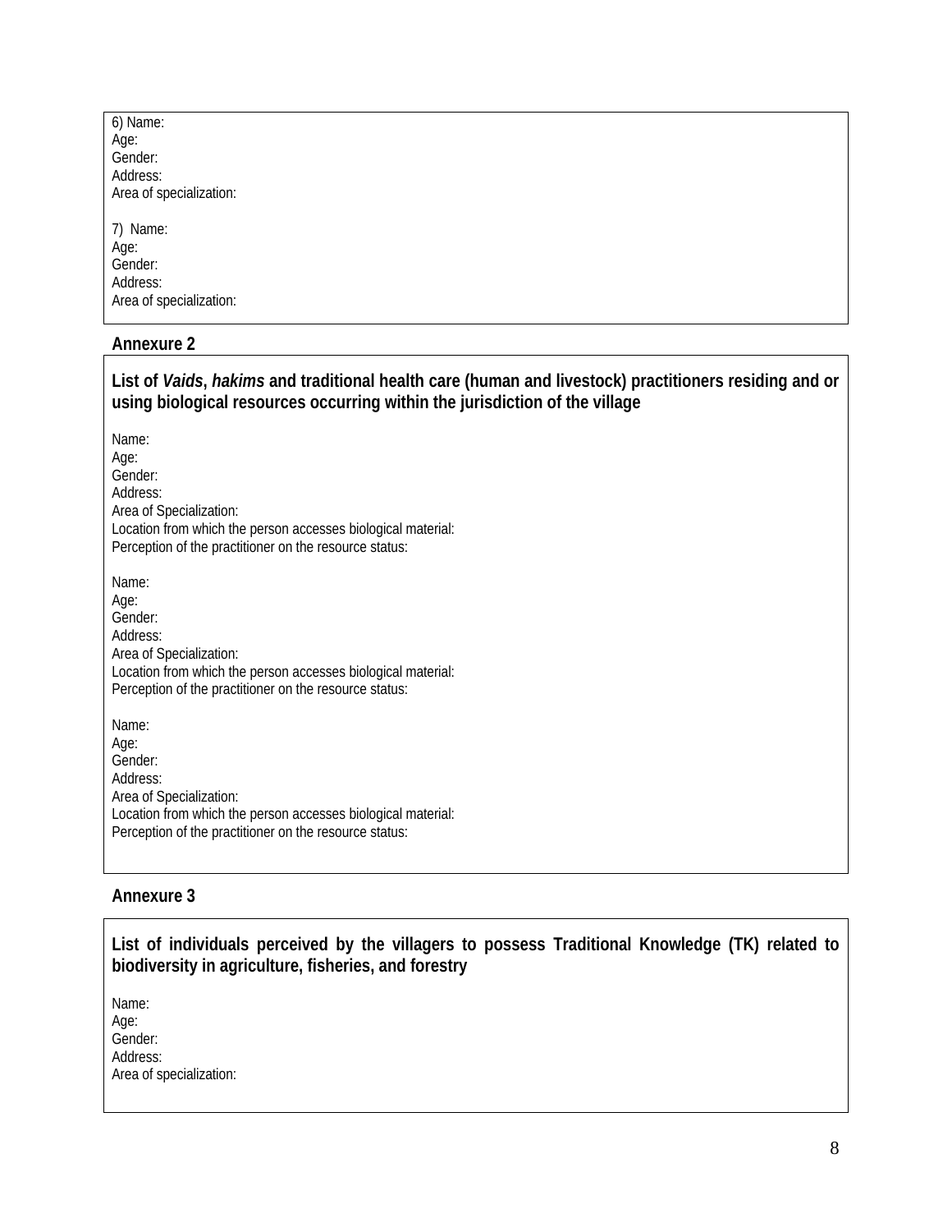6) Name:
Age:
Gender:
Address:
Area of specialization:

7) Name:
Age:
Gender:
Address:
Area of specialization:

**Annexure 2**

**List of *Vaids*, *hakims* and traditional health care (human and livestock) practitioners residing and or using biological resources occurring within the jurisdiction of the village**

Name:
Age:
Gender:
Address:
Area of Specialization:
Location from which the person accesses biological material:
Perception of the practitioner on the resource status:

Name:
Age:
Gender:
Address:
Area of Specialization:
Location from which the person accesses biological material:
Perception of the practitioner on the resource status:

Name:
Age:
Gender:
Address:
Area of Specialization:
Location from which the person accesses biological material:
Perception of the practitioner on the resource status:

**Annexure 3**

**List of individuals perceived by the villagers to possess Traditional Knowledge (TK) related to biodiversity in agriculture, fisheries, and forestry**

Name:
Age:
Gender:
Address:
Area of specialization: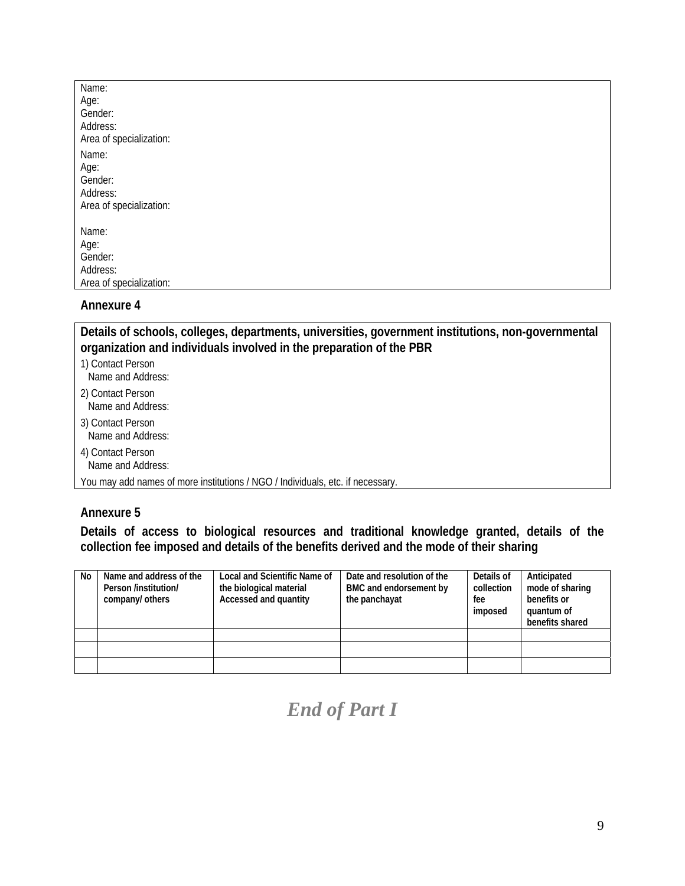Name:
Age:
Gender:
Address:
Area of specialization:

Name:
Age:
Gender:
Address:
Area of specialization:

Name:
Age:
Gender:
Address:
Area of specialization:

**Annexure 4**

**Details of schools, colleges, departments, universities, government institutions, non-governmental organization and individuals involved in the preparation of the PBR**

1) Contact Person
   Name and Address:

2) Contact Person
   Name and Address:

3) Contact Person
   Name and Address:

4) Contact Person
   Name and Address:

You may add names of more institutions / NGO / Individuals, etc. if necessary.

**Annexure 5**

**Details of access to biological resources and traditional knowledge granted, details of the collection fee imposed and details of the benefits derived and the mode of their sharing**

| No | Name and address of the Person /institution/ company/ others | Local and Scientific Name of the biological material Accessed and quantity | Date and resolution of the BMC and endorsement by the panchayat | Details of collection fee imposed | Anticipated mode of sharing benefits or quantum of benefits shared |
|---|---|---|---|---|---|
| | | | | | |
| | | | | | |
| | | | | | |

***End of Part I***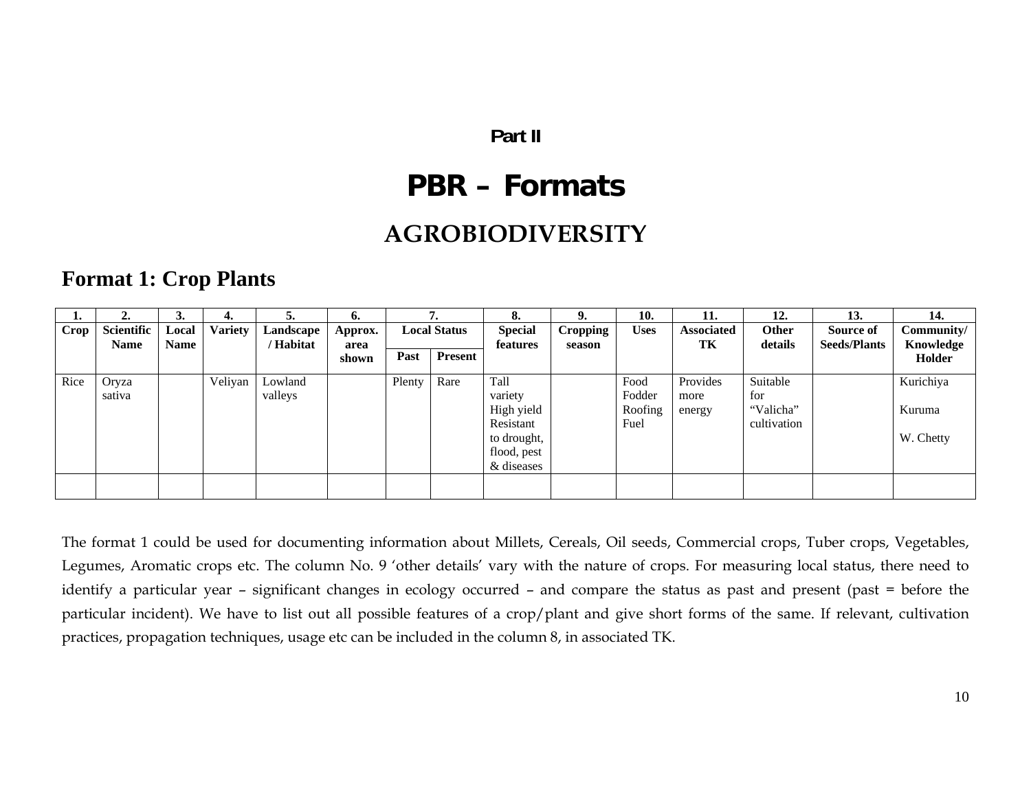**Part II**

# PBR – Formats

## AGROBIODIVERSITY

### Format 1: Crop Plants

| 1. | 2. | 3. | 4. | 5. | 6. | 7. | | 8. | 9. | 10. | 11. | 12. | 13. | 14. |
|---|---|---|---|---|---|---|---|---|---|---|---|---|---|---|
| Crop | Scientific Name | Local Name | Variety | Landscape / Habitat | Approx. area shown | Local Status | | Special features | Cropping season | Uses | Associated TK | Other details | Source of Seeds/Plants | Community/ Knowledge Holder |
| | | | | | | Past | Present | | | | | | | |
| Rice | Oryza sativa | | Veliyan | Lowland valleys | | Plenty | Rare | Tall variety High yield Resistant to drought, flood, pest & diseases | | Food Fodder Roofing Fuel | Provides more energy | Suitable for "Valicha" cultivation | | Kurichiya Kuruma W. Chetty |
| | | | | | | | | | | | | | | |

The format 1 could be used for documenting information about Millets, Cereals, Oil seeds, Commercial crops, Tuber crops, Vegetables, Legumes, Aromatic crops etc. The column No. 9 'other details' vary with the nature of crops. For measuring local status, there need to identify a particular year – significant changes in ecology occurred – and compare the status as past and present (past = before the particular incident). We have to list out all possible features of a crop/plant and give short forms of the same. If relevant, cultivation practices, propagation techniques, usage etc can be included in the column 8, in associated TK.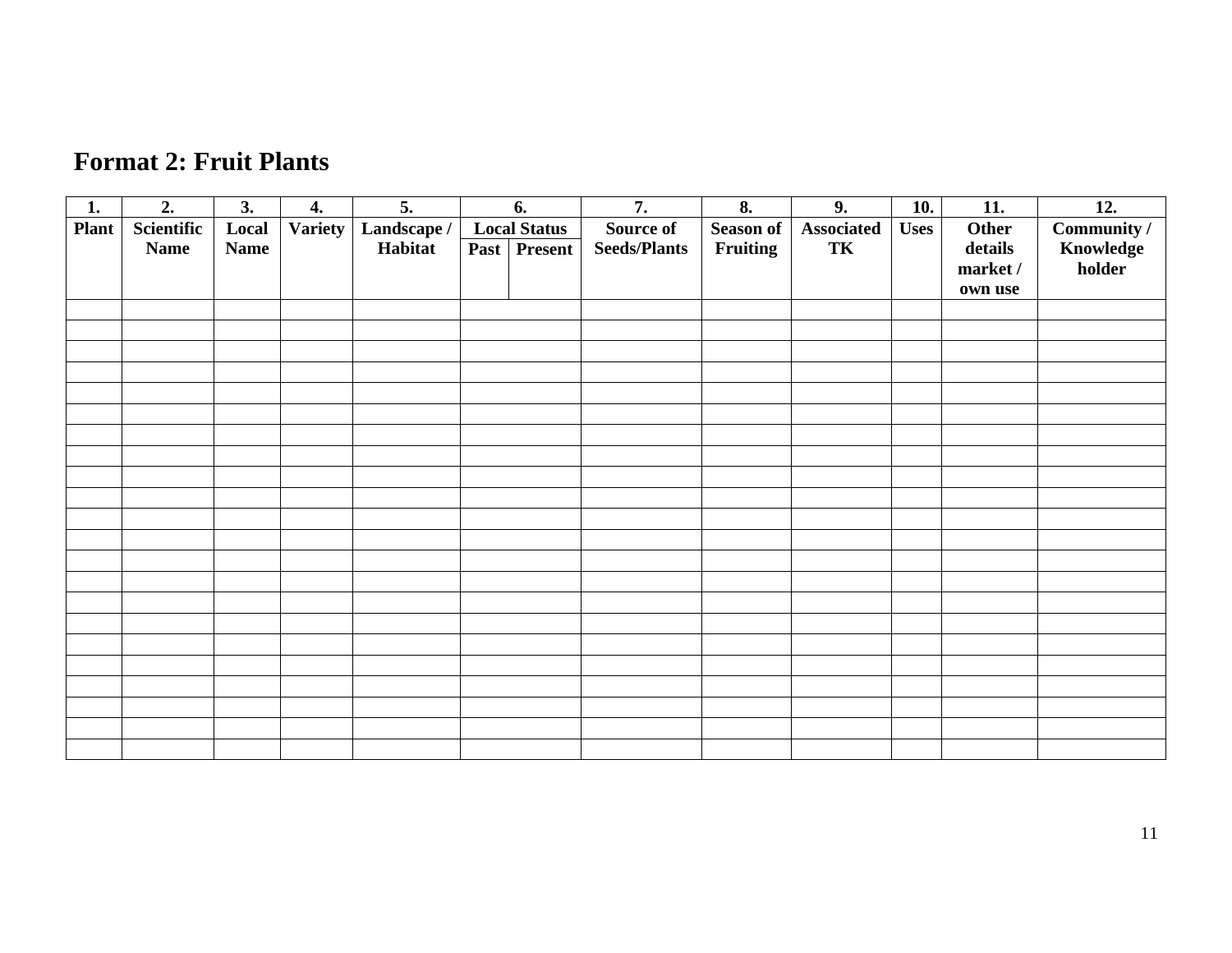## Format 2: Fruit Plants

| 1. | 2. | 3. | 4. | 5. | 6. | | 7. | 8. | 9. | 10. | 11. | 12. |
|---|---|---|---|---|---|---|---|---|---|---|---|---|
| Plant | Scientific Name | Local Name | Variety | Landscape / Habitat | Local Status | | Source of Seeds/Plants | Season of Fruiting | Associated TK | Uses | Other details market / own use | Community / Knowledge holder |
| | | | | | Past | Present | | | | | | |
| | | | | | | | | | | | | |
| | | | | | | | | | | | | |
| | | | | | | | | | | | | |
| | | | | | | | | | | | | |
| | | | | | | | | | | | | |
| | | | | | | | | | | | | |
| | | | | | | | | | | | | |
| | | | | | | | | | | | | |
| | | | | | | | | | | | | |
| | | | | | | | | | | | | |
| | | | | | | | | | | | | |
| | | | | | | | | | | | | |
| | | | | | | | | | | | | |
| | | | | | | | | | | | | |
| | | | | | | | | | | | | |
| | | | | | | | | | | | | |
| | | | | | | | | | | | | |
| | | | | | | | | | | | | |
| | | | | | | | | | | | | |
| | | | | | | | | | | | | |
| | | | | | | | | | | | | |
| | | | | | | | | | | | | |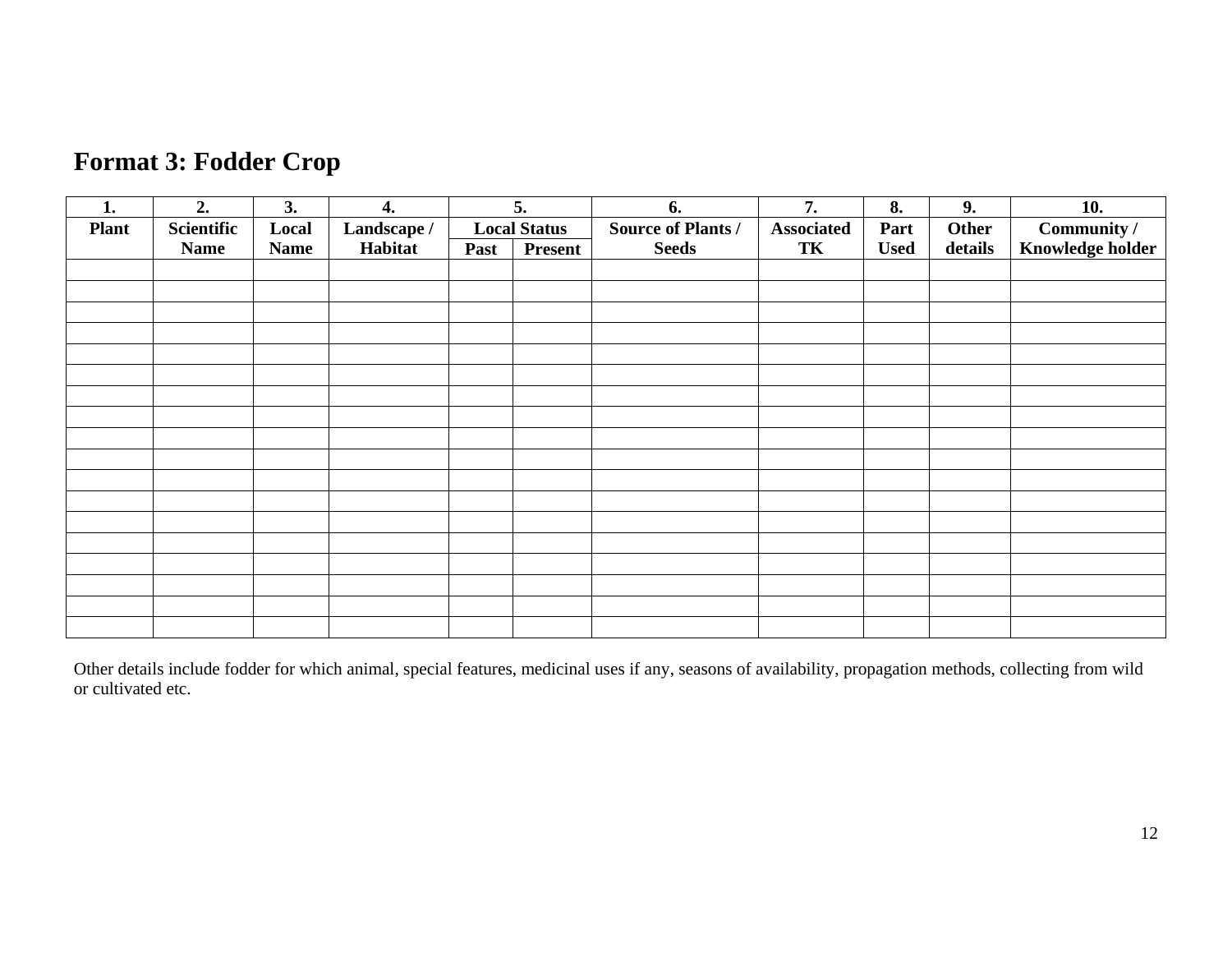## Format 3: Fodder Crop

| 1. | 2. | 3. | 4. | 5. | | 6. | 7. | 8. | 9. | 10. |
|---|---|---|---|---|---|---|---|---|---|---|
| **Plant** | **Scientific Name** | **Local Name** | **Landscape / Habitat** | **Local Status** | | **Source of Plants / Seeds** | **Associated TK** | **Part Used** | **Other details** | **Community / Knowledge holder** |
| | | | | **Past** | **Present** | | | | | |
| | | | | | | | | | | |
| | | | | | | | | | | |
| | | | | | | | | | | |
| | | | | | | | | | | |
| | | | | | | | | | | |
| | | | | | | | | | | |
| | | | | | | | | | | |
| | | | | | | | | | | |
| | | | | | | | | | | |
| | | | | | | | | | | |
| | | | | | | | | | | |
| | | | | | | | | | | |
| | | | | | | | | | | |
| | | | | | | | | | | |
| | | | | | | | | | | |
| | | | | | | | | | | |
| | | | | | | | | | | |
| | | | | | | | | | | |

Other details include fodder for which animal, special features, medicinal uses if any, seasons of availability, propagation methods, collecting from wild or cultivated etc.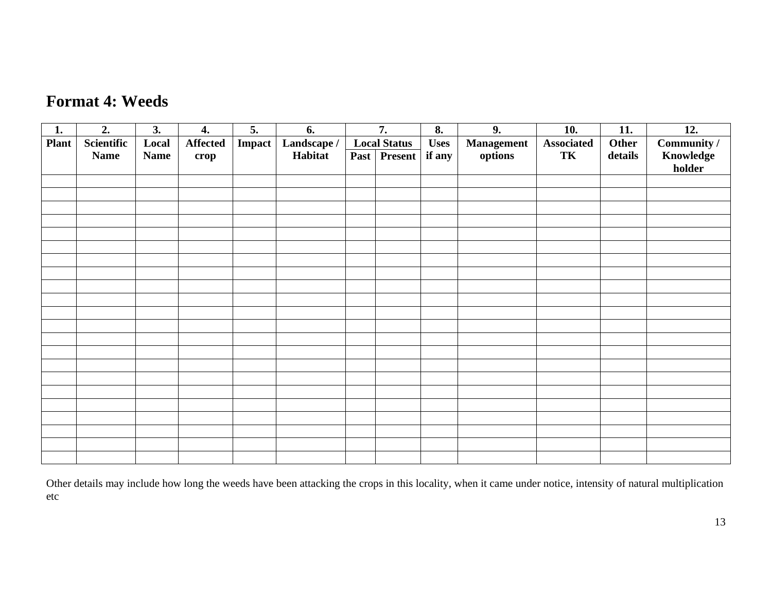## Format 4: Weeds

| 1. | 2. | 3. | 4. | 5. | 6. | 7. | | 8. | 9. | 10. | 11. | 12. |
|---|---|---|---|---|---|---|---|---|---|---|---|---|
| **Plant** | **Scientific Name** | **Local Name** | **Affected crop** | **Impact** | **Landscape / Habitat** | **Local Status** | | **Uses if any** | **Management options** | **Associated TK** | **Other details** | **Community / Knowledge holder** |
| | | | | | | **Past** | **Present** | | | | | |
| | | | | | | | | | | | | |
| | | | | | | | | | | | | |
| | | | | | | | | | | | | |
| | | | | | | | | | | | | |
| | | | | | | | | | | | | |
| | | | | | | | | | | | | |
| | | | | | | | | | | | | |
| | | | | | | | | | | | | |
| | | | | | | | | | | | | |
| | | | | | | | | | | | | |
| | | | | | | | | | | | | |
| | | | | | | | | | | | | |
| | | | | | | | | | | | | |
| | | | | | | | | | | | | |
| | | | | | | | | | | | | |
| | | | | | | | | | | | | |
| | | | | | | | | | | | | |
| | | | | | | | | | | | | |
| | | | | | | | | | | | | |
| | | | | | | | | | | | | |
| | | | | | | | | | | | | |
| | | | | | | | | | | | | |

Other details may include how long the weeds have been attacking the crops in this locality, when it came under notice, intensity of natural multiplication etc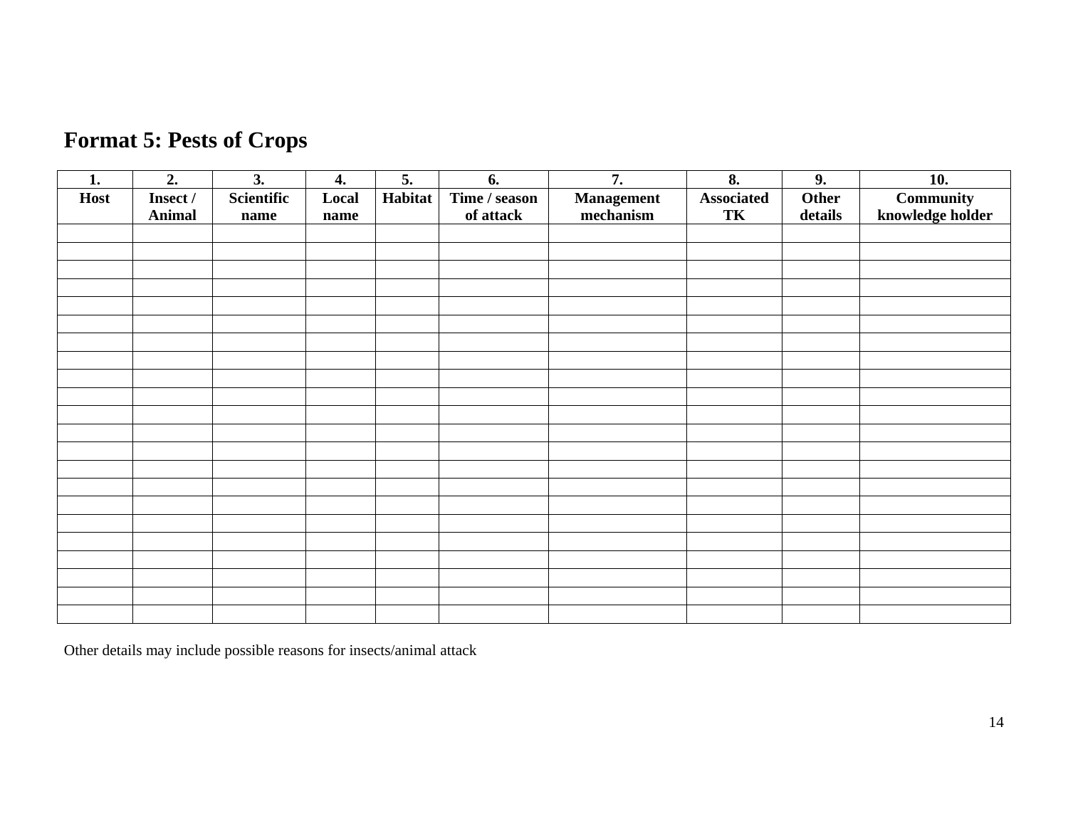## Format 5: Pests of Crops

| 1. | 2. | 3. | 4. | 5. | 6. | 7. | 8. | 9. | 10. |
|---|---|---|---|---|---|---|---|---|---|
| **Host** | **Insect / Animal** | **Scientific name** | **Local name** | **Habitat** | **Time / season of attack** | **Management mechanism** | **Associated TK** | **Other details** | **Community knowledge holder** |
| | | | | | | | | | |
| | | | | | | | | | |
| | | | | | | | | | |
| | | | | | | | | | |
| | | | | | | | | | |
| | | | | | | | | | |
| | | | | | | | | | |
| | | | | | | | | | |
| | | | | | | | | | |
| | | | | | | | | | |
| | | | | | | | | | |
| | | | | | | | | | |
| | | | | | | | | | |
| | | | | | | | | | |
| | | | | | | | | | |
| | | | | | | | | | |
| | | | | | | | | | |
| | | | | | | | | | |
| | | | | | | | | | |
| | | | | | | | | | |
| | | | | | | | | | |
| | | | | | | | | | |

Other details may include possible reasons for insects/animal attack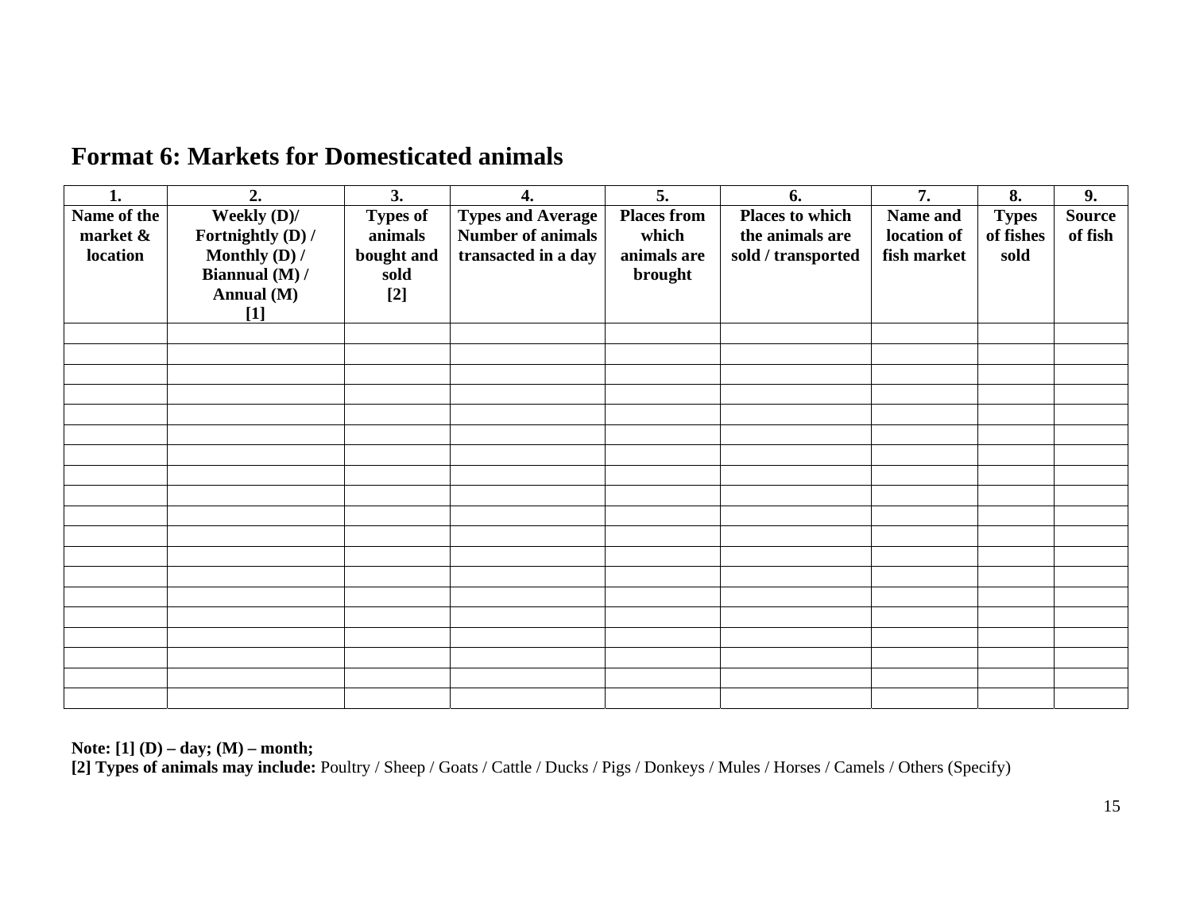# Format 6: Markets for Domesticated animals

| 1. Name of the market & location | 2. Weekly (D)/ Fortnightly (D) / Monthly (D) / Biannual (M) / Annual (M) [1] | 3. Types of animals bought and sold [2] | 4. Types and Average Number of animals transacted in a day | 5. Places from which animals are brought | 6. Places to which the animals are sold / transported | 7. Name and location of fish market | 8. Types of fishes sold | 9. Source of fish |
|---|---|---|---|---|---|---|---|---|
| | | | | | | | | |
| | | | | | | | | |
| | | | | | | | | |
| | | | | | | | | |
| | | | | | | | | |
| | | | | | | | | |
| | | | | | | | | |
| | | | | | | | | |
| | | | | | | | | |
| | | | | | | | | |
| | | | | | | | | |
| | | | | | | | | |
| | | | | | | | | |
| | | | | | | | | |
| | | | | | | | | |
| | | | | | | | | |
| | | | | | | | | |
| | | | | | | | | |
| | | | | | | | | |

**Note: [1] (D) – day; (M) – month;**
**[2] Types of animals may include:** Poultry / Sheep / Goats / Cattle / Ducks / Pigs / Donkeys / Mules / Horses / Camels / Others (Specify)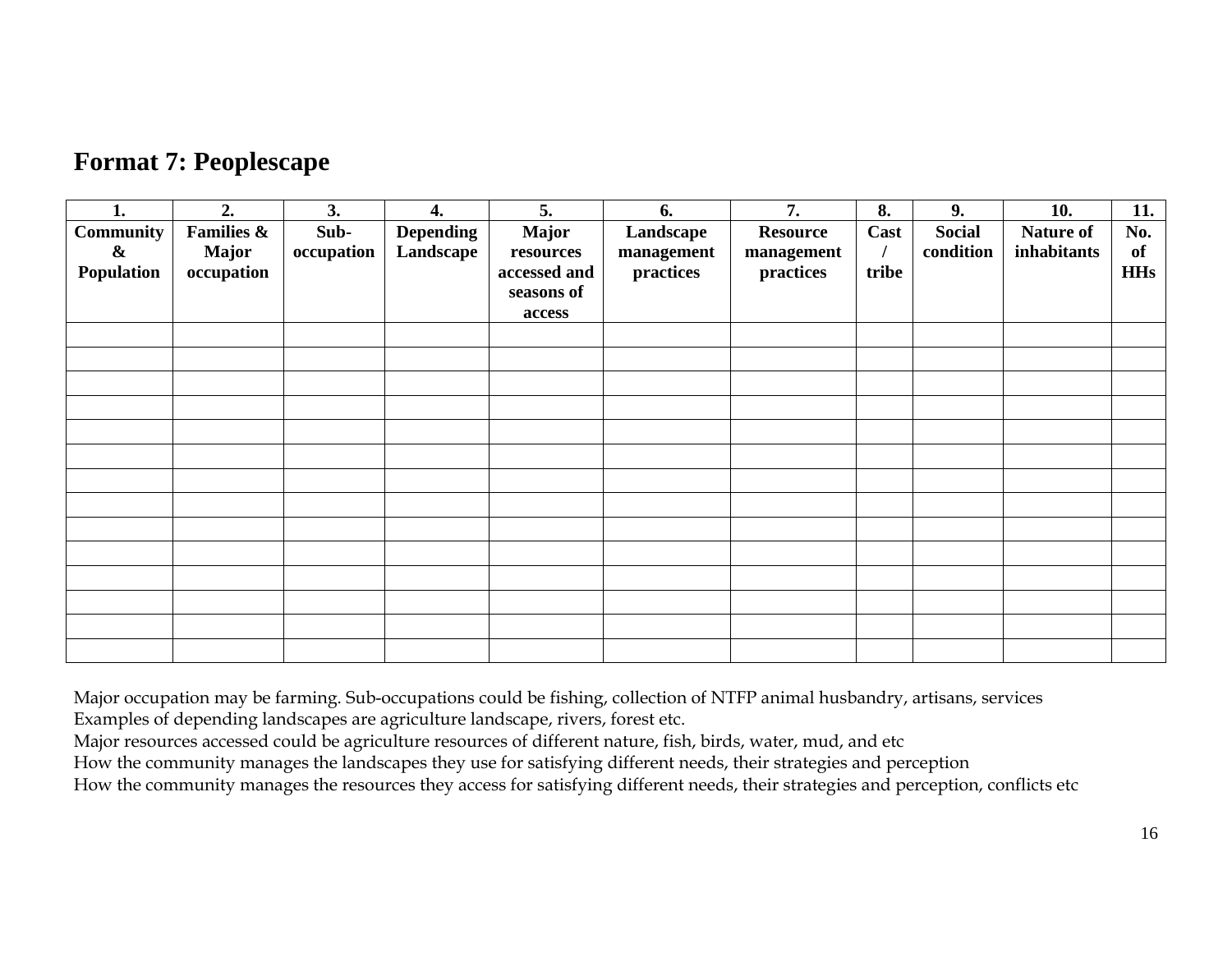## Format 7: Peoplescape

| 1. | 2. | 3. | 4. | 5. | 6. | 7. | 8. | 9. | 10. | 11. |
|---|---|---|---|---|---|---|---|---|---|---|
| **Community & Population** | **Families & Major occupation** | **Sub-occupation** | **Depending Landscape** | **Major resources accessed and seasons of access** | **Landscape management practices** | **Resource management practices** | **Cast / tribe** | **Social condition** | **Nature of inhabitants** | **No. of HHs** |
| | | | | | | | | | | |
| | | | | | | | | | | |
| | | | | | | | | | | |
| | | | | | | | | | | |
| | | | | | | | | | | |
| | | | | | | | | | | |
| | | | | | | | | | | |
| | | | | | | | | | | |
| | | | | | | | | | | |
| | | | | | | | | | | |
| | | | | | | | | | | |
| | | | | | | | | | | |
| | | | | | | | | | | |
| | | | | | | | | | | |

Major occupation may be farming. Sub-occupations could be fishing, collection of NTFP animal husbandry, artisans, services

Examples of depending landscapes are agriculture landscape, rivers, forest etc.

Major resources accessed could be agriculture resources of different nature, fish, birds, water, mud, and etc

How the community manages the landscapes they use for satisfying different needs, their strategies and perception

How the community manages the resources they access for satisfying different needs, their strategies and perception, conflicts etc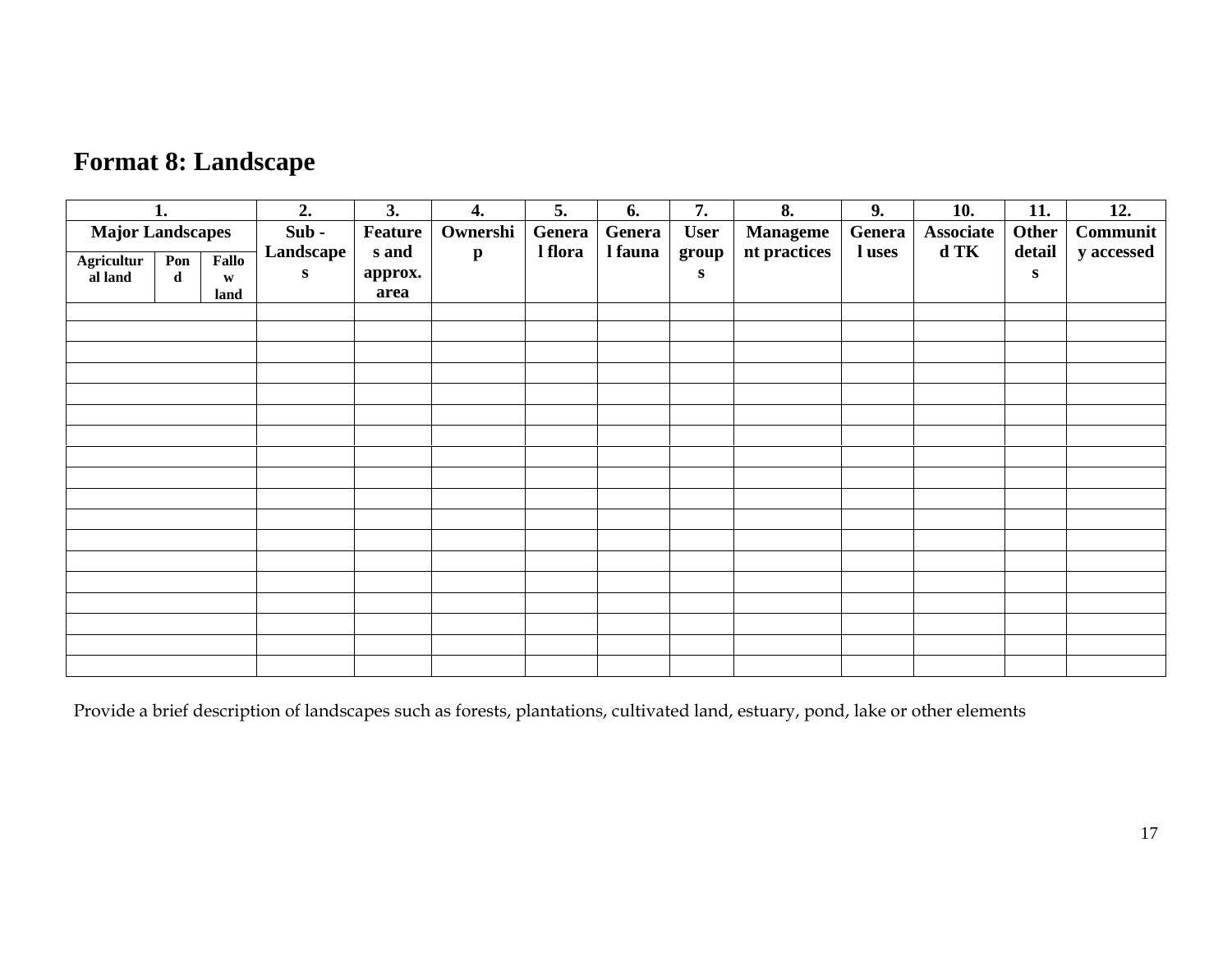# Format 8: Landscape

| 1. | | | 2. | 3. | 4. | 5. | 6. | 7. | 8. | 9. | 10. | 11. | 12. |
|---|---|---|---|---|---|---|---|---|---|---|---|---|---|
| Major Landscapes | | | Sub - Landscapes | Features and approx. area | Ownership | General flora | General fauna | User groups | Management practices | General uses | Associated TK | Other details | Community accessed |
| Agricultural land | Pond | Fallow land | | | | | | | | | | | |
| | | | | | | | | | | | | | |
| | | | | | | | | | | | | | |
| | | | | | | | | | | | | | |
| | | | | | | | | | | | | | |
| | | | | | | | | | | | | | |
| | | | | | | | | | | | | | |
| | | | | | | | | | | | | | |
| | | | | | | | | | | | | | |
| | | | | | | | | | | | | | |
| | | | | | | | | | | | | | |
| | | | | | | | | | | | | | |
| | | | | | | | | | | | | | |
| | | | | | | | | | | | | | |
| | | | | | | | | | | | | | |
| | | | | | | | | | | | | | |
| | | | | | | | | | | | | | |
| | | | | | | | | | | | | | |
| | | | | | | | | | | | | | |

Provide a brief description of landscapes such as forests, plantations, cultivated land, estuary, pond, lake or other elements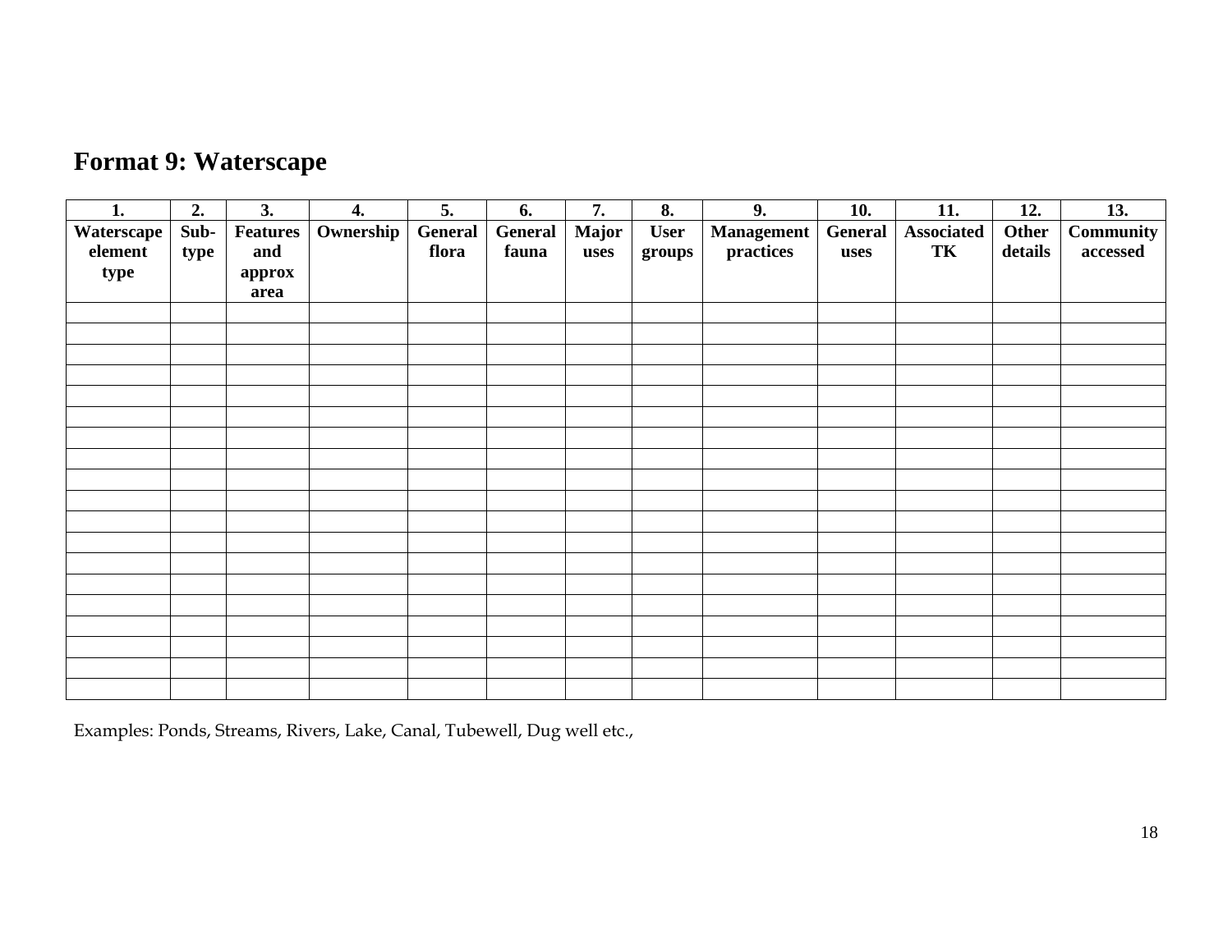# Format 9: Waterscape

| 1. Waterscape element type | 2. Sub-type | 3. Features and approx area | 4. Ownership | 5. General flora | 6. General fauna | 7. Major uses | 8. User groups | 9. Management practices | 10. General uses | 11. Associated TK | 12. Other details | 13. Community accessed |
|---|---|---|---|---|---|---|---|---|---|---|---|---|
| | | | | | | | | | | | | |
| | | | | | | | | | | | | |
| | | | | | | | | | | | | |
| | | | | | | | | | | | | |
| | | | | | | | | | | | | |
| | | | | | | | | | | | | |
| | | | | | | | | | | | | |
| | | | | | | | | | | | | |
| | | | | | | | | | | | | |
| | | | | | | | | | | | | |
| | | | | | | | | | | | | |
| | | | | | | | | | | | | |
| | | | | | | | | | | | | |
| | | | | | | | | | | | | |
| | | | | | | | | | | | | |
| | | | | | | | | | | | | |
| | | | | | | | | | | | | |
| | | | | | | | | | | | | |
| | | | | | | | | | | | | |

Examples: Ponds, Streams, Rivers, Lake, Canal, Tubewell, Dug well etc.,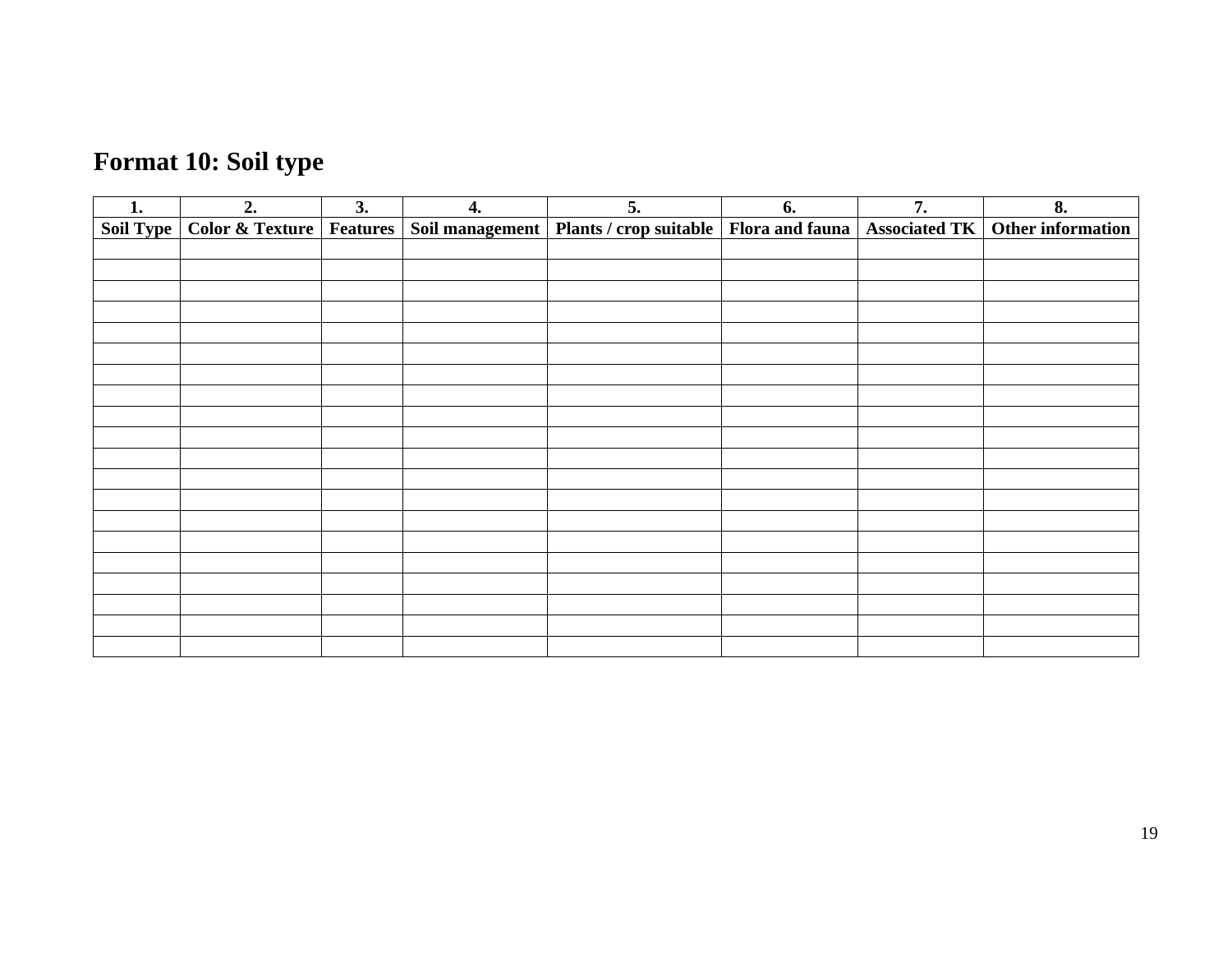## Format 10: Soil type

| 1. | 2. | 3. | 4. | 5. | 6. | 7. | 8. |
|---|---|---|---|---|---|---|---|
| **Soil Type** | **Color & Texture** | **Features** | **Soil management** | **Plants / crop suitable** | **Flora and fauna** | **Associated TK** | **Other information** |
| | | | | | | | |
| | | | | | | | |
| | | | | | | | |
| | | | | | | | |
| | | | | | | | |
| | | | | | | | |
| | | | | | | | |
| | | | | | | | |
| | | | | | | | |
| | | | | | | | |
| | | | | | | | |
| | | | | | | | |
| | | | | | | | |
| | | | | | | | |
| | | | | | | | |
| | | | | | | | |
| | | | | | | | |
| | | | | | | | |
| | | | | | | | |
| | | | | | | | |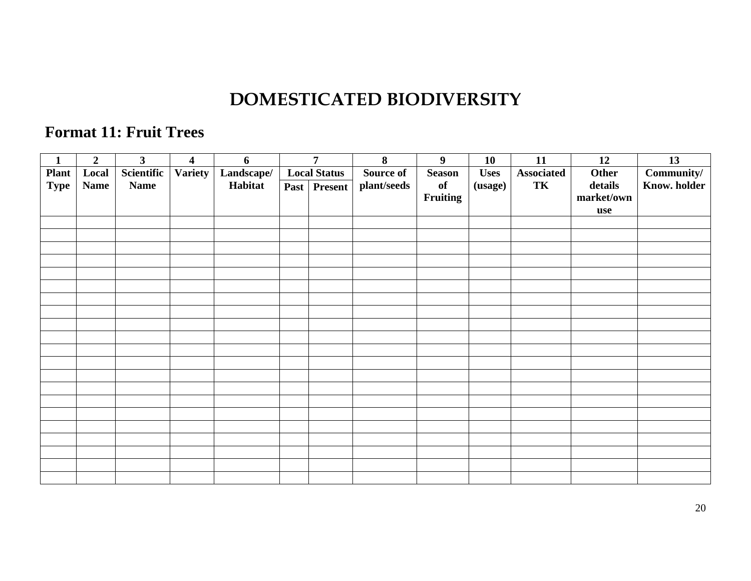# DOMESTICATED BIODIVERSITY

## Format 11: Fruit Trees

| 1 | 2 | 3 | 4 | 6 | 7 | | 8 | 9 | 10 | 11 | 12 | 13 |
|---|---|---|---|---|---|---|---|---|---|---|---|---|
| **Plant Type** | **Local Name** | **Scientific Name** | **Variety** | **Landscape/ Habitat** | **Local Status** | | **Source of plant/seeds** | **Season of Fruiting** | **Uses (usage)** | **Associated TK** | **Other details market/own use** | **Community/ Know. holder** |
| | | | | | **Past** | **Present** | | | | | | |
| | | | | | | | | | | | | |
| | | | | | | | | | | | | |
| | | | | | | | | | | | | |
| | | | | | | | | | | | | |
| | | | | | | | | | | | | |
| | | | | | | | | | | | | |
| | | | | | | | | | | | | |
| | | | | | | | | | | | | |
| | | | | | | | | | | | | |
| | | | | | | | | | | | | |
| | | | | | | | | | | | | |
| | | | | | | | | | | | | |
| | | | | | | | | | | | | |
| | | | | | | | | | | | | |
| | | | | | | | | | | | | |
| | | | | | | | | | | | | |
| | | | | | | | | | | | | |
| | | | | | | | | | | | | |
| | | | | | | | | | | | | |
| | | | | | | | | | | | | |
| | | | | | | | | | | | | |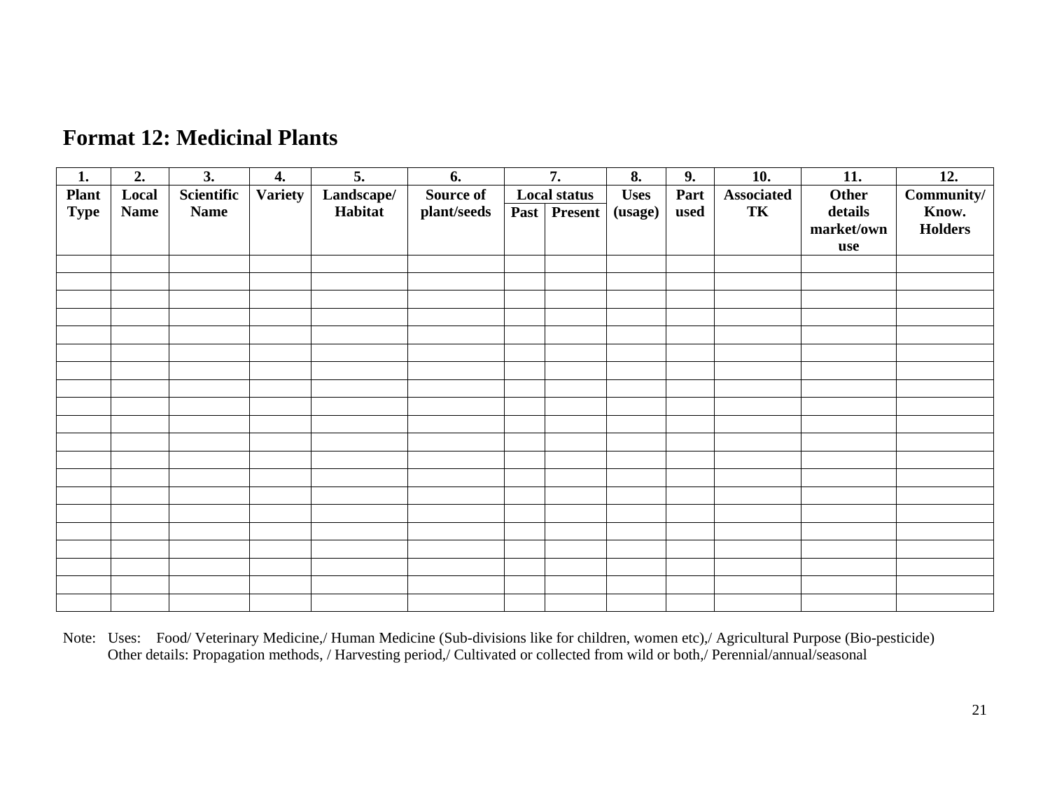## Format 12: Medicinal Plants

| 1. | 2. | 3. | 4. | 5. | 6. | 7. | | 8. | 9. | 10. | 11. | 12. |
|---|---|---|---|---|---|---|---|---|---|---|---|---|
| Plant Type | Local Name | Scientific Name | Variety | Landscape/ Habitat | Source of plant/seeds | Local status | | Uses (usage) | Part used | Associated TK | Other details market/own use | Community/ Know. Holders |
| | | | | | | Past | Present | | | | | |
| | | | | | | | | | | | | |
| | | | | | | | | | | | | |
| | | | | | | | | | | | | |
| | | | | | | | | | | | | |
| | | | | | | | | | | | | |
| | | | | | | | | | | | | |
| | | | | | | | | | | | | |
| | | | | | | | | | | | | |
| | | | | | | | | | | | | |
| | | | | | | | | | | | | |
| | | | | | | | | | | | | |
| | | | | | | | | | | | | |
| | | | | | | | | | | | | |
| | | | | | | | | | | | | |
| | | | | | | | | | | | | |
| | | | | | | | | | | | | |
| | | | | | | | | | | | | |
| | | | | | | | | | | | | |
| | | | | | | | | | | | | |
| | | | | | | | | | | | | |

Note: Uses: Food/ Veterinary Medicine,/ Human Medicine (Sub-divisions like for children, women etc),/ Agricultural Purpose (Bio-pesticide)
Other details: Propagation methods, / Harvesting period,/ Cultivated or collected from wild or both,/ Perennial/annual/seasonal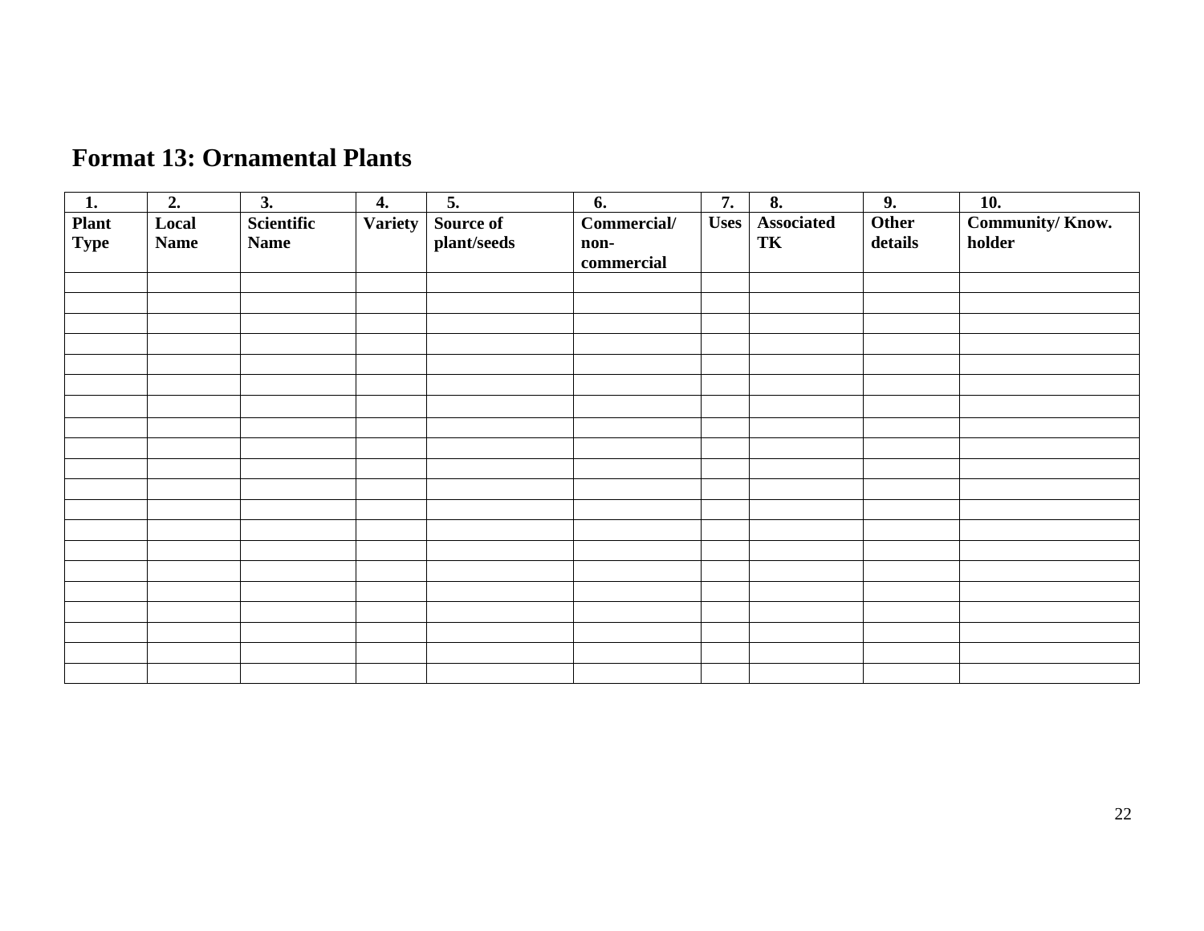# Format 13: Ornamental Plants

| 1. | 2. | 3. | 4. | 5. | 6. | 7. | 8. | 9. | 10. |
|---|---|---|---|---|---|---|---|---|---|
| **Plant Type** | **Local Name** | **Scientific Name** | **Variety** | **Source of plant/seeds** | **Commercial/ non-commercial** | **Uses** | **Associated TK** | **Other details** | **Community/ Know. holder** |
| | | | | | | | | | |
| | | | | | | | | | |
| | | | | | | | | | |
| | | | | | | | | | |
| | | | | | | | | | |
| | | | | | | | | | |
| | | | | | | | | | |
| | | | | | | | | | |
| | | | | | | | | | |
| | | | | | | | | | |
| | | | | | | | | | |
| | | | | | | | | | |
| | | | | | | | | | |
| | | | | | | | | | |
| | | | | | | | | | |
| | | | | | | | | | |
| | | | | | | | | | |
| | | | | | | | | | |
| | | | | | | | | | |
| | | | | | | | | | |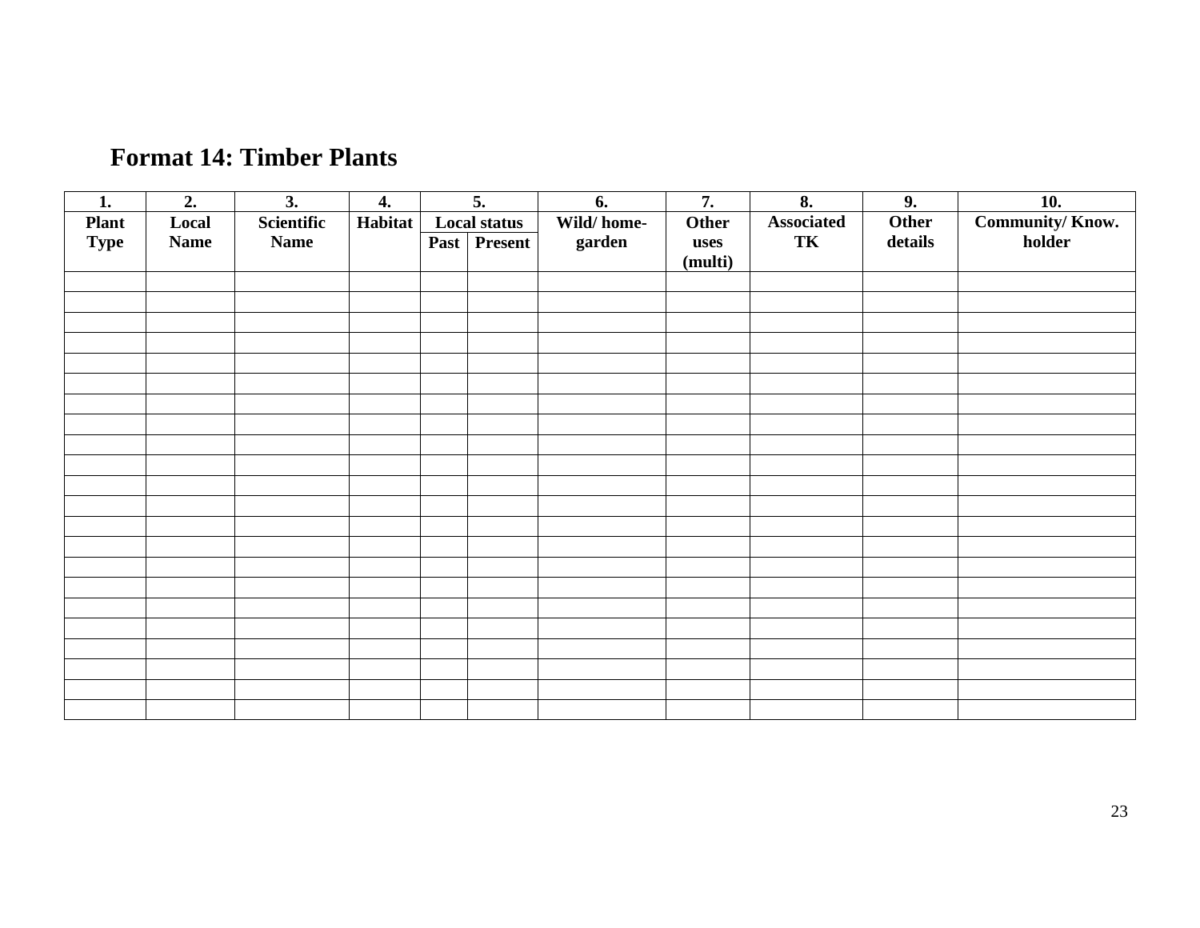## Format 14: Timber Plants

| 1. | 2. | 3. | 4. | 5. | | 6. | 7. | 8. | 9. | 10. |
|---|---|---|---|---|---|---|---|---|---|---|
| **Plant Type** | **Local Name** | **Scientific Name** | **Habitat** | **Local status** | | **Wild/ home-garden** | **Other uses (multi)** | **Associated TK** | **Other details** | **Community/ Know. holder** |
| | | | | **Past** | **Present** | | | | | |
| | | | | | | | | | | |
| | | | | | | | | | | |
| | | | | | | | | | | |
| | | | | | | | | | | |
| | | | | | | | | | | |
| | | | | | | | | | | |
| | | | | | | | | | | |
| | | | | | | | | | | |
| | | | | | | | | | | |
| | | | | | | | | | | |
| | | | | | | | | | | |
| | | | | | | | | | | |
| | | | | | | | | | | |
| | | | | | | | | | | |
| | | | | | | | | | | |
| | | | | | | | | | | |
| | | | | | | | | | | |
| | | | | | | | | | | |
| | | | | | | | | | | |
| | | | | | | | | | | |
| | | | | | | | | | | |
| | | | | | | | | | | |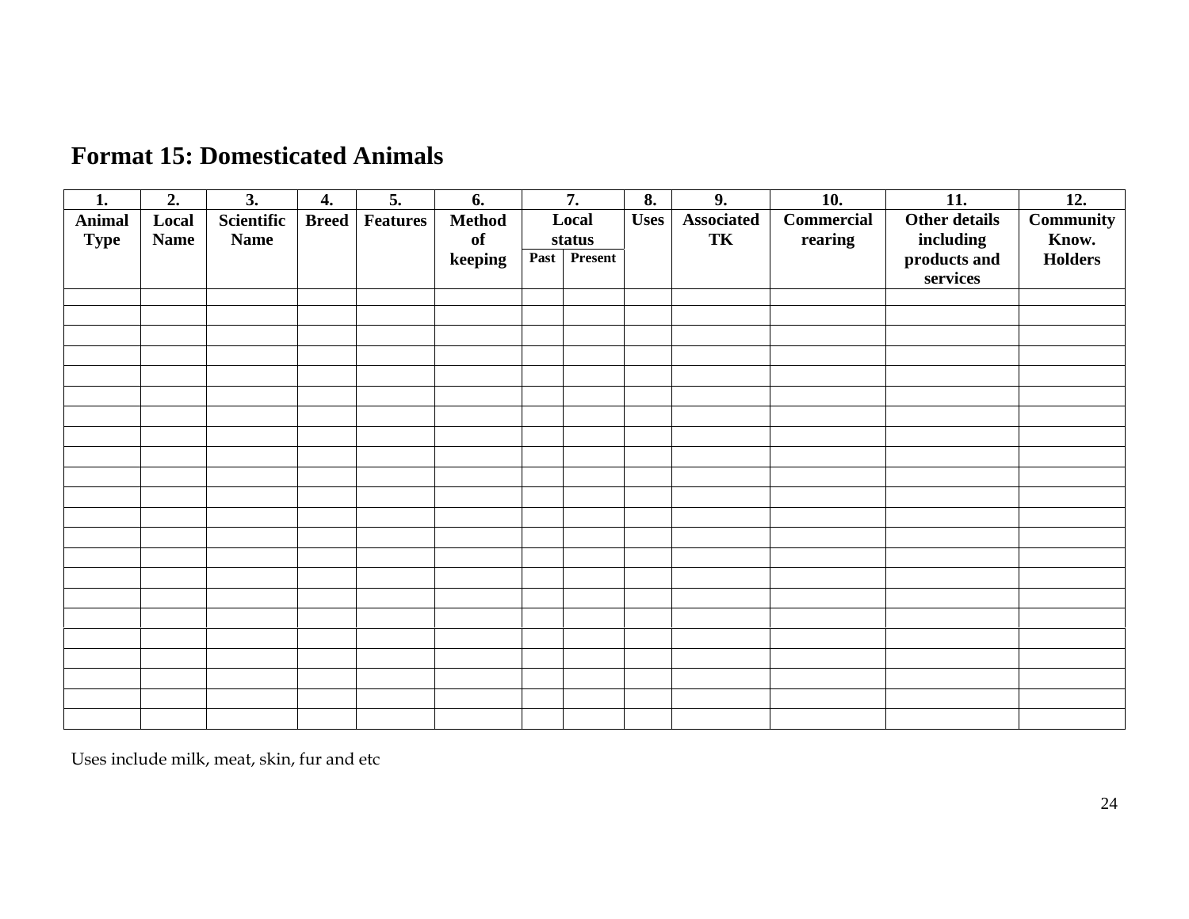## Format 15: Domesticated Animals

| 1. | 2. | 3. | 4. | 5. | 6. | 7. | | 8. | 9. | 10. | 11. | 12. |
|---|---|---|---|---|---|---|---|---|---|---|---|---|
| **Animal Type** | **Local Name** | **Scientific Name** | **Breed** | **Features** | **Method of keeping** | **Local status** | | **Uses** | **Associated TK** | **Commercial rearing** | **Other details including products and services** | **Community Know. Holders** |
| | | | | | | **Past** | **Present** | | | | | |
| | | | | | | | | | | | | |
| | | | | | | | | | | | | |
| | | | | | | | | | | | | |
| | | | | | | | | | | | | |
| | | | | | | | | | | | | |
| | | | | | | | | | | | | |
| | | | | | | | | | | | | |
| | | | | | | | | | | | | |
| | | | | | | | | | | | | |
| | | | | | | | | | | | | |
| | | | | | | | | | | | | |
| | | | | | | | | | | | | |
| | | | | | | | | | | | | |
| | | | | | | | | | | | | |
| | | | | | | | | | | | | |
| | | | | | | | | | | | | |
| | | | | | | | | | | | | |
| | | | | | | | | | | | | |
| | | | | | | | | | | | | |
| | | | | | | | | | | | | |
| | | | | | | | | | | | | |
| | | | | | | | | | | | | |

Uses include milk, meat, skin, fur and etc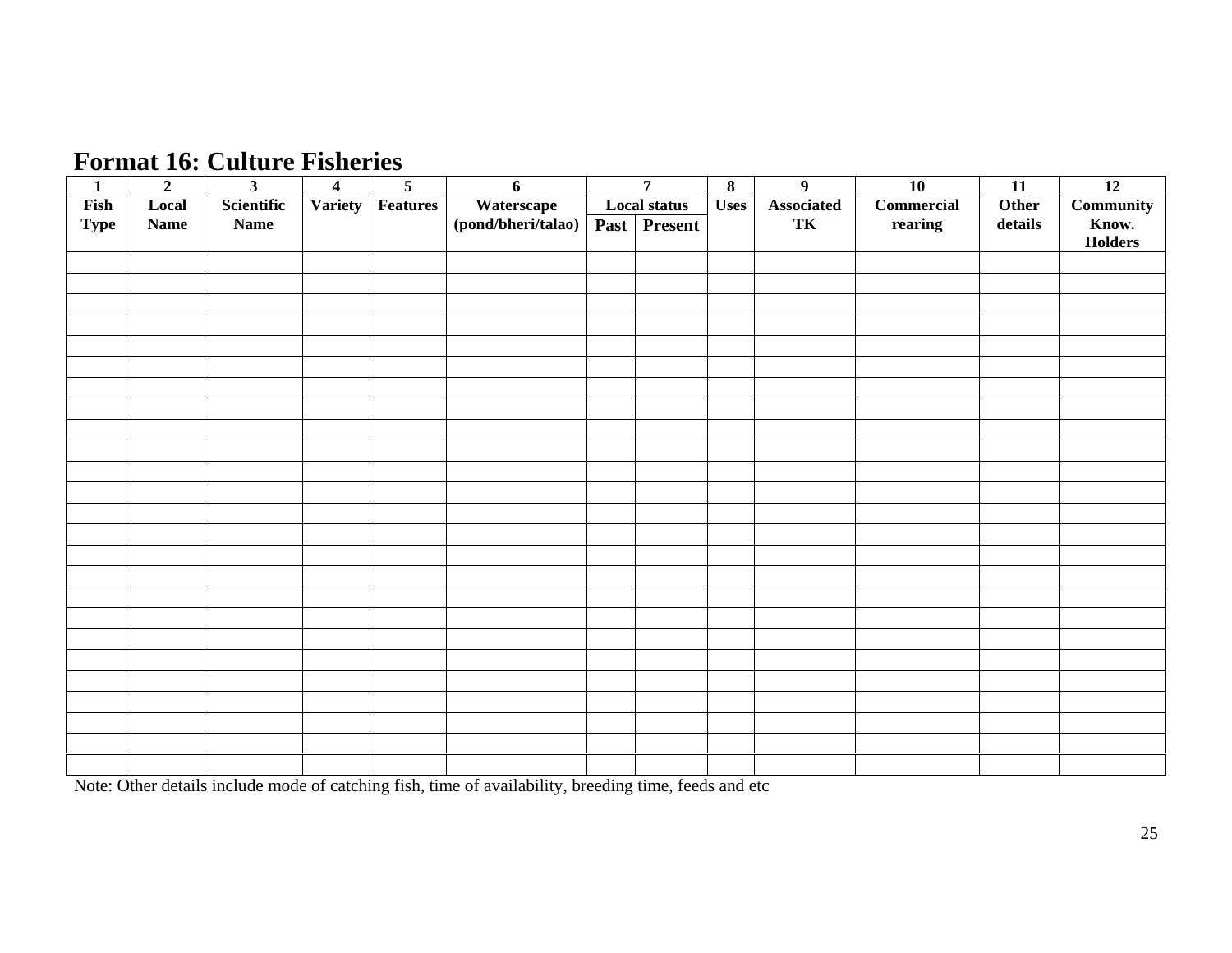# Format 16: Culture Fisheries

| 1 | 2 | 3 | 4 | 5 | 6 | 7 | | 8 | 9 | 10 | 11 | 12 |
|---|---|---|---|---|---|---|---|---|---|---|---|---|
| Fish Type | Local Name | Scientific Name | Variety | Features | Waterscape (pond/bheri/talao) | Local status | | Uses | Associated TK | Commercial rearing | Other details | Community Know. Holders |
| | | | | | | Past | Present | | | | | |
| | | | | | | | | | | | | |
| | | | | | | | | | | | | |
| | | | | | | | | | | | | |
| | | | | | | | | | | | | |
| | | | | | | | | | | | | |
| | | | | | | | | | | | | |
| | | | | | | | | | | | | |
| | | | | | | | | | | | | |
| | | | | | | | | | | | | |
| | | | | | | | | | | | | |
| | | | | | | | | | | | | |
| | | | | | | | | | | | | |
| | | | | | | | | | | | | |
| | | | | | | | | | | | | |
| | | | | | | | | | | | | |
| | | | | | | | | | | | | |
| | | | | | | | | | | | | |
| | | | | | | | | | | | | |
| | | | | | | | | | | | | |
| | | | | | | | | | | | | |
| | | | | | | | | | | | | |
| | | | | | | | | | | | | |
| | | | | | | | | | | | | |
| | | | | | | | | | | | | |

Note: Other details include mode of catching fish, time of availability, breeding time, feeds and etc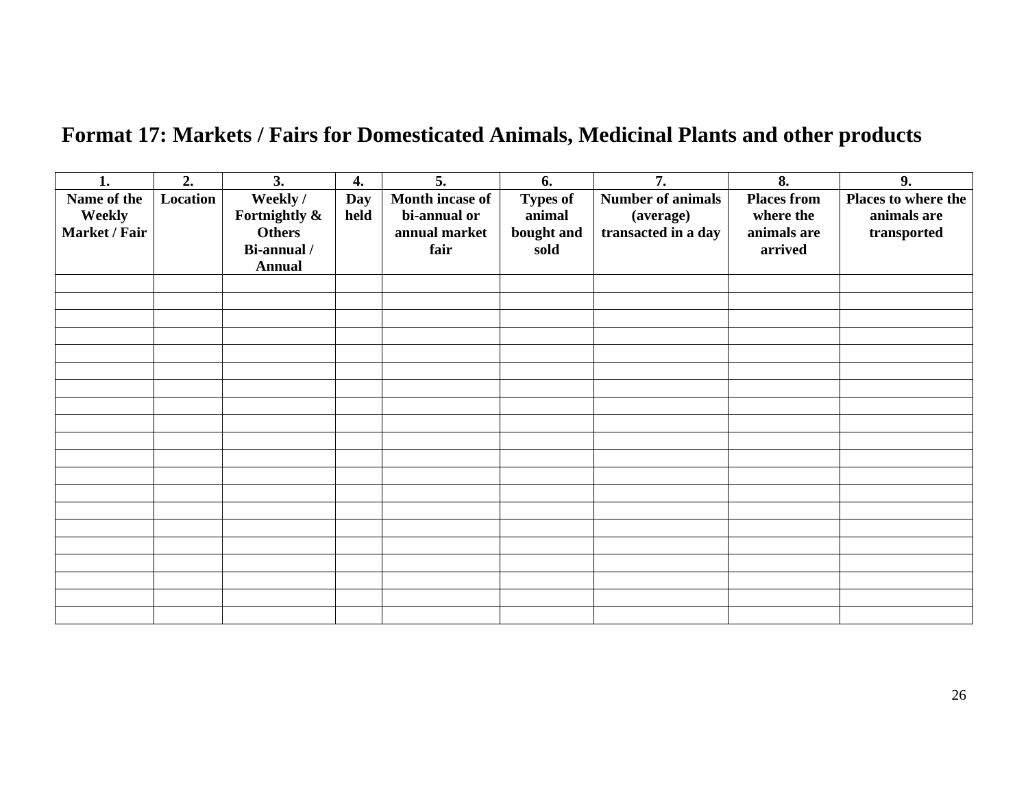# Format 17: Markets / Fairs for Domesticated Animals, Medicinal Plants and other products

| 1. | 2. | 3. | 4. | 5. | 6. | 7. | 8. | 9. |
|---|---|---|---|---|---|---|---|---|
| **Name of the Weekly Market / Fair** | **Location** | **Weekly / Fortnightly & Others Bi-annual / Annual** | **Day held** | **Month incase of bi-annual or annual market fair** | **Types of animal bought and sold** | **Number of animals (average) transacted in a day** | **Places from where the animals are arrived** | **Places to where the animals are transported** |
| | | | | | | | | |
| | | | | | | | | |
| | | | | | | | | |
| | | | | | | | | |
| | | | | | | | | |
| | | | | | | | | |
| | | | | | | | | |
| | | | | | | | | |
| | | | | | | | | |
| | | | | | | | | |
| | | | | | | | | |
| | | | | | | | | |
| | | | | | | | | |
| | | | | | | | | |
| | | | | | | | | |
| | | | | | | | | |
| | | | | | | | | |
| | | | | | | | | |
| | | | | | | | | |
| | | | | | | | | |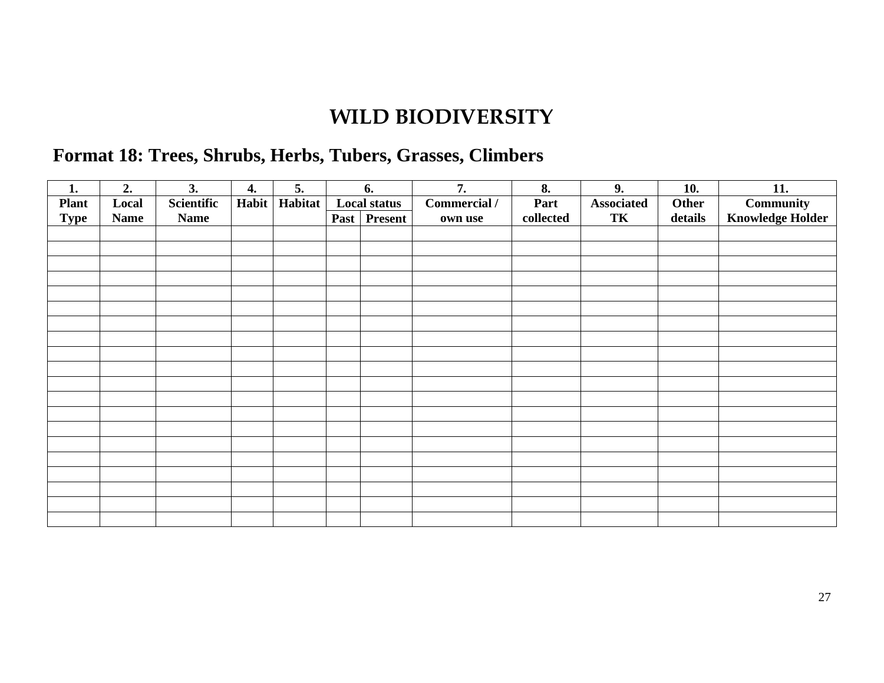# WILD BIODIVERSITY

## Format 18: Trees, Shrubs, Herbs, Tubers, Grasses, Climbers

| 1. Plant Type | 2. Local Name | 3. Scientific Name | 4. Habit | 5. Habitat | 6. Local status | | 7. Commercial / own use | 8. Part collected | 9. Associated TK | 10. Other details | 11. Community Knowledge Holder |
|---|---|---|---|---|---|---|---|---|---|---|---|
| | | | | | Past | Present | | | | | |
| | | | | | | | | | | | |
| | | | | | | | | | | | |
| | | | | | | | | | | | |
| | | | | | | | | | | | |
| | | | | | | | | | | | |
| | | | | | | | | | | | |
| | | | | | | | | | | | |
| | | | | | | | | | | | |
| | | | | | | | | | | | |
| | | | | | | | | | | | |
| | | | | | | | | | | | |
| | | | | | | | | | | | |
| | | | | | | | | | | | |
| | | | | | | | | | | | |
| | | | | | | | | | | | |
| | | | | | | | | | | | |
| | | | | | | | | | | | |
| | | | | | | | | | | | |
| | | | | | | | | | | | |
| | | | | | | | | | | | |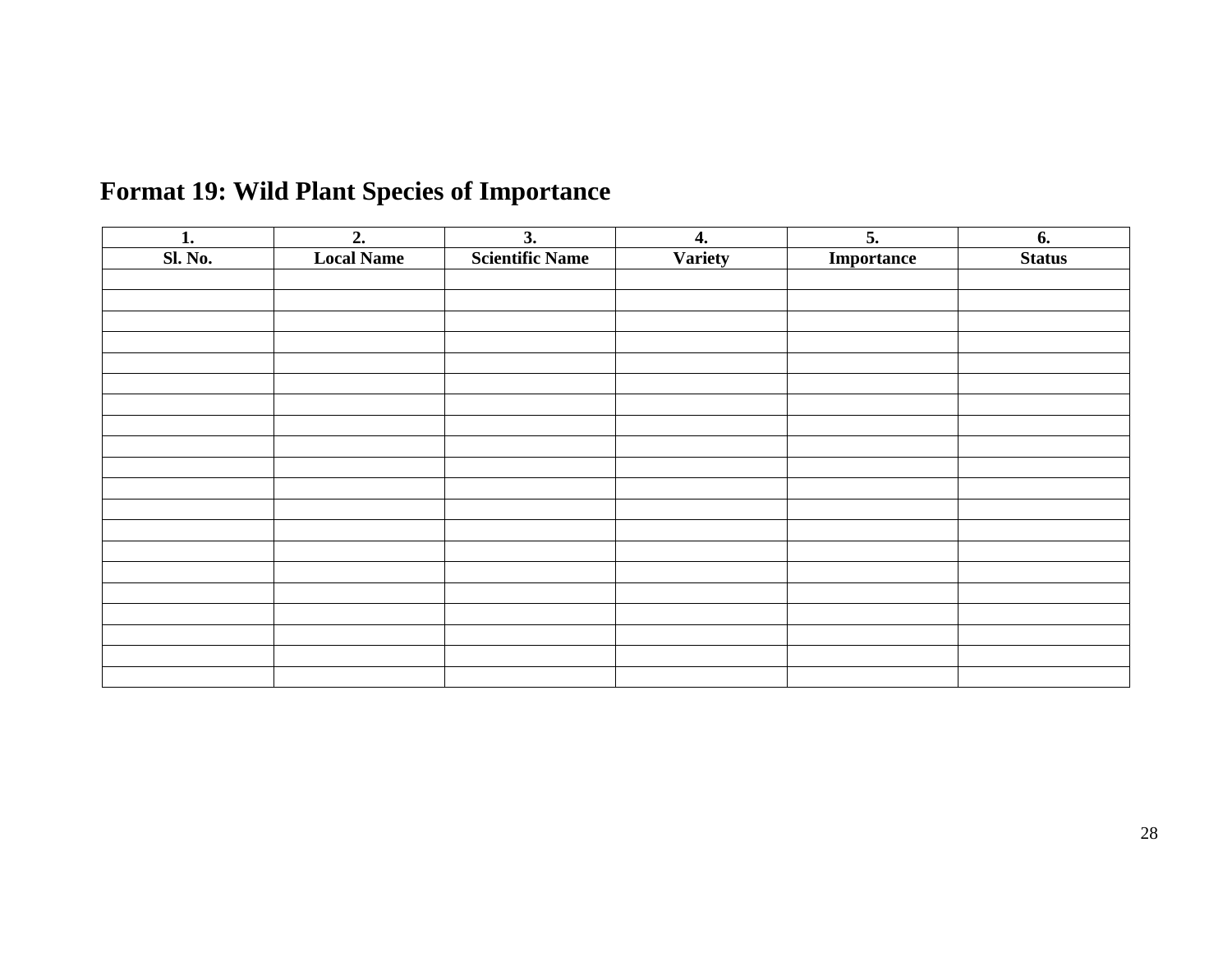## Format 19: Wild Plant Species of Importance

| 1. | 2. | 3. | 4. | 5. | 6. |
|---|---|---|---|---|---|
| Sl. No. | Local Name | Scientific Name | Variety | Importance | Status |
| | | | | | |
| | | | | | |
| | | | | | |
| | | | | | |
| | | | | | |
| | | | | | |
| | | | | | |
| | | | | | |
| | | | | | |
| | | | | | |
| | | | | | |
| | | | | | |
| | | | | | |
| | | | | | |
| | | | | | |
| | | | | | |
| | | | | | |
| | | | | | |
| | | | | | |
| | | | | | |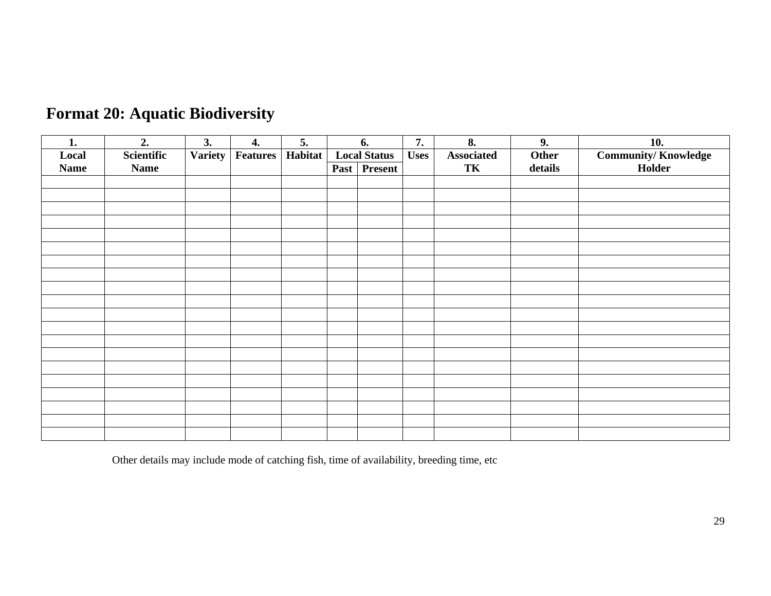## Format 20: Aquatic Biodiversity

| 1. | 2. | 3. | 4. | 5. | 6. | | 7. | 8. | 9. | 10. |
|---|---|---|---|---|---|---|---|---|---|---|
| Local Name | Scientific Name | Variety | Features | Habitat | Local Status | | Uses | Associated TK | Other details | Community/ Knowledge Holder |
| | | | | | Past | Present | | | | |
| | | | | | | | | | | |
| | | | | | | | | | | |
| | | | | | | | | | | |
| | | | | | | | | | | |
| | | | | | | | | | | |
| | | | | | | | | | | |
| | | | | | | | | | | |
| | | | | | | | | | | |
| | | | | | | | | | | |
| | | | | | | | | | | |
| | | | | | | | | | | |
| | | | | | | | | | | |
| | | | | | | | | | | |
| | | | | | | | | | | |
| | | | | | | | | | | |
| | | | | | | | | | | |
| | | | | | | | | | | |
| | | | | | | | | | | |
| | | | | | | | | | | |
| | | | | | | | | | | |

Other details may include mode of catching fish, time of availability, breeding time, etc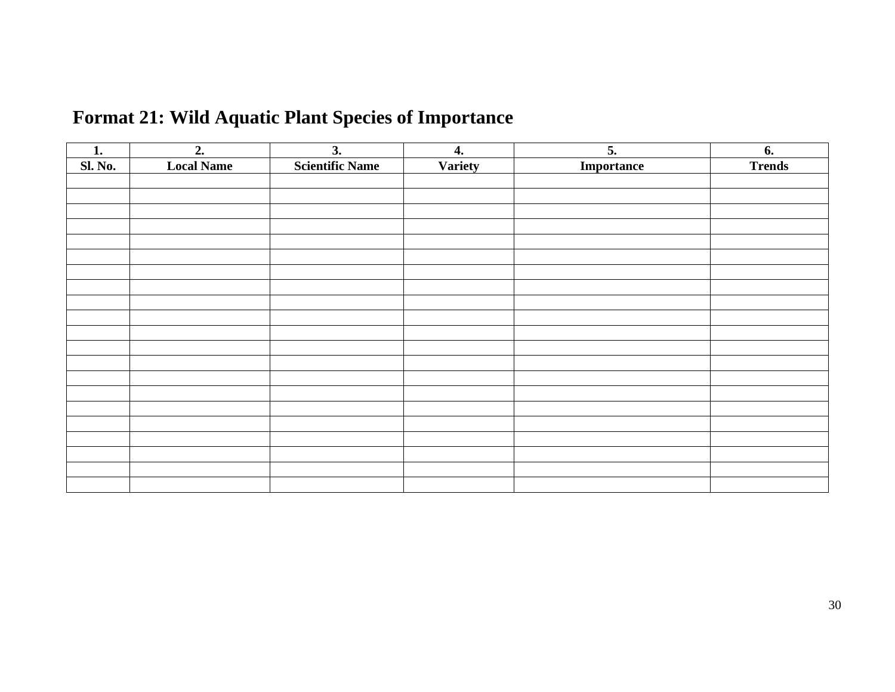# Format 21: Wild Aquatic Plant Species of Importance

| 1. | 2. | 3. | 4. | 5. | 6. |
|---|---|---|---|---|---|
| **Sl. No.** | **Local Name** | **Scientific Name** | **Variety** | **Importance** | **Trends** |
| | | | | | |
| | | | | | |
| | | | | | |
| | | | | | |
| | | | | | |
| | | | | | |
| | | | | | |
| | | | | | |
| | | | | | |
| | | | | | |
| | | | | | |
| | | | | | |
| | | | | | |
| | | | | | |
| | | | | | |
| | | | | | |
| | | | | | |
| | | | | | |
| | | | | | |
| | | | | | |
| | | | | | |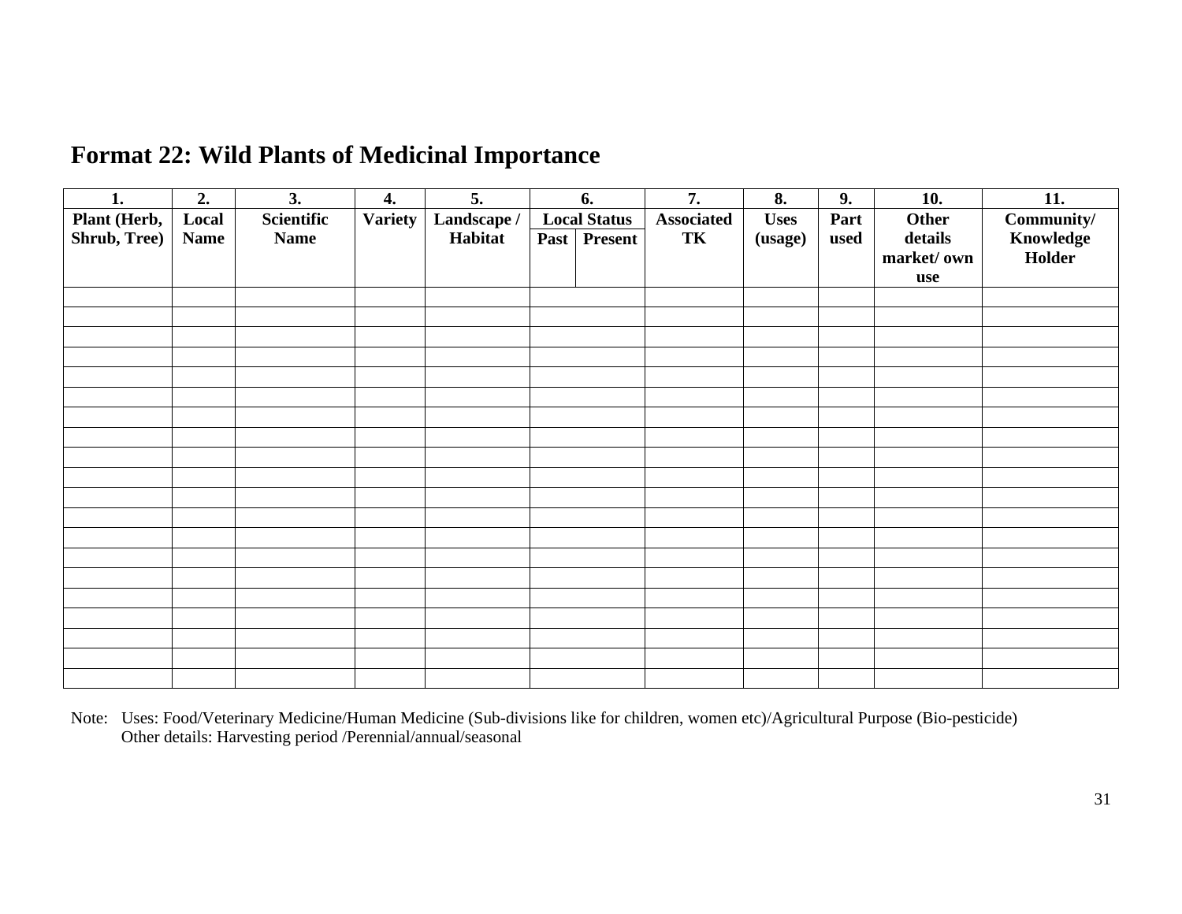## Format 22: Wild Plants of Medicinal Importance

| 1. | 2. | 3. | 4. | 5. | 6. | | 7. | 8. | 9. | 10. | 11. |
|---|---|---|---|---|---|---|---|---|---|---|---|
| Plant (Herb, Shrub, Tree) | Local Name | Scientific Name | Variety | Landscape / Habitat | Local Status | | Associated TK | Uses (usage) | Part used | Other details market/ own use | Community/ Knowledge Holder |
| | | | | | Past | Present | | | | | |
| | | | | | | | | | | | |
| | | | | | | | | | | | |
| | | | | | | | | | | | |
| | | | | | | | | | | | |
| | | | | | | | | | | | |
| | | | | | | | | | | | |
| | | | | | | | | | | | |
| | | | | | | | | | | | |
| | | | | | | | | | | | |
| | | | | | | | | | | | |
| | | | | | | | | | | | |
| | | | | | | | | | | | |
| | | | | | | | | | | | |
| | | | | | | | | | | | |
| | | | | | | | | | | | |
| | | | | | | | | | | | |
| | | | | | | | | | | | |
| | | | | | | | | | | | |
| | | | | | | | | | | | |
| | | | | | | | | | | | |

Note: Uses: Food/Veterinary Medicine/Human Medicine (Sub-divisions like for children, women etc)/Agricultural Purpose (Bio-pesticide)
Other details: Harvesting period /Perennial/annual/seasonal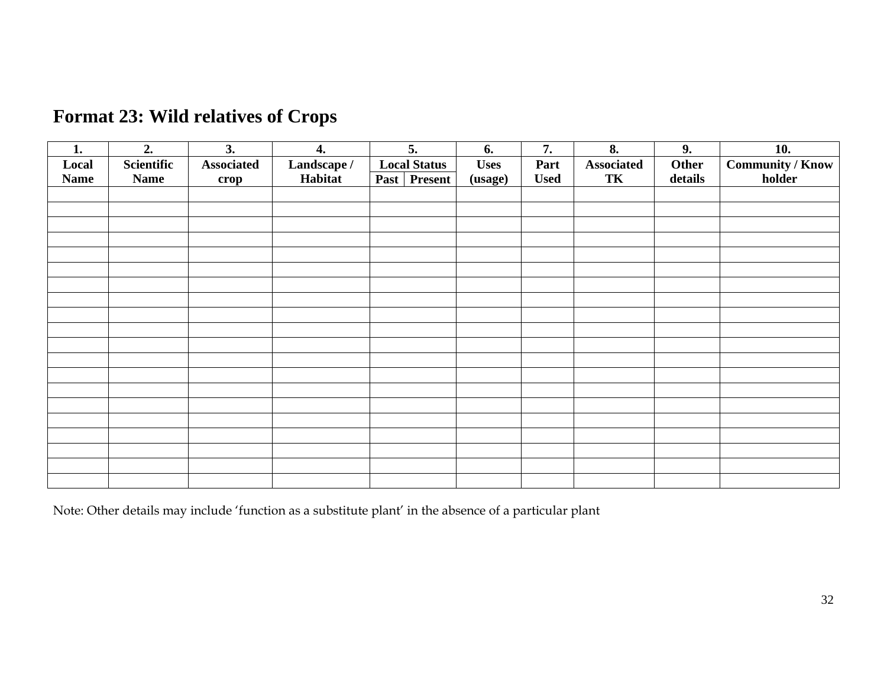# Format 23: Wild relatives of Crops

| 1. | 2. | 3. | 4. | 5. | | 6. | 7. | 8. | 9. | 10. |
|---|---|---|---|---|---|---|---|---|---|---|
| Local Name | Scientific Name | Associated crop | Landscape / Habitat | Local Status | | Uses (usage) | Part Used | Associated TK | Other details | Community / Know holder |
| | | | | Past | Present | | | | | |
| | | | | | | | | | | |
| | | | | | | | | | | |
| | | | | | | | | | | |
| | | | | | | | | | | |
| | | | | | | | | | | |
| | | | | | | | | | | |
| | | | | | | | | | | |
| | | | | | | | | | | |
| | | | | | | | | | | |
| | | | | | | | | | | |
| | | | | | | | | | | |
| | | | | | | | | | | |
| | | | | | | | | | | |
| | | | | | | | | | | |
| | | | | | | | | | | |
| | | | | | | | | | | |
| | | | | | | | | | | |
| | | | | | | | | | | |
| | | | | | | | | | | |
| | | | | | | | | | | |

Note: Other details may include 'function as a substitute plant' in the absence of a particular plant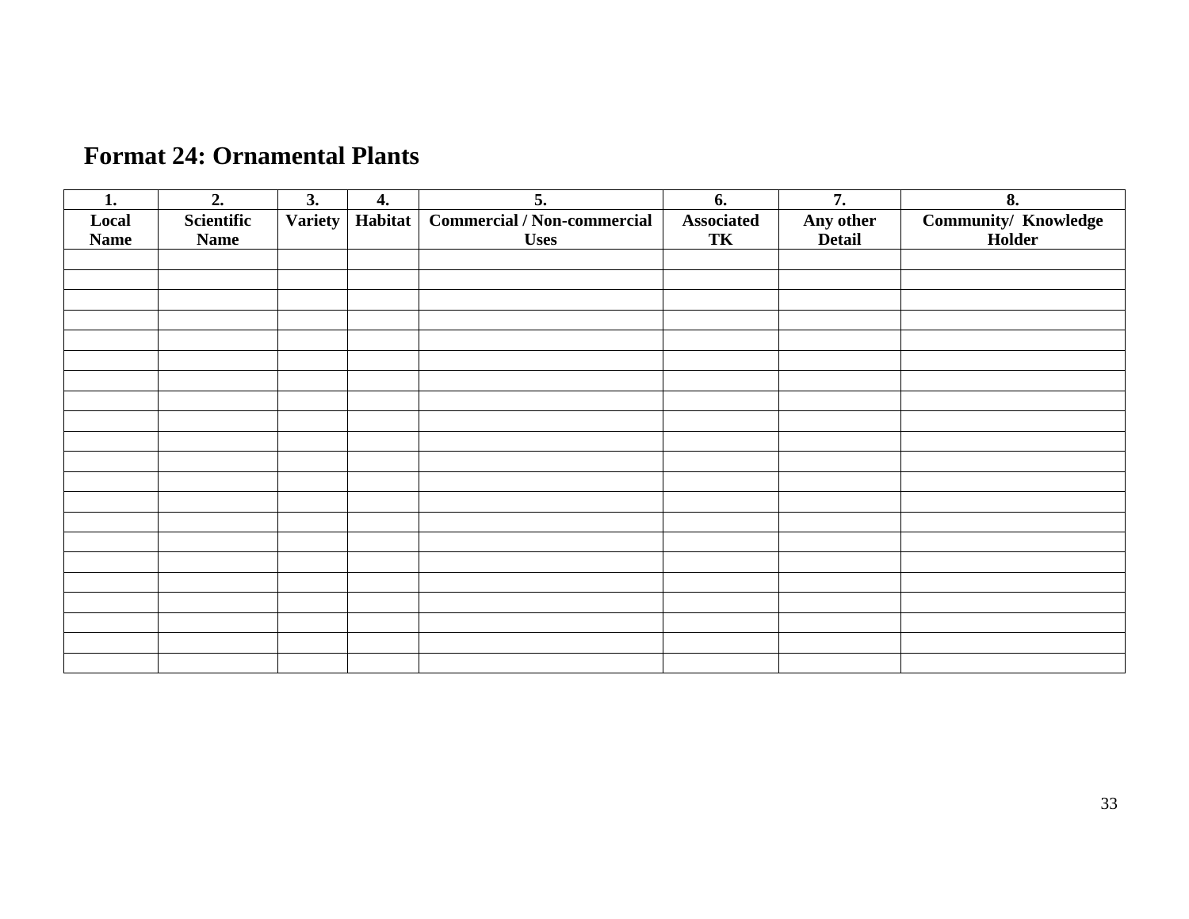## Format 24: Ornamental Plants

| 1. | 2. | 3. | 4. | 5. | 6. | 7. | 8. |
|---|---|---|---|---|---|---|---|
| **Local Name** | **Scientific Name** | **Variety** | **Habitat** | **Commercial / Non-commercial Uses** | **Associated TK** | **Any other Detail** | **Community/ Knowledge Holder** |
| | | | | | | | |
| | | | | | | | |
| | | | | | | | |
| | | | | | | | |
| | | | | | | | |
| | | | | | | | |
| | | | | | | | |
| | | | | | | | |
| | | | | | | | |
| | | | | | | | |
| | | | | | | | |
| | | | | | | | |
| | | | | | | | |
| | | | | | | | |
| | | | | | | | |
| | | | | | | | |
| | | | | | | | |
| | | | | | | | |
| | | | | | | | |
| | | | | | | | |
| | | | | | | | |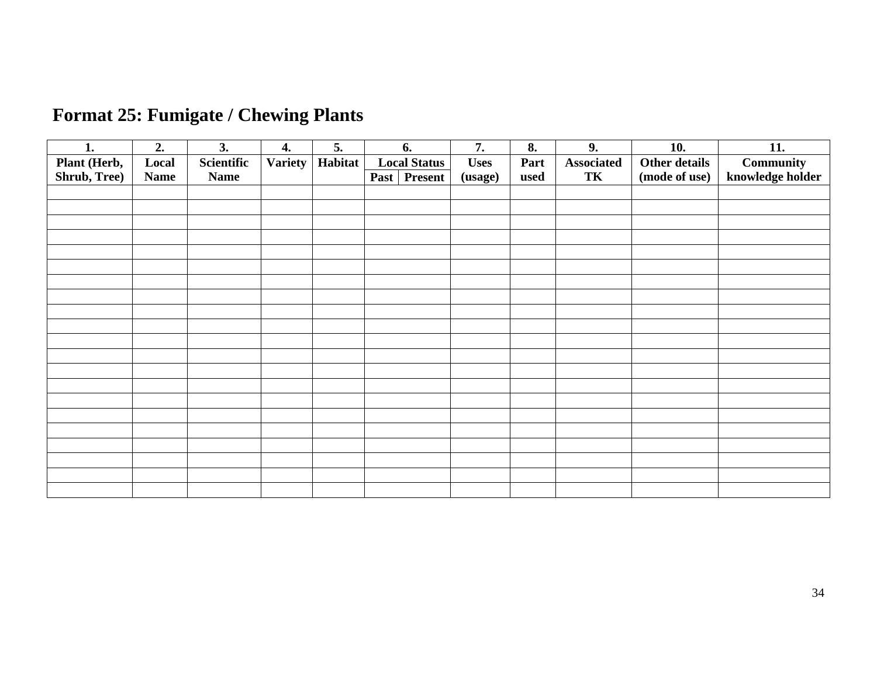# Format 25: Fumigate / Chewing Plants

| 1. | 2. | 3. | 4. | 5. | 6. | | 7. | 8. | 9. | 10. | 11. |
|---|---|---|---|---|---|---|---|---|---|---|---|
| Plant (Herb, Shrub, Tree) | Local Name | Scientific Name | Variety | Habitat | Local Status | | Uses (usage) | Part used | Associated TK | Other details (mode of use) | Community knowledge holder |
| | | | | | Past | Present | | | | | |
| | | | | | | | | | | | |
| | | | | | | | | | | | |
| | | | | | | | | | | | |
| | | | | | | | | | | | |
| | | | | | | | | | | | |
| | | | | | | | | | | | |
| | | | | | | | | | | | |
| | | | | | | | | | | | |
| | | | | | | | | | | | |
| | | | | | | | | | | | |
| | | | | | | | | | | | |
| | | | | | | | | | | | |
| | | | | | | | | | | | |
| | | | | | | | | | | | |
| | | | | | | | | | | | |
| | | | | | | | | | | | |
| | | | | | | | | | | | |
| | | | | | | | | | | | |
| | | | | | | | | | | | |
| | | | | | | | | | | | |
| | | | | | | | | | | | |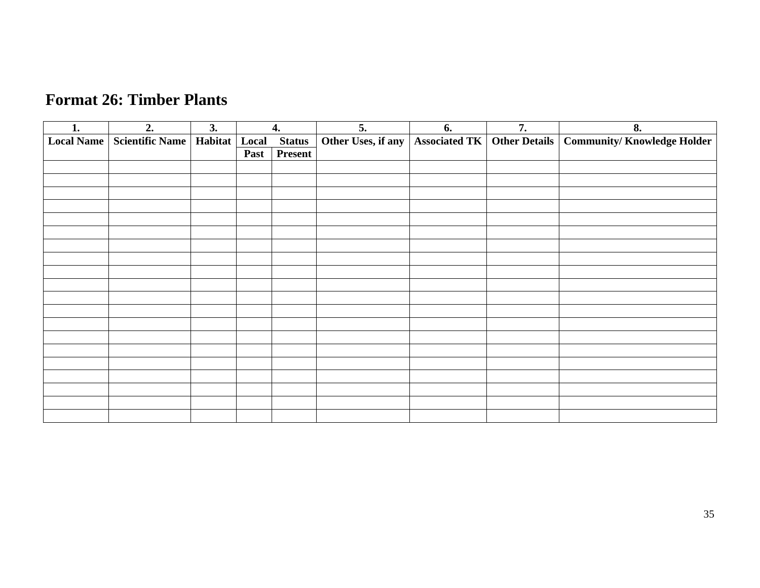# Format 26: Timber Plants

| 1. | 2. | 3. | 4. | | 5. | 6. | 7. | 8. |
|---|---|---|---|---|---|---|---|---|
| Local Name | Scientific Name | Habitat | Local Status | | Other Uses, if any | Associated TK | Other Details | Community/ Knowledge Holder |
| | | | Past | Present | | | | |
| | | | | | | | | |
| | | | | | | | | |
| | | | | | | | | |
| | | | | | | | | |
| | | | | | | | | |
| | | | | | | | | |
| | | | | | | | | |
| | | | | | | | | |
| | | | | | | | | |
| | | | | | | | | |
| | | | | | | | | |
| | | | | | | | | |
| | | | | | | | | |
| | | | | | | | | |
| | | | | | | | | |
| | | | | | | | | |
| | | | | | | | | |
| | | | | | | | | |
| | | | | | | | | |
| | | | | | | | | |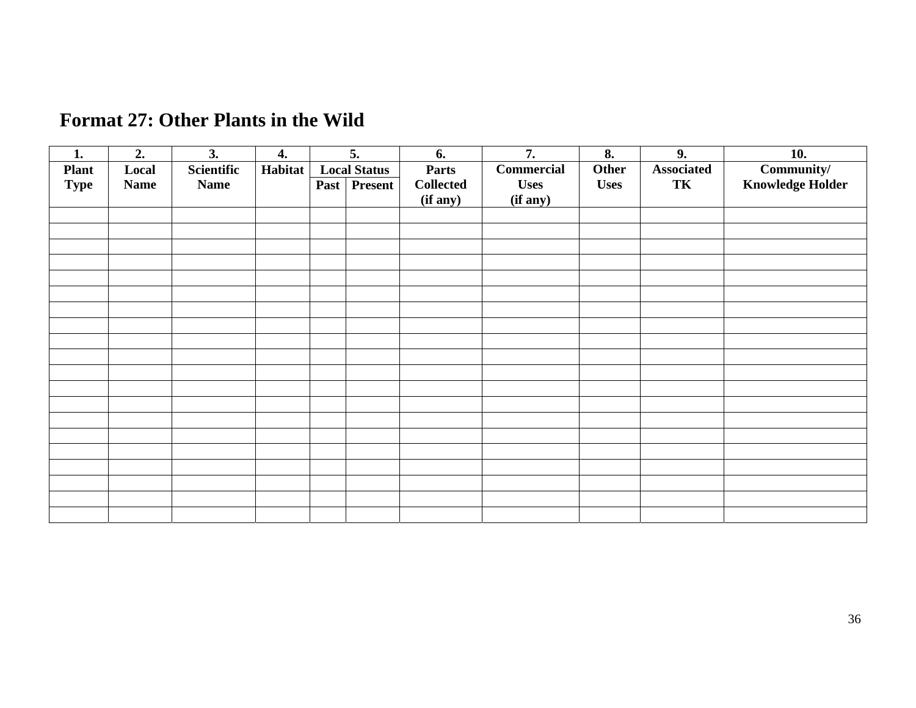## Format 27: Other Plants in the Wild

| 1. Plant Type | 2. Local Name | 3. Scientific Name | 4. Habitat | 5. Local Status | | 6. Parts Collected (if any) | 7. Commercial Uses (if any) | 8. Other Uses | 9. Associated TK | 10. Community/ Knowledge Holder |
|---|---|---|---|---|---|---|---|---|---|---|
| | | | | Past | Present | | | | | |
| | | | | | | | | | | |
| | | | | | | | | | | |
| | | | | | | | | | | |
| | | | | | | | | | | |
| | | | | | | | | | | |
| | | | | | | | | | | |
| | | | | | | | | | | |
| | | | | | | | | | | |
| | | | | | | | | | | |
| | | | | | | | | | | |
| | | | | | | | | | | |
| | | | | | | | | | | |
| | | | | | | | | | | |
| | | | | | | | | | | |
| | | | | | | | | | | |
| | | | | | | | | | | |
| | | | | | | | | | | |
| | | | | | | | | | | |
| | | | | | | | | | | |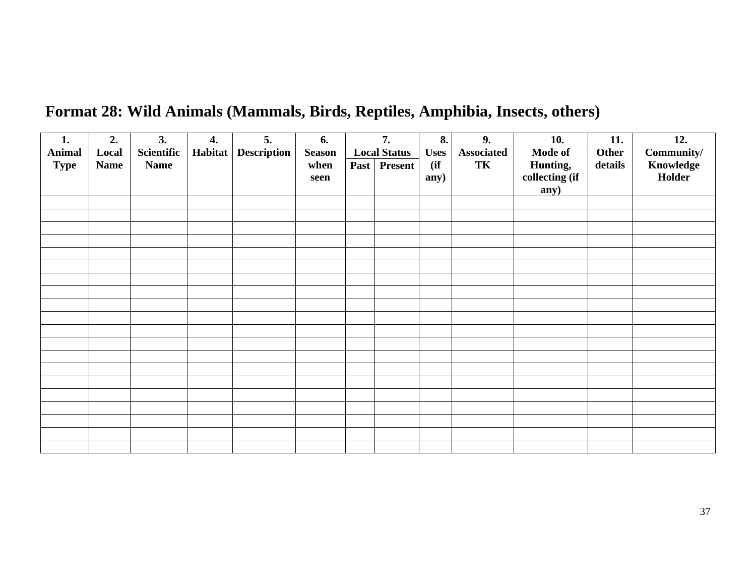## Format 28: Wild Animals (Mammals, Birds, Reptiles, Amphibia, Insects, others)

| 1. | 2. | 3. | 4. | 5. | 6. | 7. | | 8. | 9. | 10. | 11. | 12. |
|---|---|---|---|---|---|---|---|---|---|---|---|---|
| **Animal Type** | **Local Name** | **Scientific Name** | **Habitat** | **Description** | **Season when seen** | **Local Status** | | **Uses (if any)** | **Associated TK** | **Mode of Hunting, collecting (if any)** | **Other details** | **Community/ Knowledge Holder** |
| | | | | | | **Past** | **Present** | | | | | |
| | | | | | | | | | | | | |
| | | | | | | | | | | | | |
| | | | | | | | | | | | | |
| | | | | | | | | | | | | |
| | | | | | | | | | | | | |
| | | | | | | | | | | | | |
| | | | | | | | | | | | | |
| | | | | | | | | | | | | |
| | | | | | | | | | | | | |
| | | | | | | | | | | | | |
| | | | | | | | | | | | | |
| | | | | | | | | | | | | |
| | | | | | | | | | | | | |
| | | | | | | | | | | | | |
| | | | | | | | | | | | | |
| | | | | | | | | | | | | |
| | | | | | | | | | | | | |
| | | | | | | | | | | | | |
| | | | | | | | | | | | | |
| | | | | | | | | | | | | |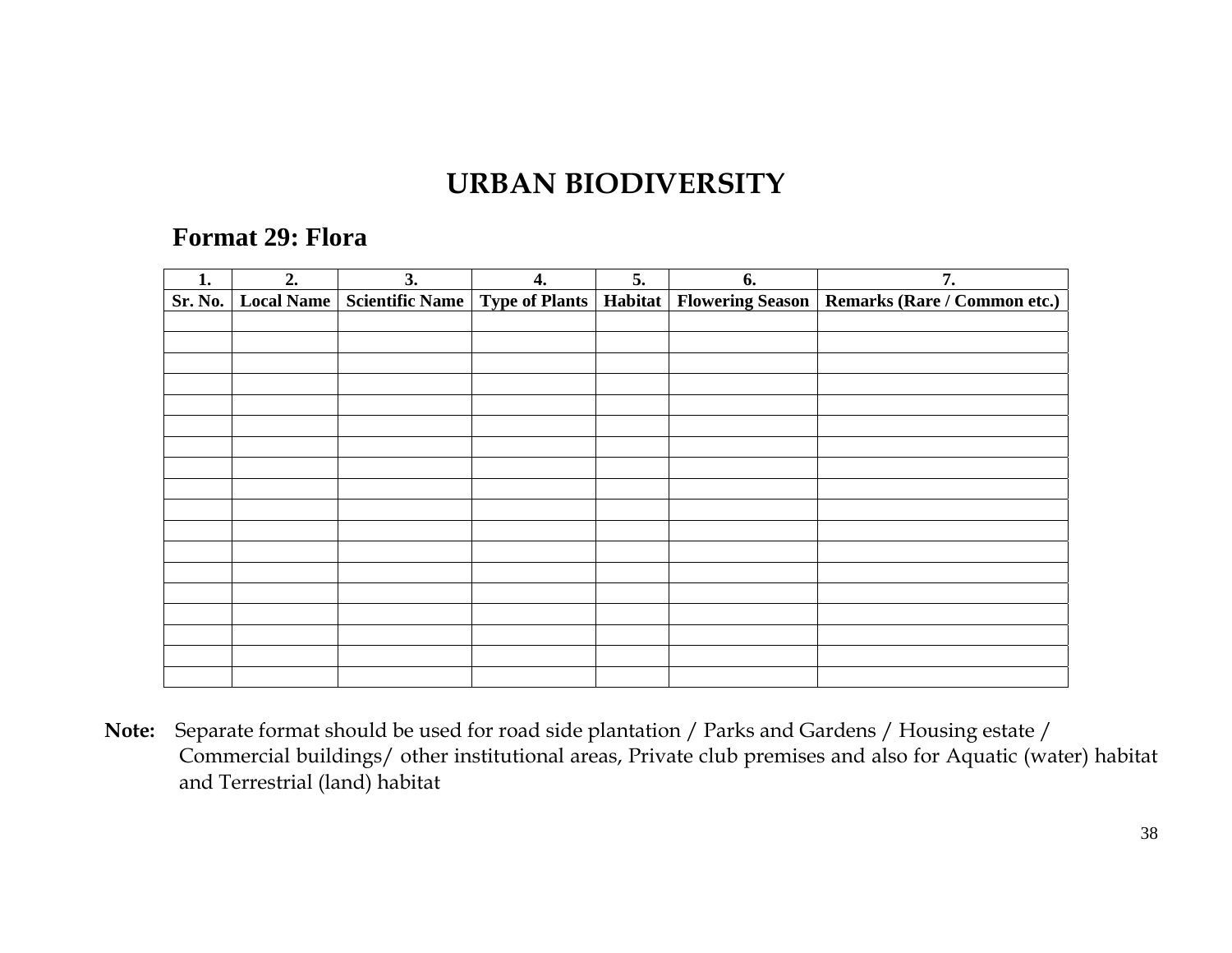# URBAN BIODIVERSITY

## Format 29: Flora

| 1. | 2. | 3. | 4. | 5. | 6. | 7. |
|---|---|---|---|---|---|---|
| Sr. No. | Local Name | Scientific Name | Type of Plants | Habitat | Flowering Season | Remarks (Rare / Common etc.) |
| | | | | | | |
| | | | | | | |
| | | | | | | |
| | | | | | | |
| | | | | | | |
| | | | | | | |
| | | | | | | |
| | | | | | | |
| | | | | | | |
| | | | | | | |
| | | | | | | |
| | | | | | | |
| | | | | | | |
| | | | | | | |
| | | | | | | |
| | | | | | | |
| | | | | | | |
| | | | | | | |

**Note:** Separate format should be used for road side plantation / Parks and Gardens / Housing estate / Commercial buildings/ other institutional areas, Private club premises and also for Aquatic (water) habitat and Terrestrial (land) habitat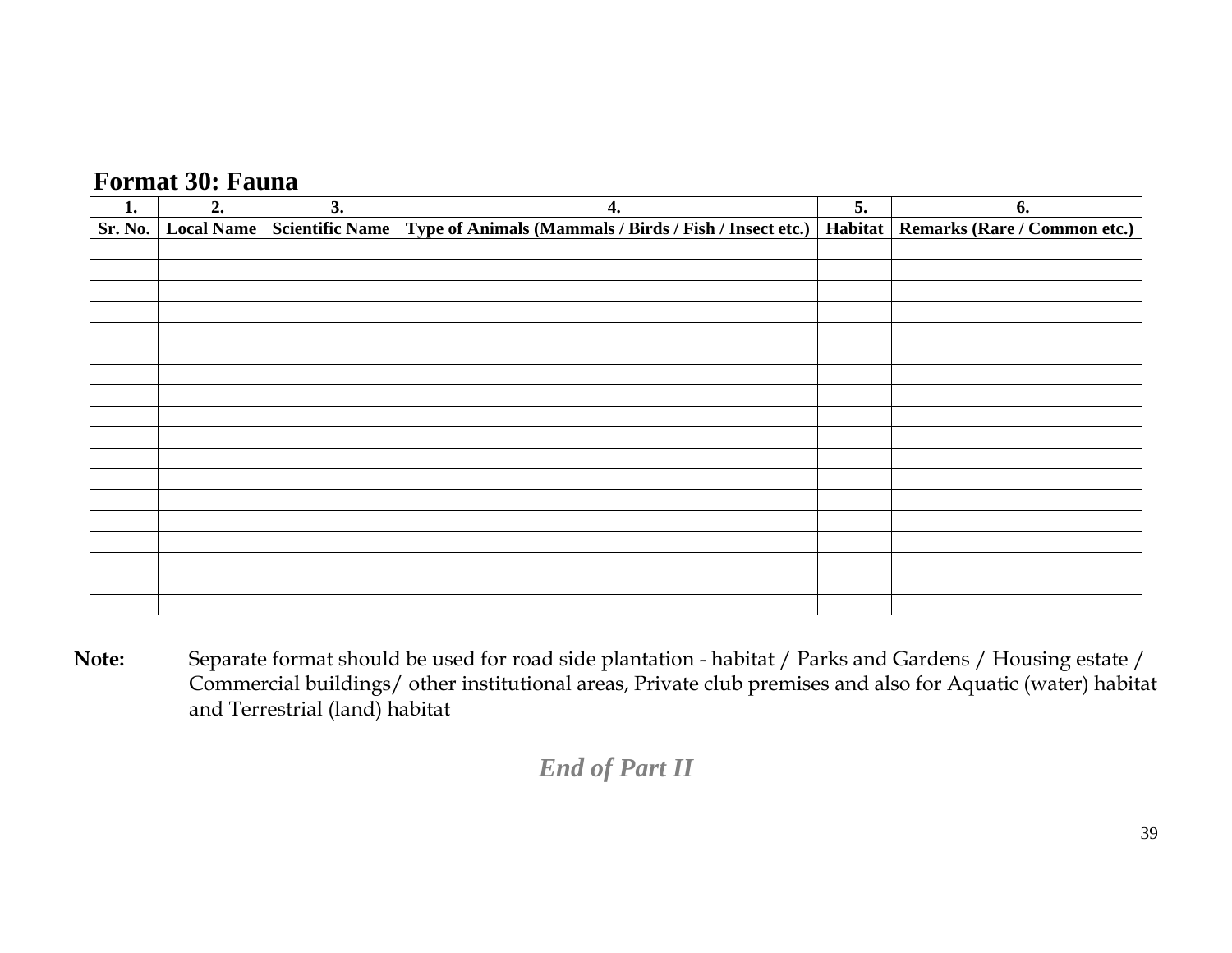## Format 30: Fauna

| 1. | 2. | 3. | 4. | 5. | 6. |
|---|---|---|---|---|---|
| **Sr. No.** | **Local Name** | **Scientific Name** | **Type of Animals (Mammals / Birds / Fish / Insect etc.)** | **Habitat** | **Remarks (Rare / Common etc.)** |
| | | | | | |
| | | | | | |
| | | | | | |
| | | | | | |
| | | | | | |
| | | | | | |
| | | | | | |
| | | | | | |
| | | | | | |
| | | | | | |
| | | | | | |
| | | | | | |
| | | | | | |
| | | | | | |
| | | | | | |
| | | | | | |
| | | | | | |
| | | | | | |

**Note:** Separate format should be used for road side plantation - habitat / Parks and Gardens / Housing estate / Commercial buildings/ other institutional areas, Private club premises and also for Aquatic (water) habitat and Terrestrial (land) habitat

***End of Part II***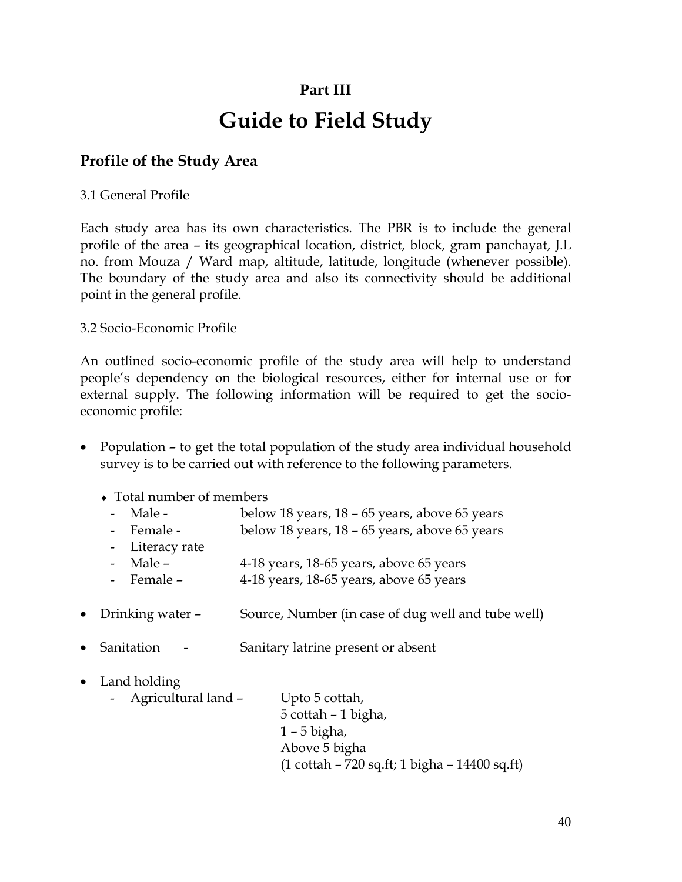**Part III**

# Guide to Field Study

## Profile of the Study Area

3.1 General Profile

Each study area has its own characteristics. The PBR is to include the general profile of the area – its geographical location, district, block, gram panchayat, J.L no. from Mouza / Ward map, altitude, latitude, longitude (whenever possible). The boundary of the study area and also its connectivity should be additional point in the general profile.

3.2 Socio-Economic Profile

An outlined socio-economic profile of the study area will help to understand people's dependency on the biological resources, either for internal use or for external supply. The following information will be required to get the socio-economic profile:

- Population – to get the total population of the study area individual household survey is to be carried out with reference to the following parameters.
  - Total number of members
    - Male - below 18 years, 18 – 65 years, above 65 years
    - Female - below 18 years, 18 – 65 years, above 65 years
    - Literacy rate
    - Male – 4-18 years, 18-65 years, above 65 years
    - Female – 4-18 years, 18-65 years, above 65 years
- Drinking water – Source, Number (in case of dug well and tube well)
- Sanitation - Sanitary latrine present or absent
- Land holding
  - Agricultural land – Upto 5 cottah,
    5 cottah – 1 bigha,
    1 – 5 bigha,
    Above 5 bigha
    (1 cottah – 720 sq.ft; 1 bigha – 14400 sq.ft)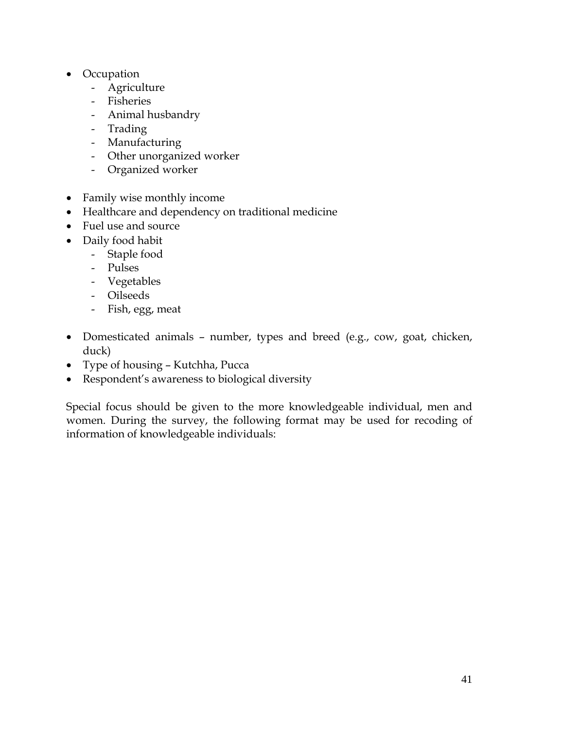- Occupation
  - Agriculture
  - Fisheries
  - Animal husbandry
  - Trading
  - Manufacturing
  - Other unorganized worker
  - Organized worker

- Family wise monthly income
- Healthcare and dependency on traditional medicine
- Fuel use and source
- Daily food habit
  - Staple food
  - Pulses
  - Vegetables
  - Oilseeds
  - Fish, egg, meat

- Domesticated animals – number, types and breed (e.g., cow, goat, chicken, duck)
- Type of housing – Kutchha, Pucca
- Respondent's awareness to biological diversity

Special focus should be given to the more knowledgeable individual, men and women. During the survey, the following format may be used for recoding of information of knowledgeable individuals: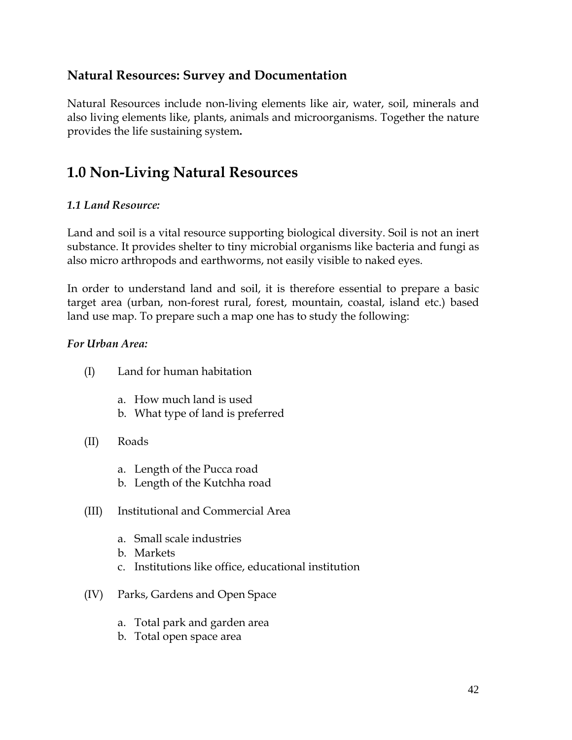## Natural Resources: Survey and Documentation

Natural Resources include non-living elements like air, water, soil, minerals and also living elements like, plants, animals and microorganisms. Together the nature provides the life sustaining system**.**

# 1.0 Non-Living Natural Resources

### *1.1 Land Resource:*

Land and soil is a vital resource supporting biological diversity. Soil is not an inert substance. It provides shelter to tiny microbial organisms like bacteria and fungi as also micro arthropods and earthworms, not easily visible to naked eyes.

In order to understand land and soil, it is therefore essential to prepare a basic target area (urban, non-forest rural, forest, mountain, coastal, island etc.) based land use map. To prepare such a map one has to study the following:

***For Urban Area:***

(I) Land for human habitation

   a. How much land is used
   b. What type of land is preferred

(II) Roads

   a. Length of the Pucca road
   b. Length of the Kutchha road

(III) Institutional and Commercial Area

   a. Small scale industries
   b. Markets
   c. Institutions like office, educational institution

(IV) Parks, Gardens and Open Space

   a. Total park and garden area
   b. Total open space area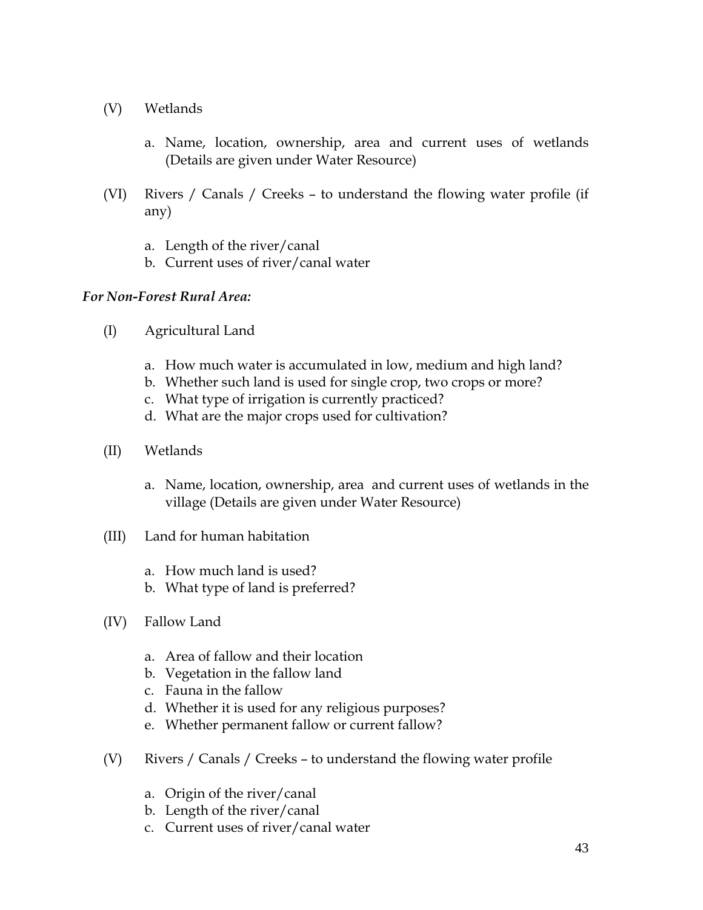(V) Wetlands

a. Name, location, ownership, area and current uses of wetlands (Details are given under Water Resource)

(VI) Rivers / Canals / Creeks – to understand the flowing water profile (if any)

a. Length of the river/canal
b. Current uses of river/canal water

***For Non-Forest Rural Area:***

(I) Agricultural Land

a. How much water is accumulated in low, medium and high land?
b. Whether such land is used for single crop, two crops or more?
c. What type of irrigation is currently practiced?
d. What are the major crops used for cultivation?

(II) Wetlands

a. Name, location, ownership, area and current uses of wetlands in the village (Details are given under Water Resource)

(III) Land for human habitation

a. How much land is used?
b. What type of land is preferred?

(IV) Fallow Land

a. Area of fallow and their location
b. Vegetation in the fallow land
c. Fauna in the fallow
d. Whether it is used for any religious purposes?
e. Whether permanent fallow or current fallow?

(V) Rivers / Canals / Creeks – to understand the flowing water profile

a. Origin of the river/canal
b. Length of the river/canal
c. Current uses of river/canal water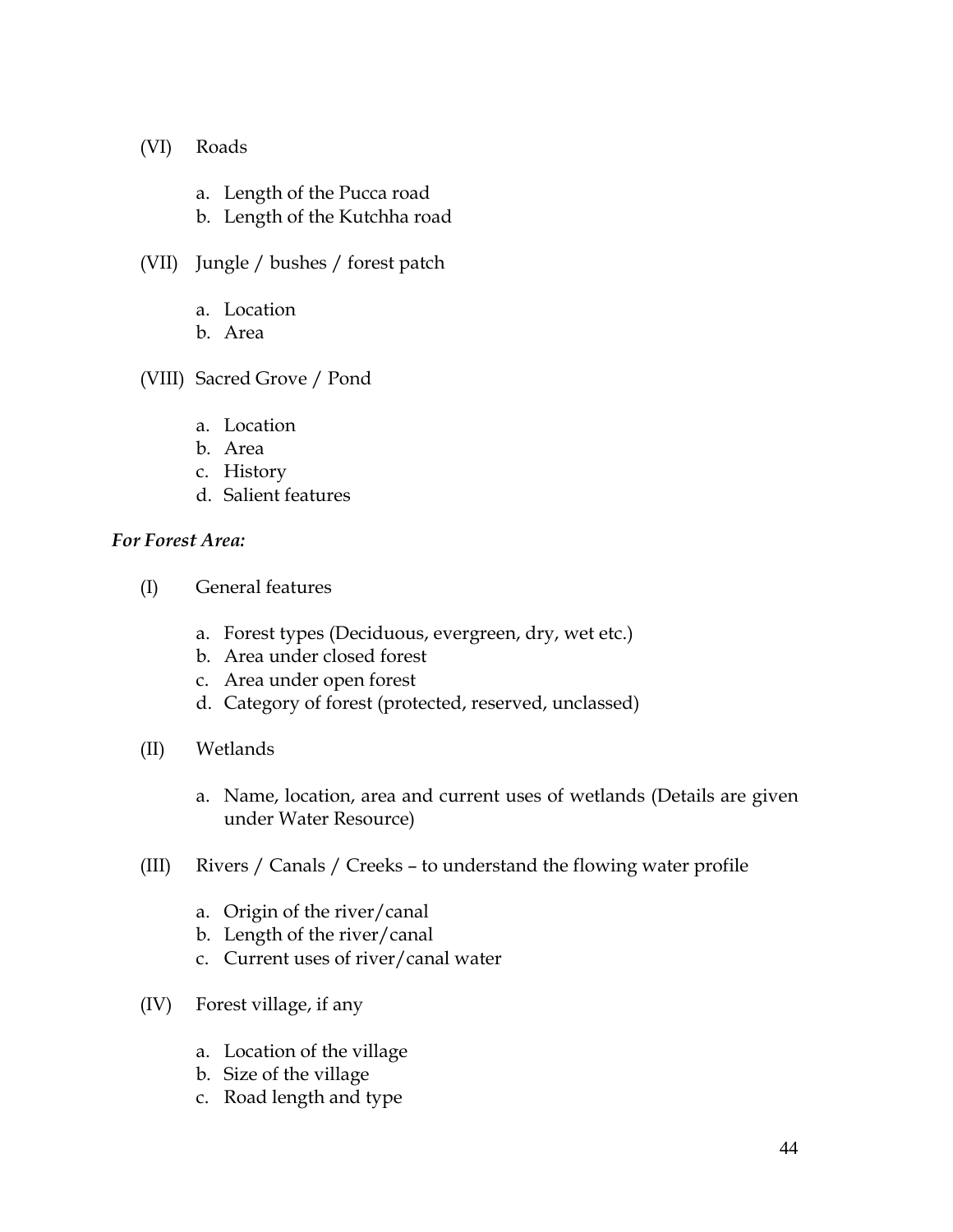(VI) Roads

a. Length of the Pucca road
b. Length of the Kutchha road

(VII) Jungle / bushes / forest patch

a. Location
b. Area

(VIII) Sacred Grove / Pond

a. Location
b. Area
c. History
d. Salient features

***For Forest Area:***

(I) General features

a. Forest types (Deciduous, evergreen, dry, wet etc.)
b. Area under closed forest
c. Area under open forest
d. Category of forest (protected, reserved, unclassed)

(II) Wetlands

a. Name, location, area and current uses of wetlands (Details are given under Water Resource)

(III) Rivers / Canals / Creeks – to understand the flowing water profile

a. Origin of the river/canal
b. Length of the river/canal
c. Current uses of river/canal water

(IV) Forest village, if any

a. Location of the village
b. Size of the village
c. Road length and type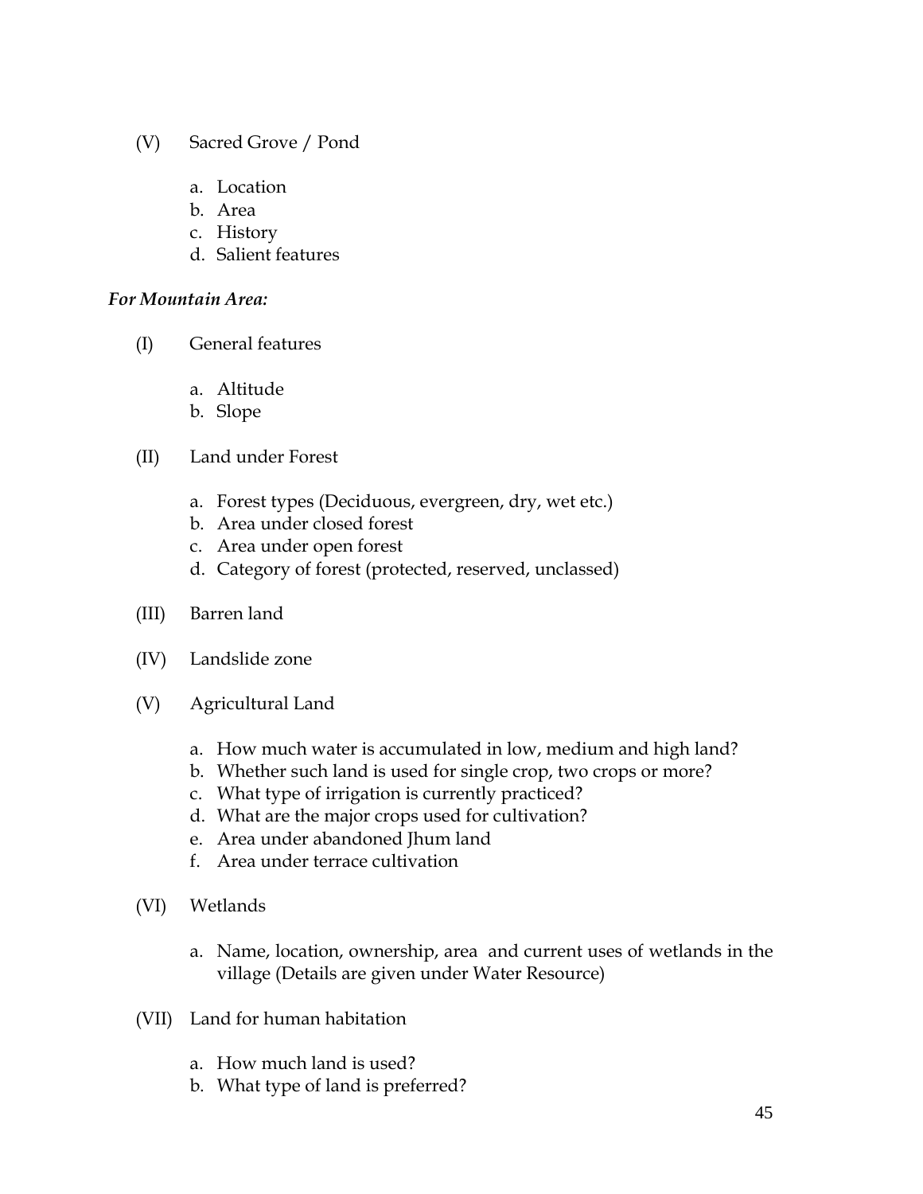(V) Sacred Grove / Pond

a. Location
b. Area
c. History
d. Salient features

***For Mountain Area:***

(I) General features

a. Altitude
b. Slope

(II) Land under Forest

a. Forest types (Deciduous, evergreen, dry, wet etc.)
b. Area under closed forest
c. Area under open forest
d. Category of forest (protected, reserved, unclassed)

(III) Barren land

(IV) Landslide zone

(V) Agricultural Land

a. How much water is accumulated in low, medium and high land?
b. Whether such land is used for single crop, two crops or more?
c. What type of irrigation is currently practiced?
d. What are the major crops used for cultivation?
e. Area under abandoned Jhum land
f. Area under terrace cultivation

(VI) Wetlands

a. Name, location, ownership, area and current uses of wetlands in the village (Details are given under Water Resource)

(VII) Land for human habitation

a. How much land is used?
b. What type of land is preferred?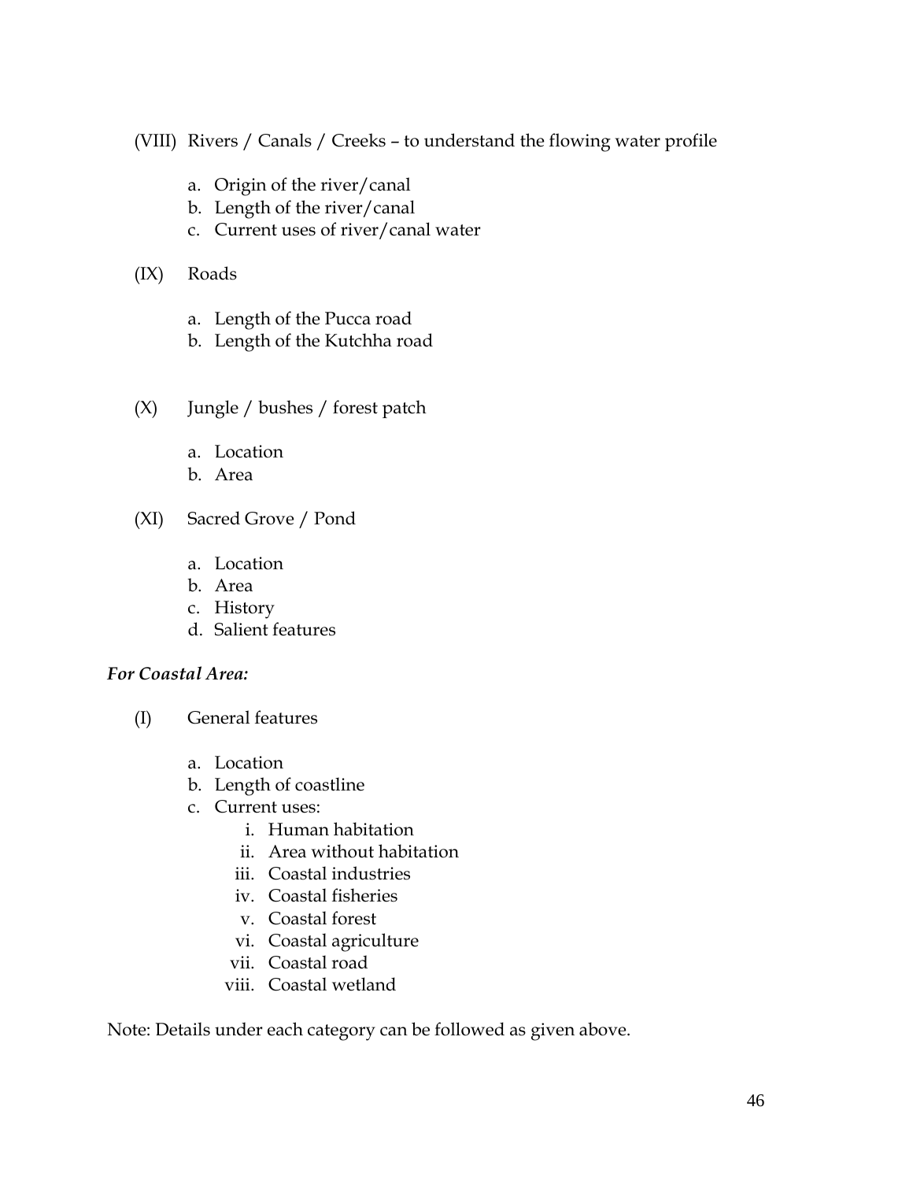(VIII) Rivers / Canals / Creeks – to understand the flowing water profile

a. Origin of the river/canal
b. Length of the river/canal
c. Current uses of river/canal water

(IX) Roads

a. Length of the Pucca road
b. Length of the Kutchha road

(X) Jungle / bushes / forest patch

a. Location
b. Area

(XI) Sacred Grove / Pond

a. Location
b. Area
c. History
d. Salient features

***For Coastal Area:***

(I) General features

a. Location
b. Length of coastline
c. Current uses:
   i. Human habitation
   ii. Area without habitation
   iii. Coastal industries
   iv. Coastal fisheries
   v. Coastal forest
   vi. Coastal agriculture
   vii. Coastal road
   viii. Coastal wetland

Note: Details under each category can be followed as given above.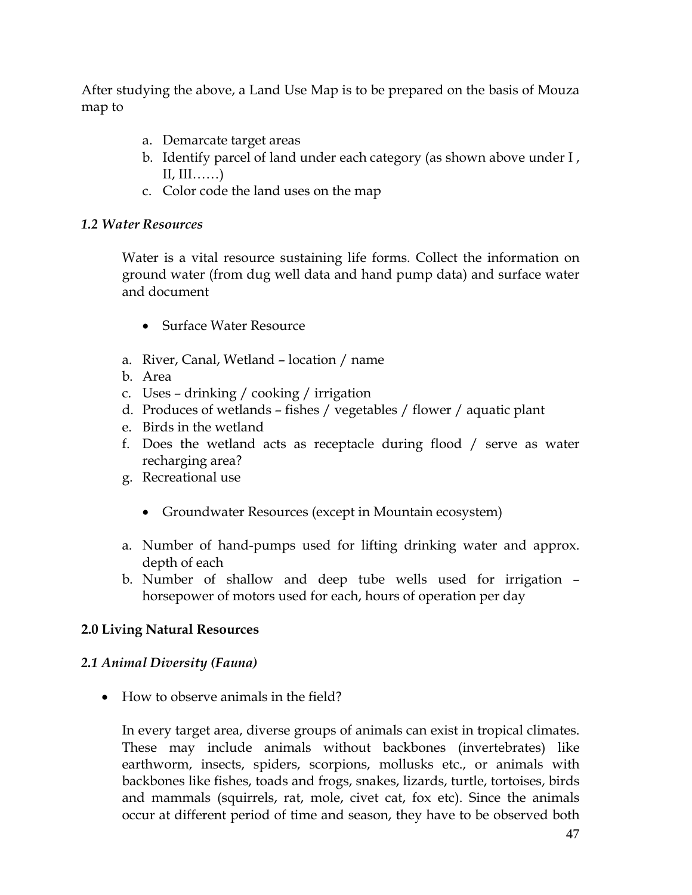After studying the above, a Land Use Map is to be prepared on the basis of Mouza map to

a. Demarcate target areas
b. Identify parcel of land under each category (as shown above under I , II, III……)
c. Color code the land uses on the map

### *1.2 Water Resources*

Water is a vital resource sustaining life forms. Collect the information on ground water (from dug well data and hand pump data) and surface water and document

- Surface Water Resource

a. River, Canal, Wetland – location / name
b. Area
c. Uses – drinking / cooking / irrigation
d. Produces of wetlands – fishes / vegetables / flower / aquatic plant
e. Birds in the wetland
f. Does the wetland acts as receptacle during flood / serve as water recharging area?
g. Recreational use

- Groundwater Resources (except in Mountain ecosystem)

a. Number of hand-pumps used for lifting drinking water and approx. depth of each
b. Number of shallow and deep tube wells used for irrigation – horsepower of motors used for each, hours of operation per day

## 2.0 Living Natural Resources

### *2.1 Animal Diversity (Fauna)*

- How to observe animals in the field?

In every target area, diverse groups of animals can exist in tropical climates. These may include animals without backbones (invertebrates) like earthworm, insects, spiders, scorpions, mollusks etc., or animals with backbones like fishes, toads and frogs, snakes, lizards, turtle, tortoises, birds and mammals (squirrels, rat, mole, civet cat, fox etc). Since the animals occur at different period of time and season, they have to be observed both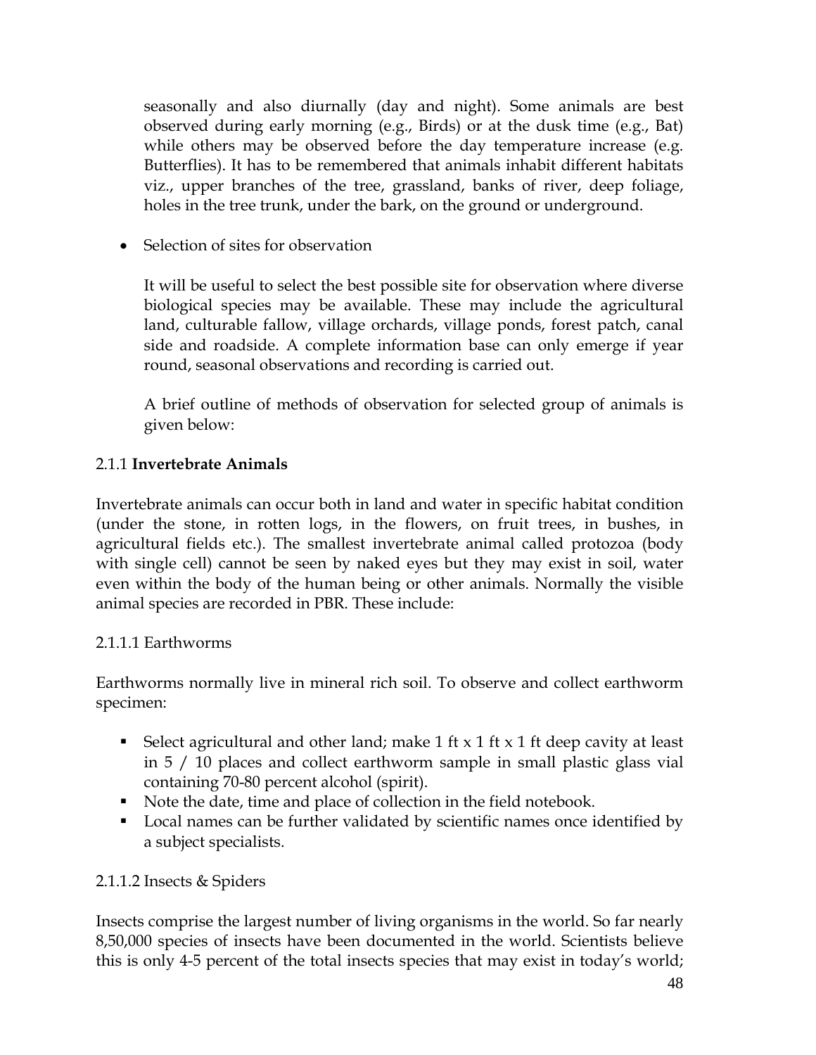seasonally and also diurnally (day and night). Some animals are best observed during early morning (e.g., Birds) or at the dusk time (e.g., Bat) while others may be observed before the day temperature increase (e.g. Butterflies). It has to be remembered that animals inhabit different habitats viz., upper branches of the tree, grassland, banks of river, deep foliage, holes in the tree trunk, under the bark, on the ground or underground.

- Selection of sites for observation

  It will be useful to select the best possible site for observation where diverse biological species may be available. These may include the agricultural land, culturable fallow, village orchards, village ponds, forest patch, canal side and roadside. A complete information base can only emerge if year round, seasonal observations and recording is carried out.

  A brief outline of methods of observation for selected group of animals is given below:

### 2.1.1 **Invertebrate Animals**

Invertebrate animals can occur both in land and water in specific habitat condition (under the stone, in rotten logs, in the flowers, on fruit trees, in bushes, in agricultural fields etc.). The smallest invertebrate animal called protozoa (body with single cell) cannot be seen by naked eyes but they may exist in soil, water even within the body of the human being or other animals. Normally the visible animal species are recorded in PBR. These include:

#### 2.1.1.1 Earthworms

Earthworms normally live in mineral rich soil. To observe and collect earthworm specimen:

- Select agricultural and other land; make 1 ft x 1 ft x 1 ft deep cavity at least in 5 / 10 places and collect earthworm sample in small plastic glass vial containing 70-80 percent alcohol (spirit).
- Note the date, time and place of collection in the field notebook.
- Local names can be further validated by scientific names once identified by a subject specialists.

#### 2.1.1.2 Insects & Spiders

Insects comprise the largest number of living organisms in the world. So far nearly 8,50,000 species of insects have been documented in the world. Scientists believe this is only 4-5 percent of the total insects species that may exist in today's world;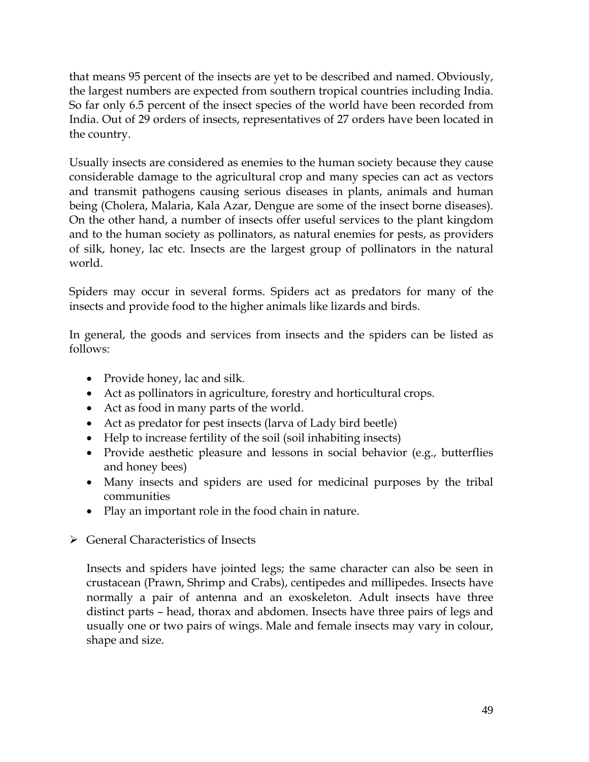that means 95 percent of the insects are yet to be described and named. Obviously, the largest numbers are expected from southern tropical countries including India. So far only 6.5 percent of the insect species of the world have been recorded from India. Out of 29 orders of insects, representatives of 27 orders have been located in the country.

Usually insects are considered as enemies to the human society because they cause considerable damage to the agricultural crop and many species can act as vectors and transmit pathogens causing serious diseases in plants, animals and human being (Cholera, Malaria, Kala Azar, Dengue are some of the insect borne diseases). On the other hand, a number of insects offer useful services to the plant kingdom and to the human society as pollinators, as natural enemies for pests, as providers of silk, honey, lac etc. Insects are the largest group of pollinators in the natural world.

Spiders may occur in several forms. Spiders act as predators for many of the insects and provide food to the higher animals like lizards and birds.

In general, the goods and services from insects and the spiders can be listed as follows:

- Provide honey, lac and silk.
- Act as pollinators in agriculture, forestry and horticultural crops.
- Act as food in many parts of the world.
- Act as predator for pest insects (larva of Lady bird beetle)
- Help to increase fertility of the soil (soil inhabiting insects)
- Provide aesthetic pleasure and lessons in social behavior (e.g., butterflies and honey bees)
- Many insects and spiders are used for medicinal purposes by the tribal communities
- Play an important role in the food chain in nature.

➢ General Characteristics of Insects

Insects and spiders have jointed legs; the same character can also be seen in crustacean (Prawn, Shrimp and Crabs), centipedes and millipedes. Insects have normally a pair of antenna and an exoskeleton. Adult insects have three distinct parts – head, thorax and abdomen. Insects have three pairs of legs and usually one or two pairs of wings. Male and female insects may vary in colour, shape and size.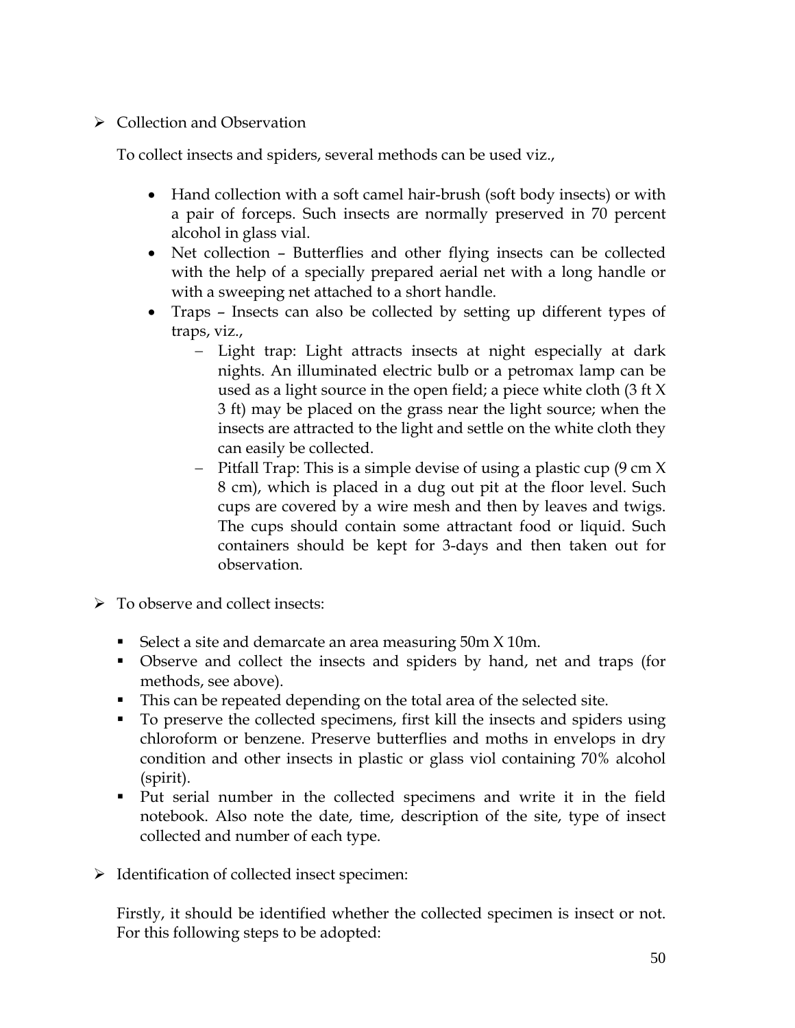- Collection and Observation

  To collect insects and spiders, several methods can be used viz.,

  - Hand collection with a soft camel hair-brush (soft body insects) or with a pair of forceps. Such insects are normally preserved in 70 percent alcohol in glass vial.
  - Net collection – Butterflies and other flying insects can be collected with the help of a specially prepared aerial net with a long handle or with a sweeping net attached to a short handle.
  - Traps – Insects can also be collected by setting up different types of traps, viz.,
    - Light trap: Light attracts insects at night especially at dark nights. An illuminated electric bulb or a petromax lamp can be used as a light source in the open field; a piece white cloth (3 ft X 3 ft) may be placed on the grass near the light source; when the insects are attracted to the light and settle on the white cloth they can easily be collected.
    - Pitfall Trap: This is a simple devise of using a plastic cup (9 cm X 8 cm), which is placed in a dug out pit at the floor level. Such cups are covered by a wire mesh and then by leaves and twigs. The cups should contain some attractant food or liquid. Such containers should be kept for 3-days and then taken out for observation.

- To observe and collect insects:

  - Select a site and demarcate an area measuring 50m X 10m.
  - Observe and collect the insects and spiders by hand, net and traps (for methods, see above).
  - This can be repeated depending on the total area of the selected site.
  - To preserve the collected specimens, first kill the insects and spiders using chloroform or benzene. Preserve butterflies and moths in envelops in dry condition and other insects in plastic or glass viol containing 70% alcohol (spirit).
  - Put serial number in the collected specimens and write it in the field notebook. Also note the date, time, description of the site, type of insect collected and number of each type.

- Identification of collected insect specimen:

  Firstly, it should be identified whether the collected specimen is insect or not. For this following steps to be adopted: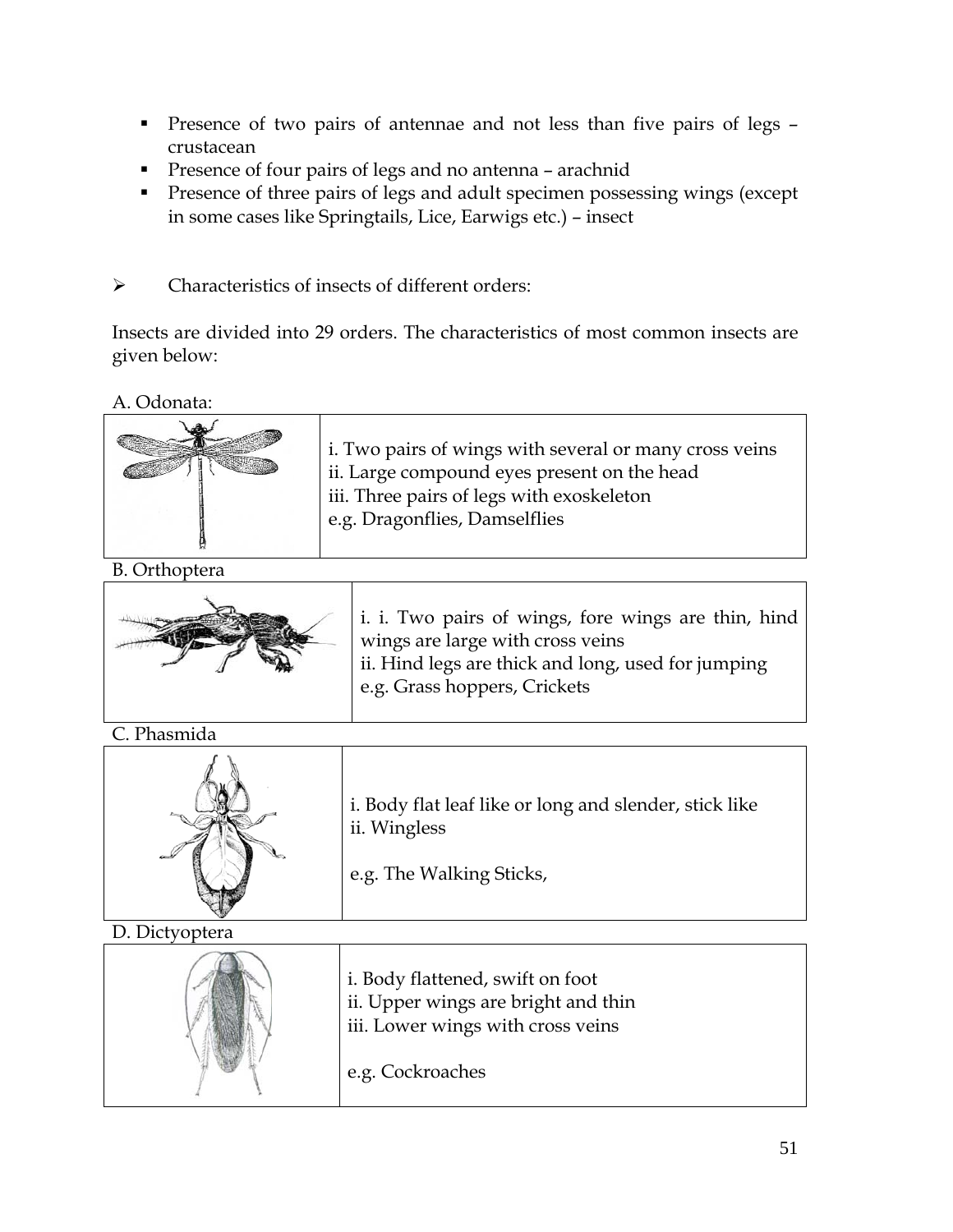- Presence of two pairs of antennae and not less than five pairs of legs – crustacean
- Presence of four pairs of legs and no antenna – arachnid
- Presence of three pairs of legs and adult specimen possessing wings (except in some cases like Springtails, Lice, Earwigs etc.) – insect

➢ Characteristics of insects of different orders:

Insects are divided into 29 orders. The characteristics of most common insects are given below:

A. Odonata:

| | |
|---|---|
| | i. Two pairs of wings with several or many cross veins<br>ii. Large compound eyes present on the head<br>iii. Three pairs of legs with exoskeleton<br>e.g. Dragonflies, Damselflies |

B. Orthoptera

| | |
|---|---|
| | i. i. Two pairs of wings, fore wings are thin, hind wings are large with cross veins<br>ii. Hind legs are thick and long, used for jumping<br>e.g. Grass hoppers, Crickets |

C. Phasmida

| | |
|---|---|
| | i. Body flat leaf like or long and slender, stick like<br>ii. Wingless<br><br>e.g. The Walking Sticks, |

D. Dictyoptera

| | |
|---|---|
| | i. Body flattened, swift on foot<br>ii. Upper wings are bright and thin<br>iii. Lower wings with cross veins<br><br>e.g. Cockroaches |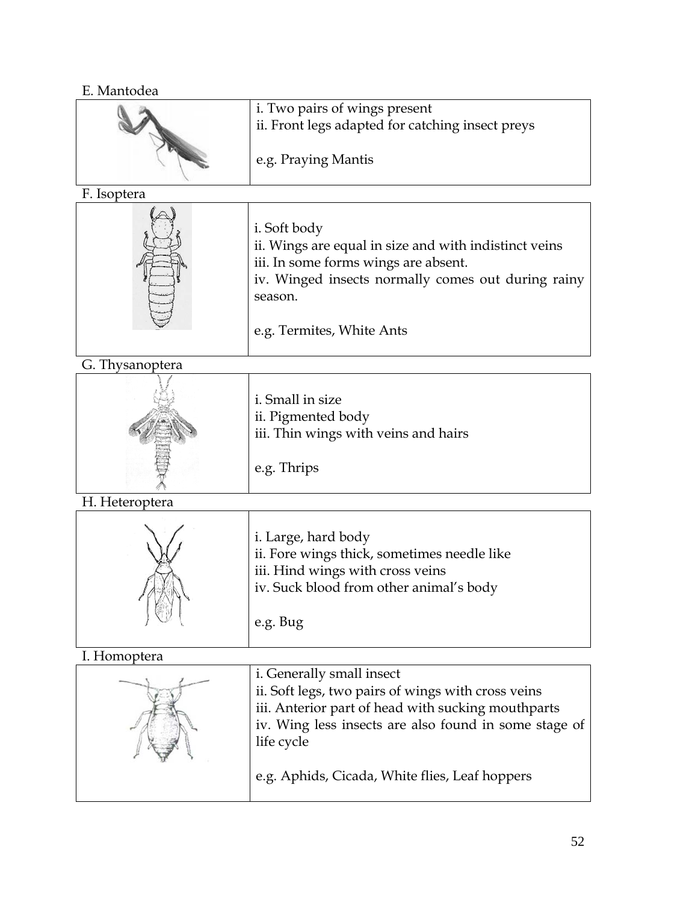E. Mantodea

| | |
|---|---|
| | i. Two pairs of wings present<br>ii. Front legs adapted for catching insect preys<br><br>e.g. Praying Mantis |

F. Isoptera

| | |
|---|---|
| | i. Soft body<br>ii. Wings are equal in size and with indistinct veins<br>iii. In some forms wings are absent.<br>iv. Winged insects normally comes out during rainy season.<br><br>e.g. Termites, White Ants |

G. Thysanoptera

| | |
|---|---|
| | i. Small in size<br>ii. Pigmented body<br>iii. Thin wings with veins and hairs<br><br>e.g. Thrips |

H. Heteroptera

| | |
|---|---|
| | i. Large, hard body<br>ii. Fore wings thick, sometimes needle like<br>iii. Hind wings with cross veins<br>iv. Suck blood from other animal's body<br><br>e.g. Bug |

I. Homoptera

| | |
|---|---|
| | i. Generally small insect<br>ii. Soft legs, two pairs of wings with cross veins<br>iii. Anterior part of head with sucking mouthparts<br>iv. Wing less insects are also found in some stage of life cycle<br><br>e.g. Aphids, Cicada, White flies, Leaf hoppers |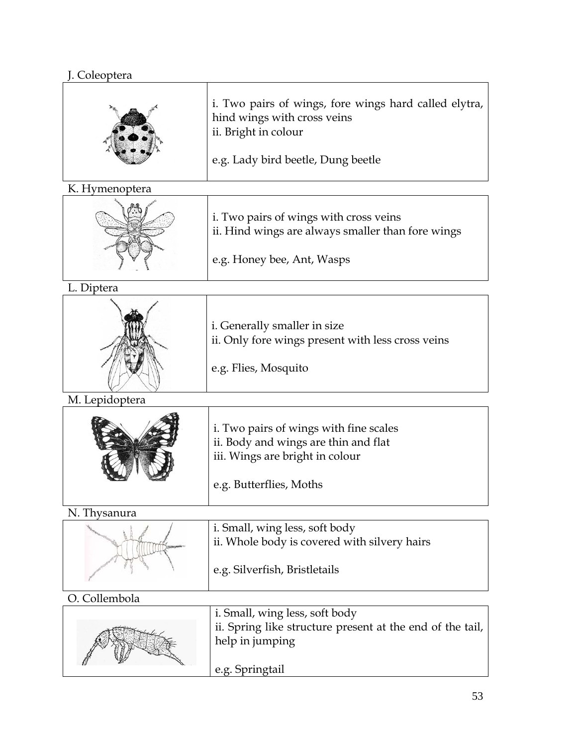J. Coleoptera

| | |
|---|---|
| | i. Two pairs of wings, fore wings hard called elytra, hind wings with cross veins<br>ii. Bright in colour<br><br>e.g. Lady bird beetle, Dung beetle |

K. Hymenoptera

| | |
|---|---|
| | i. Two pairs of wings with cross veins<br>ii. Hind wings are always smaller than fore wings<br><br>e.g. Honey bee, Ant, Wasps |

L. Diptera

| | |
|---|---|
| | i. Generally smaller in size<br>ii. Only fore wings present with less cross veins<br><br>e.g. Flies, Mosquito |

M. Lepidoptera

| | |
|---|---|
| | i. Two pairs of wings with fine scales<br>ii. Body and wings are thin and flat<br>iii. Wings are bright in colour<br><br>e.g. Butterflies, Moths |

N. Thysanura

| | |
|---|---|
| | i. Small, wing less, soft body<br>ii. Whole body is covered with silvery hairs<br><br>e.g. Silverfish, Bristletails |

O. Collembola

| | |
|---|---|
| | i. Small, wing less, soft body<br>ii. Spring like structure present at the end of the tail, help in jumping<br><br>e.g. Springtail |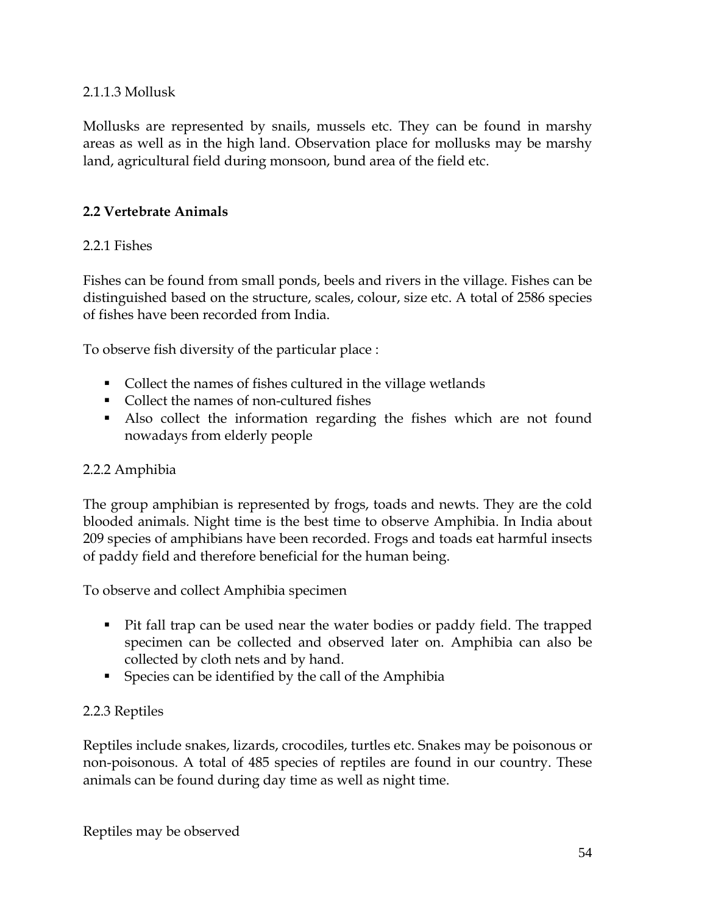2.1.1.3 Mollusk

Mollusks are represented by snails, mussels etc. They can be found in marshy areas as well as in the high land. Observation place for mollusks may be marshy land, agricultural field during monsoon, bund area of the field etc.

## 2.2 Vertebrate Animals

2.2.1 Fishes

Fishes can be found from small ponds, beels and rivers in the village. Fishes can be distinguished based on the structure, scales, colour, size etc. A total of 2586 species of fishes have been recorded from India.

To observe fish diversity of the particular place :

- Collect the names of fishes cultured in the village wetlands
- Collect the names of non-cultured fishes
- Also collect the information regarding the fishes which are not found nowadays from elderly people

2.2.2 Amphibia

The group amphibian is represented by frogs, toads and newts. They are the cold blooded animals. Night time is the best time to observe Amphibia. In India about 209 species of amphibians have been recorded. Frogs and toads eat harmful insects of paddy field and therefore beneficial for the human being.

To observe and collect Amphibia specimen

- Pit fall trap can be used near the water bodies or paddy field. The trapped specimen can be collected and observed later on. Amphibia can also be collected by cloth nets and by hand.
- Species can be identified by the call of the Amphibia

2.2.3 Reptiles

Reptiles include snakes, lizards, crocodiles, turtles etc. Snakes may be poisonous or non-poisonous. A total of 485 species of reptiles are found in our country. These animals can be found during day time as well as night time.

Reptiles may be observed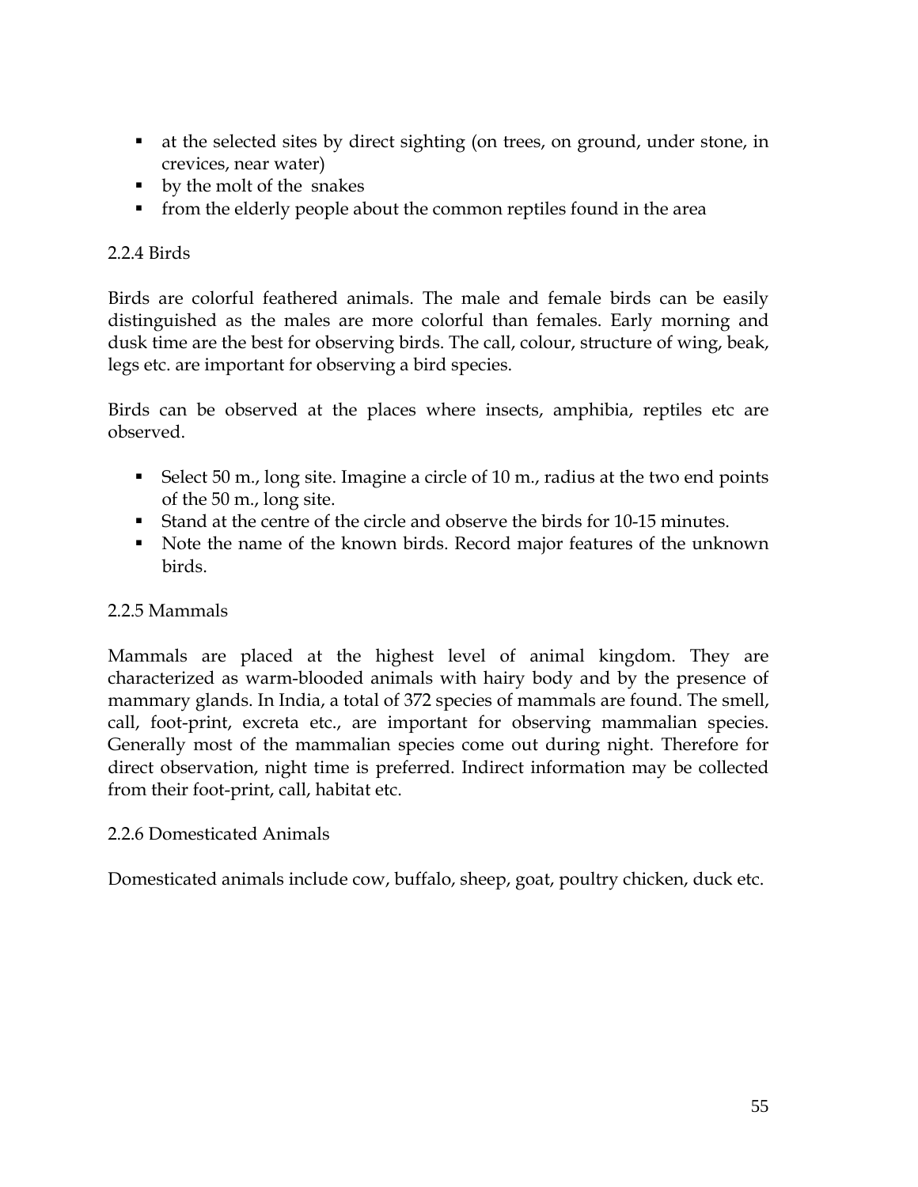- at the selected sites by direct sighting (on trees, on ground, under stone, in crevices, near water)
- by the molt of the snakes
- from the elderly people about the common reptiles found in the area

### 2.2.4 Birds

Birds are colorful feathered animals. The male and female birds can be easily distinguished as the males are more colorful than females. Early morning and dusk time are the best for observing birds. The call, colour, structure of wing, beak, legs etc. are important for observing a bird species.

Birds can be observed at the places where insects, amphibia, reptiles etc are observed.

- Select 50 m., long site. Imagine a circle of 10 m., radius at the two end points of the 50 m., long site.
- Stand at the centre of the circle and observe the birds for 10-15 minutes.
- Note the name of the known birds. Record major features of the unknown birds.

### 2.2.5 Mammals

Mammals are placed at the highest level of animal kingdom. They are characterized as warm-blooded animals with hairy body and by the presence of mammary glands. In India, a total of 372 species of mammals are found. The smell, call, foot-print, excreta etc., are important for observing mammalian species. Generally most of the mammalian species come out during night. Therefore for direct observation, night time is preferred. Indirect information may be collected from their foot-print, call, habitat etc.

### 2.2.6 Domesticated Animals

Domesticated animals include cow, buffalo, sheep, goat, poultry chicken, duck etc.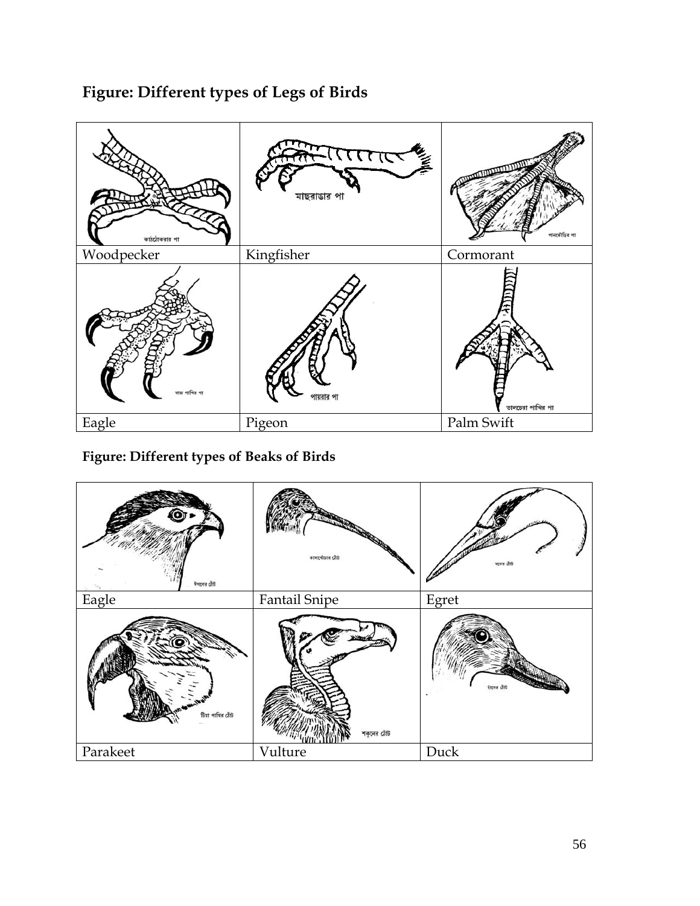**Figure: Different types of Legs of Birds**

| | | |
|---|---|---|
| কাঠঠোকরার পা | মাছরাঙার পা | পানকৌড়ির পা |
| Woodpecker | Kingfisher | Cormorant |
| বাজ পাখির পা | পায়রার পা | তালচেরা পাখির পা |
| Eagle | Pigeon | Palm Swift |

**Figure: Different types of Beaks of Birds**

| | | |
|---|---|---|
| ঈগলের ঠোঁট | কাদাখোঁচার ঠোঁট | বকের ঠোঁট |
| Eagle | Fantail Snipe | Egret |
| টিয়া পাখির ঠোঁট | শকুনের ঠোঁট | হাঁসের ঠোঁট |
| Parakeet | Vulture | Duck |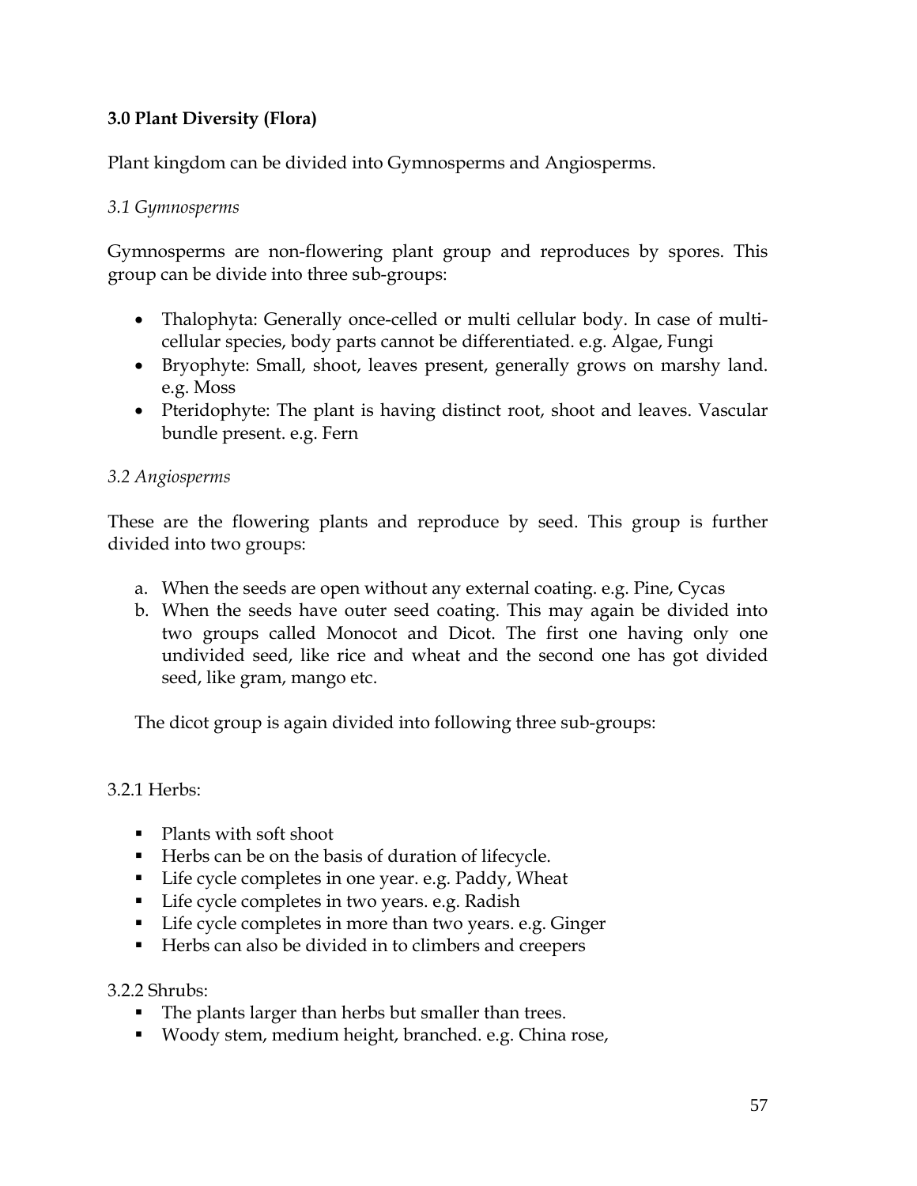## 3.0 Plant Diversity (Flora)

Plant kingdom can be divided into Gymnosperms and Angiosperms.

### *3.1 Gymnosperms*

Gymnosperms are non-flowering plant group and reproduces by spores. This group can be divide into three sub-groups:

- Thalophyta: Generally once-celled or multi cellular body. In case of multi-cellular species, body parts cannot be differentiated. e.g. Algae, Fungi
- Bryophyte: Small, shoot, leaves present, generally grows on marshy land. e.g. Moss
- Pteridophyte: The plant is having distinct root, shoot and leaves. Vascular bundle present. e.g. Fern

### *3.2 Angiosperms*

These are the flowering plants and reproduce by seed. This group is further divided into two groups:

a. When the seeds are open without any external coating. e.g. Pine, Cycas
b. When the seeds have outer seed coating. This may again be divided into two groups called Monocot and Dicot. The first one having only one undivided seed, like rice and wheat and the second one has got divided seed, like gram, mango etc.

The dicot group is again divided into following three sub-groups:

#### 3.2.1 Herbs:

- Plants with soft shoot
- Herbs can be on the basis of duration of lifecycle.
- Life cycle completes in one year. e.g. Paddy, Wheat
- Life cycle completes in two years. e.g. Radish
- Life cycle completes in more than two years. e.g. Ginger
- Herbs can also be divided in to climbers and creepers

#### 3.2.2 Shrubs:

- The plants larger than herbs but smaller than trees.
- Woody stem, medium height, branched. e.g. China rose,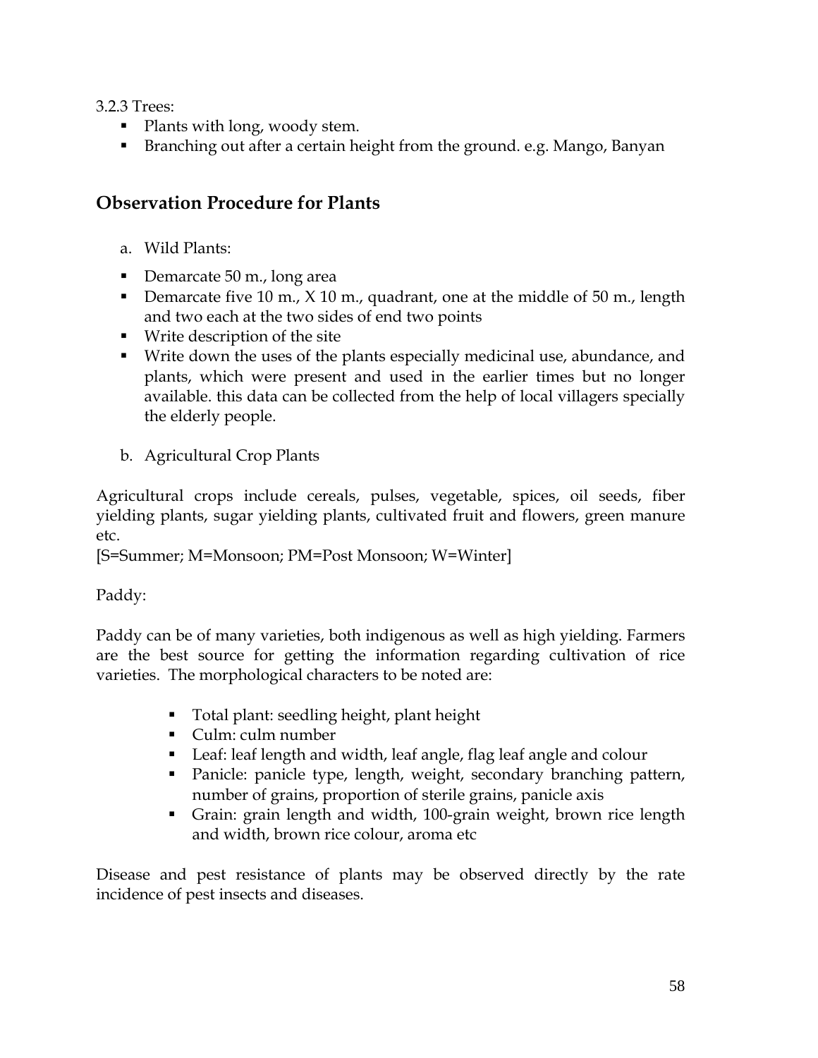3.2.3 Trees:

- Plants with long, woody stem.
- Branching out after a certain height from the ground. e.g. Mango, Banyan

## Observation Procedure for Plants

a. Wild Plants:

- Demarcate 50 m., long area
- Demarcate five 10 m., X 10 m., quadrant, one at the middle of 50 m., length and two each at the two sides of end two points
- Write description of the site
- Write down the uses of the plants especially medicinal use, abundance, and plants, which were present and used in the earlier times but no longer available. this data can be collected from the help of local villagers specially the elderly people.

b. Agricultural Crop Plants

Agricultural crops include cereals, pulses, vegetable, spices, oil seeds, fiber yielding plants, sugar yielding plants, cultivated fruit and flowers, green manure etc.
[S=Summer; M=Monsoon; PM=Post Monsoon; W=Winter]

Paddy:

Paddy can be of many varieties, both indigenous as well as high yielding. Farmers are the best source for getting the information regarding cultivation of rice varieties. The morphological characters to be noted are:

- Total plant: seedling height, plant height
- Culm: culm number
- Leaf: leaf length and width, leaf angle, flag leaf angle and colour
- Panicle: panicle type, length, weight, secondary branching pattern, number of grains, proportion of sterile grains, panicle axis
- Grain: grain length and width, 100-grain weight, brown rice length and width, brown rice colour, aroma etc

Disease and pest resistance of plants may be observed directly by the rate incidence of pest insects and diseases.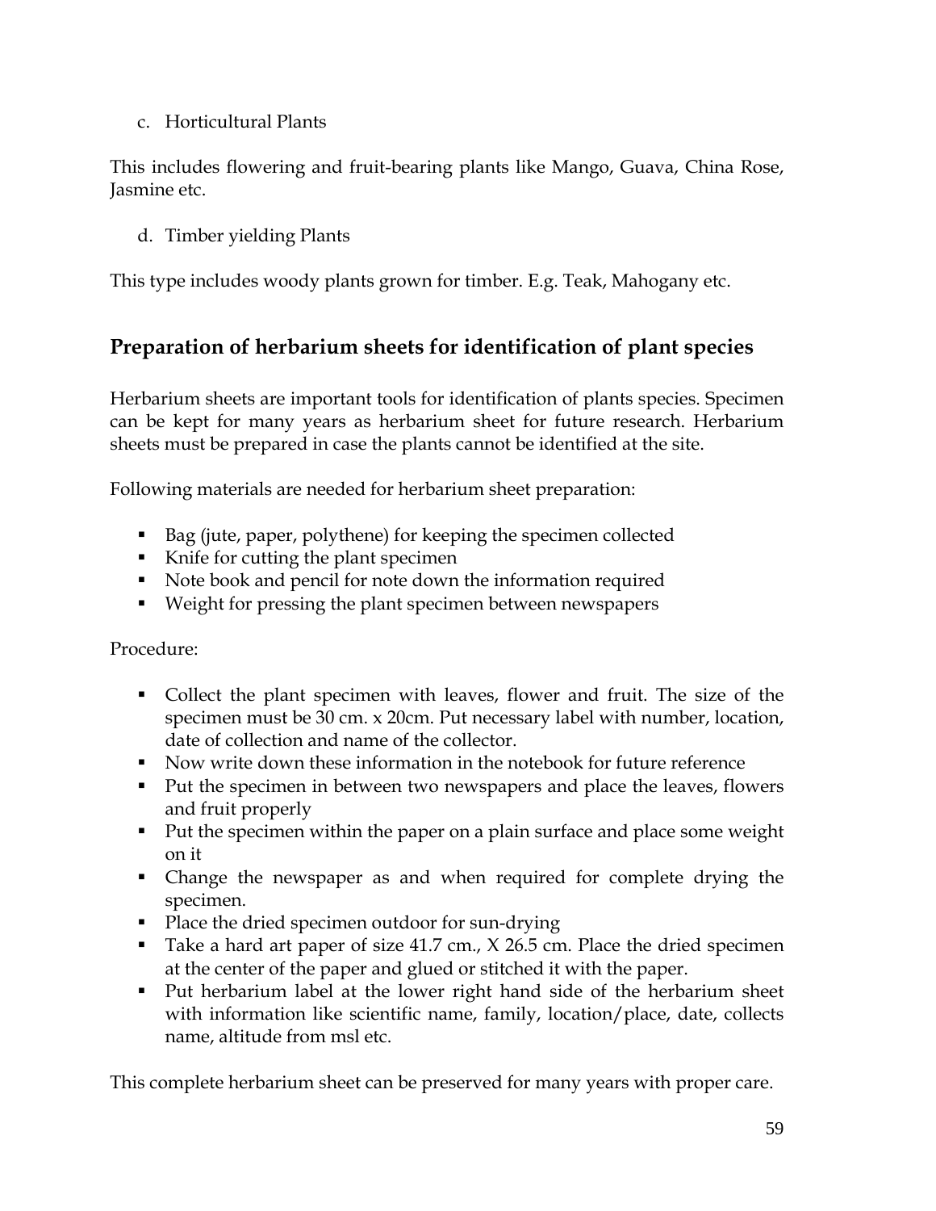c. Horticultural Plants

This includes flowering and fruit-bearing plants like Mango, Guava, China Rose, Jasmine etc.

d. Timber yielding Plants

This type includes woody plants grown for timber. E.g. Teak, Mahogany etc.

## Preparation of herbarium sheets for identification of plant species

Herbarium sheets are important tools for identification of plants species. Specimen can be kept for many years as herbarium sheet for future research. Herbarium sheets must be prepared in case the plants cannot be identified at the site.

Following materials are needed for herbarium sheet preparation:

- Bag (jute, paper, polythene) for keeping the specimen collected
- Knife for cutting the plant specimen
- Note book and pencil for note down the information required
- Weight for pressing the plant specimen between newspapers

Procedure:

- Collect the plant specimen with leaves, flower and fruit. The size of the specimen must be 30 cm. x 20cm. Put necessary label with number, location, date of collection and name of the collector.
- Now write down these information in the notebook for future reference
- Put the specimen in between two newspapers and place the leaves, flowers and fruit properly
- Put the specimen within the paper on a plain surface and place some weight on it
- Change the newspaper as and when required for complete drying the specimen.
- Place the dried specimen outdoor for sun-drying
- Take a hard art paper of size 41.7 cm., X 26.5 cm. Place the dried specimen at the center of the paper and glued or stitched it with the paper.
- Put herbarium label at the lower right hand side of the herbarium sheet with information like scientific name, family, location/place, date, collects name, altitude from msl etc.

This complete herbarium sheet can be preserved for many years with proper care.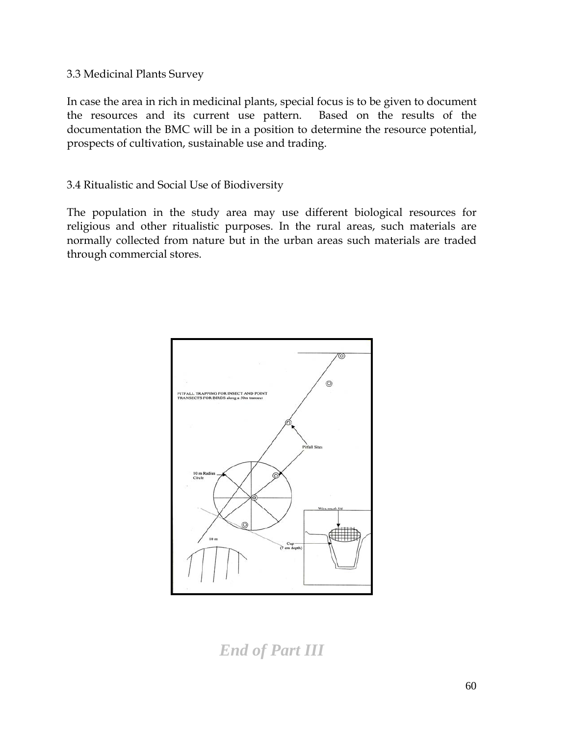3.3 Medicinal Plants Survey

In case the area in rich in medicinal plants, special focus is to be given to document the resources and its current use pattern. Based on the results of the documentation the BMC will be in a position to determine the resource potential, prospects of cultivation, sustainable use and trading.

3.4 Ritualistic and Social Use of Biodiversity

The population in the study area may use different biological resources for religious and other ritualistic purposes. In the rural areas, such materials are normally collected from nature but in the urban areas such materials are traded through commercial stores.

PITFALL TRAPPING FOR INSECT AND POINT TRANSECTS FOR BIRDS along a 50m transect

Pitfall Sites

10 m Radius Circle

Wire mesh lid

10 m

Cup (7 cm depth)

*End of Part III*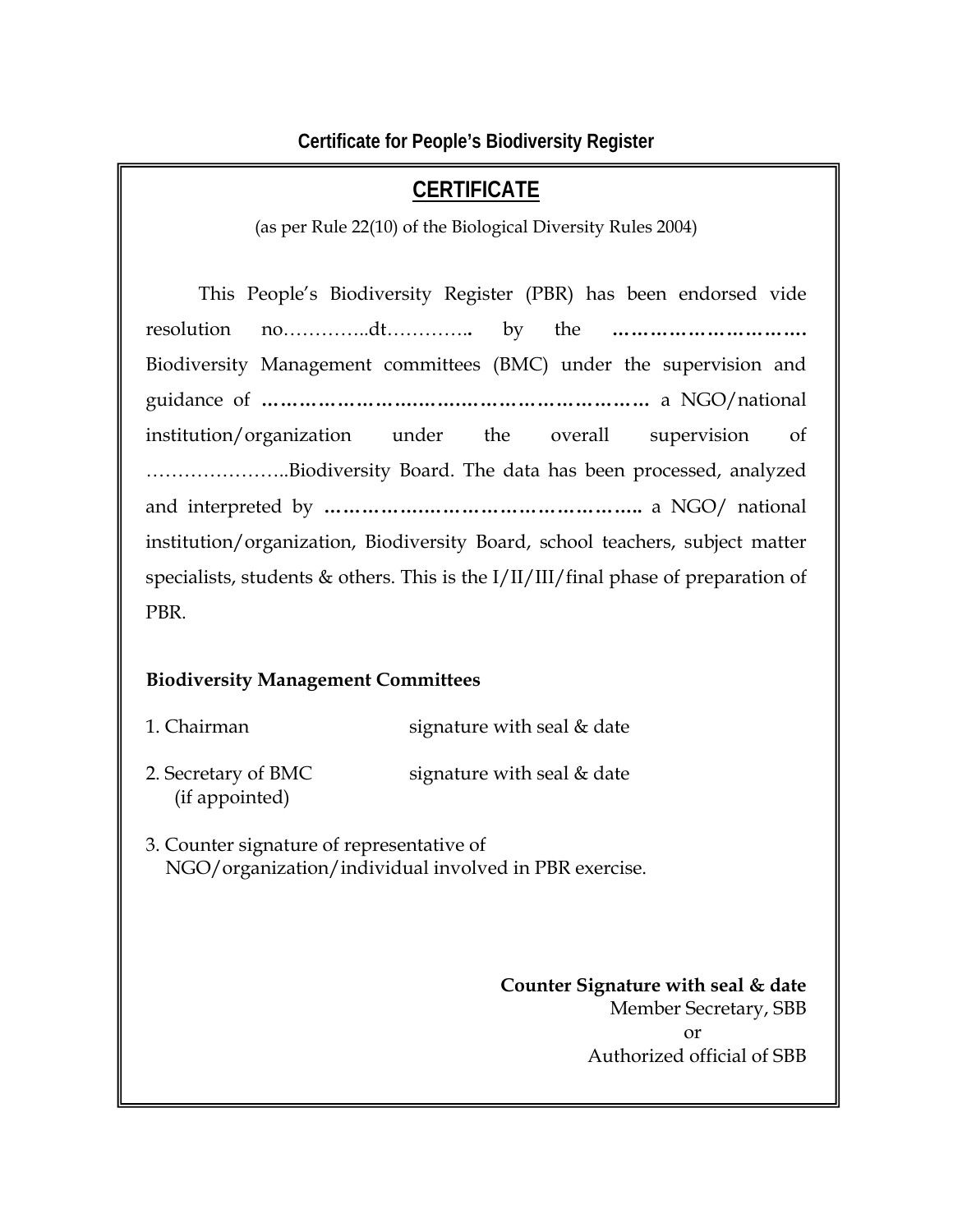**Certificate for People's Biodiversity Register**

## CERTIFICATE

(as per Rule 22(10) of the Biological Diversity Rules 2004)

This People's Biodiversity Register (PBR) has been endorsed vide resolution no…………..dt………….. by the **………………………….** Biodiversity Management committees (BMC) under the supervision and guidance of **…………………….…………………………** a NGO/national institution/organization under the overall supervision of …………………..Biodiversity Board. The data has been processed, analyzed and interpreted by **…………….……………………………..** a NGO/ national institution/organization, Biodiversity Board, school teachers, subject matter specialists, students & others. This is the I/II/III/final phase of preparation of PBR.

**Biodiversity Management Committees**

1. Chairman — signature with seal & date
2. Secretary of BMC (if appointed) — signature with seal & date
3. Counter signature of representative of NGO/organization/individual involved in PBR exercise.

**Counter Signature with seal & date**
Member Secretary, SBB
or
Authorized official of SBB